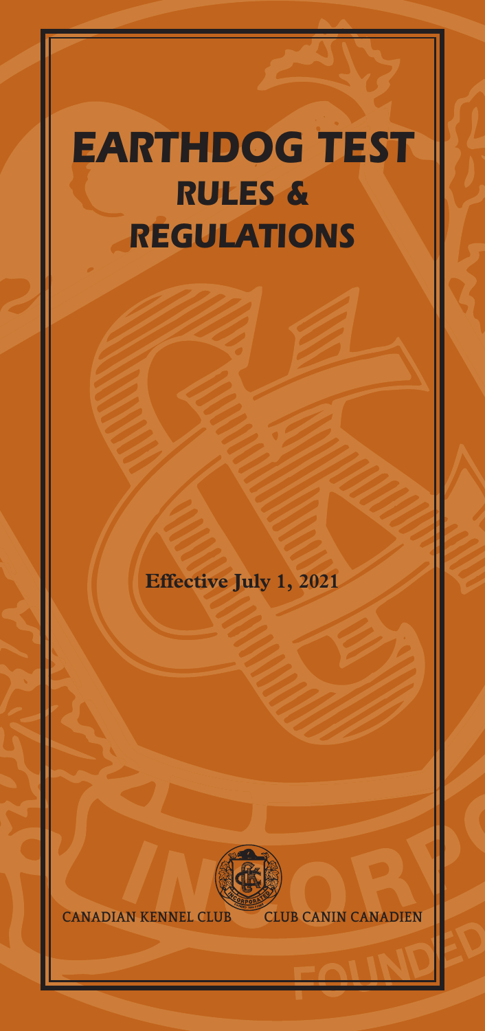# EARTHDOG TEST
## RULES & REGULATIONS

**Effective July 1, 2021**

CANADIAN KENNEL CLUB CLUB CANIN CANADIEN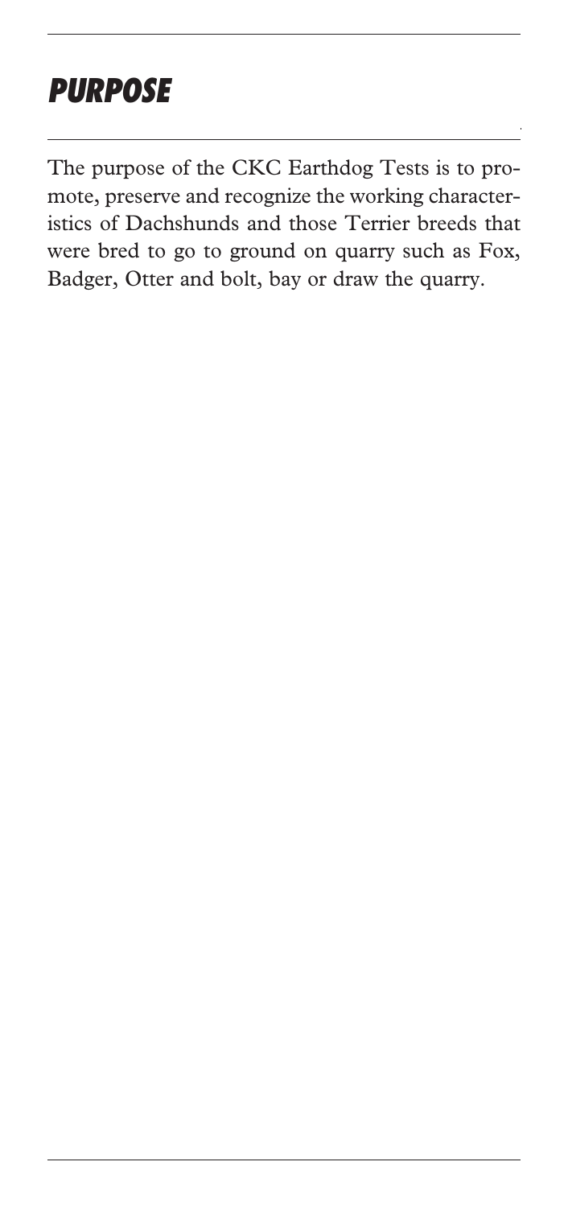# PURPOSE

The purpose of the CKC Earthdog Tests is to promote, preserve and recognize the working characteristics of Dachshunds and those Terrier breeds that were bred to go to ground on quarry such as Fox, Badger, Otter and bolt, bay or draw the quarry.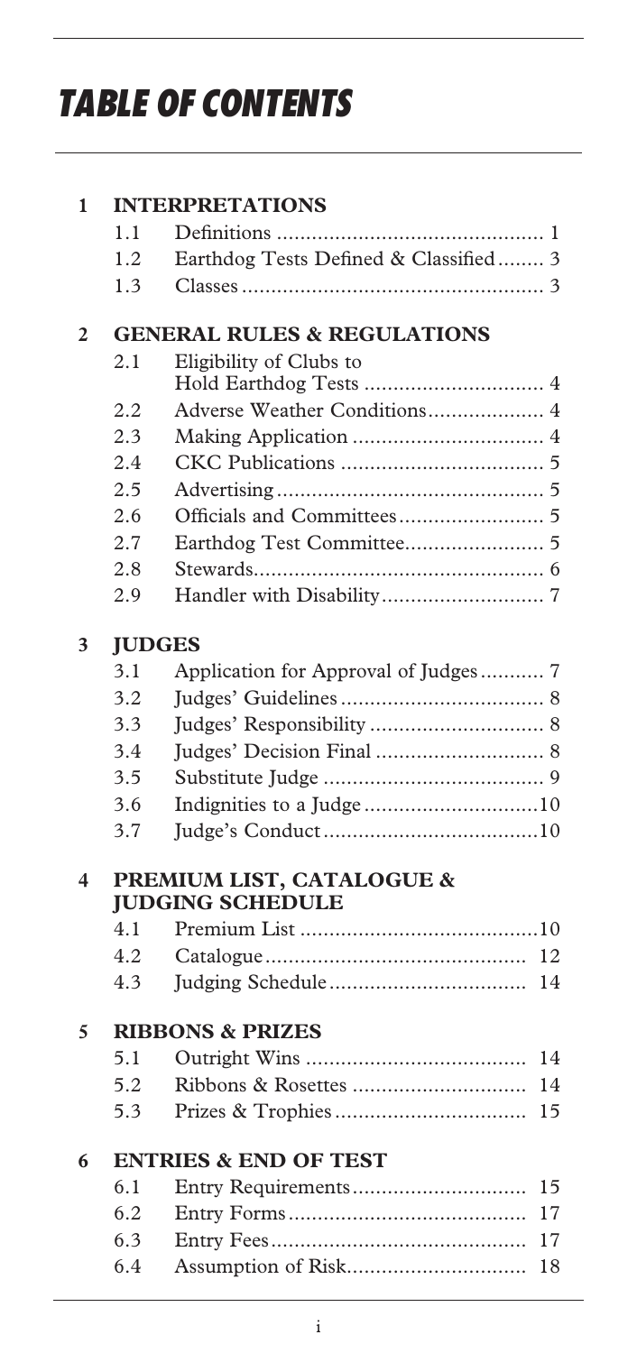# TABLE OF CONTENTS

**1 INTERPRETATIONS**

| | | |
|---|---|---|
| 1.1 | Definitions | 1 |
| 1.2 | Earthdog Tests Defined & Classified | 3 |
| 1.3 | Classes | 3 |

**2 GENERAL RULES & REGULATIONS**

| | | |
|---|---|---|
| 2.1 | Eligibility of Clubs to Hold Earthdog Tests | 4 |
| 2.2 | Adverse Weather Conditions | 4 |
| 2.3 | Making Application | 4 |
| 2.4 | CKC Publications | 5 |
| 2.5 | Advertising | 5 |
| 2.6 | Officials and Committees | 5 |
| 2.7 | Earthdog Test Committee | 5 |
| 2.8 | Stewards | 6 |
| 2.9 | Handler with Disability | 7 |

**3 JUDGES**

| | | |
|---|---|---|
| 3.1 | Application for Approval of Judges | 7 |
| 3.2 | Judges' Guidelines | 8 |
| 3.3 | Judges' Responsibility | 8 |
| 3.4 | Judges' Decision Final | 8 |
| 3.5 | Substitute Judge | 9 |
| 3.6 | Indignities to a Judge | 10 |
| 3.7 | Judge's Conduct | 10 |

**4 PREMIUM LIST, CATALOGUE & JUDGING SCHEDULE**

| | | |
|---|---|---|
| 4.1 | Premium List | 10 |
| 4.2 | Catalogue | 12 |
| 4.3 | Judging Schedule | 14 |

**5 RIBBONS & PRIZES**

| | | |
|---|---|---|
| 5.1 | Outright Wins | 14 |
| 5.2 | Ribbons & Rosettes | 14 |
| 5.3 | Prizes & Trophies | 15 |

**6 ENTRIES & END OF TEST**

| | | |
|---|---|---|
| 6.1 | Entry Requirements | 15 |
| 6.2 | Entry Forms | 17 |
| 6.3 | Entry Fees | 17 |
| 6.4 | Assumption of Risk | 18 |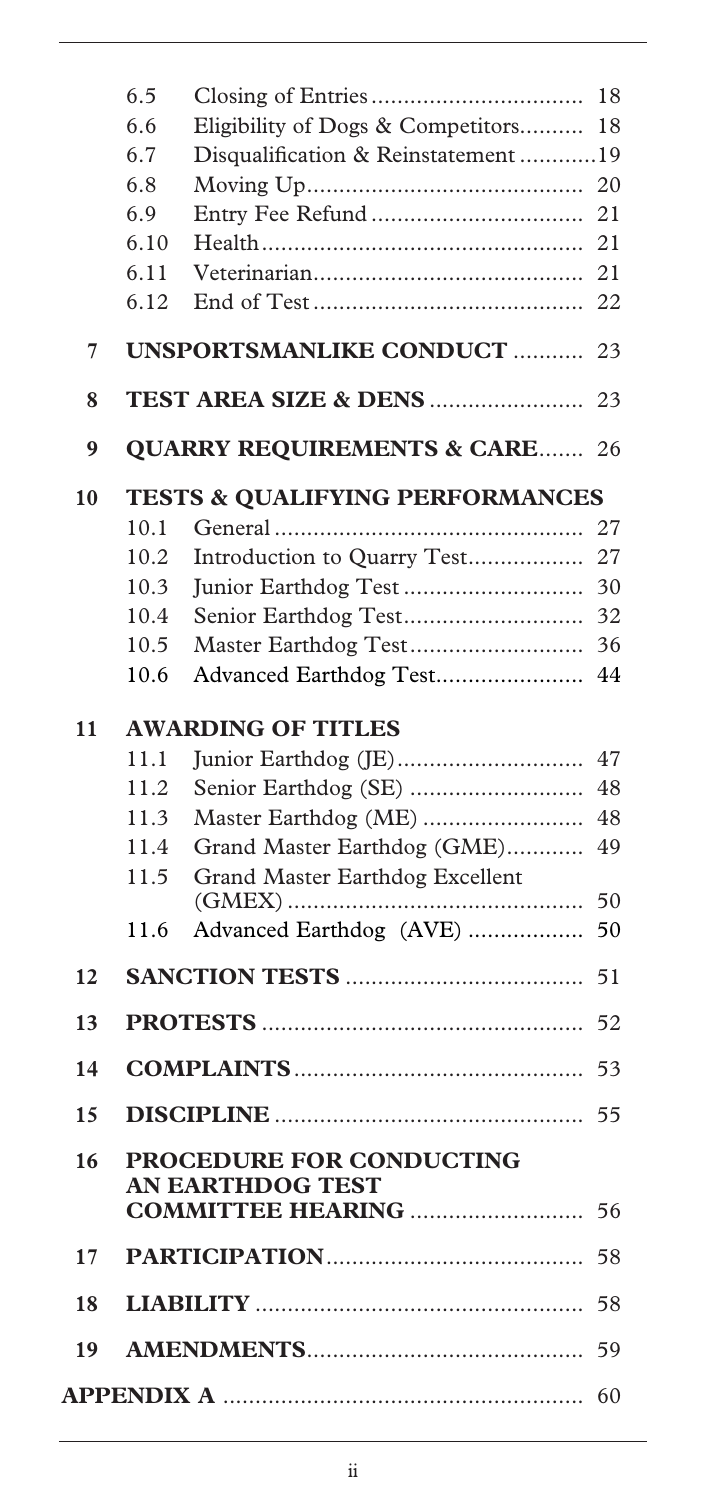| | | | |
|---|---|---|---|
| | 6.5 | Closing of Entries | 18 |
| | 6.6 | Eligibility of Dogs & Competitors | 18 |
| | 6.7 | Disqualification & Reinstatement | 19 |
| | 6.8 | Moving Up | 20 |
| | 6.9 | Entry Fee Refund | 21 |
| | 6.10 | Health | 21 |
| | 6.11 | Veterinarian | 21 |
| | 6.12 | End of Test | 22 |
| **7** | **UNSPORTSMANLIKE CONDUCT** | | **23** |
| **8** | **TEST AREA SIZE & DENS** | | **23** |
| **9** | **QUARRY REQUIREMENTS & CARE** | | **26** |
| **10** | **TESTS & QUALIFYING PERFORMANCES** | | |
| | 10.1 | General | 27 |
| | 10.2 | Introduction to Quarry Test | 27 |
| | 10.3 | Junior Earthdog Test | 30 |
| | 10.4 | Senior Earthdog Test | 32 |
| | 10.5 | Master Earthdog Test | 36 |
| | 10.6 | Advanced Earthdog Test | 44 |
| **11** | **AWARDING OF TITLES** | | |
| | 11.1 | Junior Earthdog (JE) | 47 |
| | 11.2 | Senior Earthdog (SE) | 48 |
| | 11.3 | Master Earthdog (ME) | 48 |
| | 11.4 | Grand Master Earthdog (GME) | 49 |
| | 11.5 | Grand Master Earthdog Excellent (GMEX) | 50 |
| | 11.6 | Advanced Earthdog (AVE) | 50 |
| **12** | **SANCTION TESTS** | | **51** |
| **13** | **PROTESTS** | | **52** |
| **14** | **COMPLAINTS** | | **53** |
| **15** | **DISCIPLINE** | | **55** |
| **16** | **PROCEDURE FOR CONDUCTING AN EARTHDOG TEST COMMITTEE HEARING** | | **56** |
| **17** | **PARTICIPATION** | | **58** |
| **18** | **LIABILITY** | | **58** |
| **19** | **AMENDMENTS** | | **59** |
| **APPENDIX A** | | | **60** |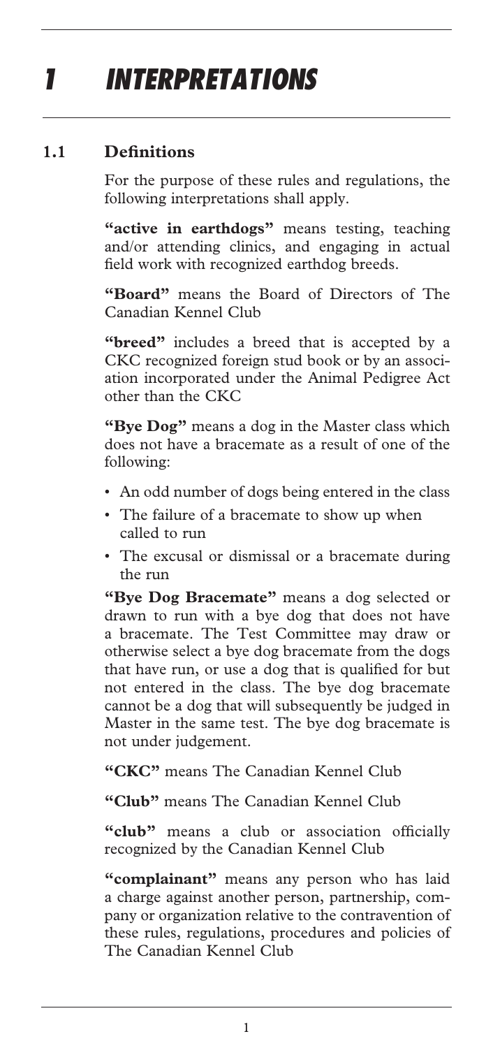# 1 INTERPRETATIONS

## 1.1 Definitions

For the purpose of these rules and regulations, the following interpretations shall apply.

**"active in earthdogs"** means testing, teaching and/or attending clinics, and engaging in actual field work with recognized earthdog breeds.

**"Board"** means the Board of Directors of The Canadian Kennel Club

**"breed"** includes a breed that is accepted by a CKC recognized foreign stud book or by an association incorporated under the Animal Pedigree Act other than the CKC

**"Bye Dog"** means a dog in the Master class which does not have a bracemate as a result of one of the following:

- An odd number of dogs being entered in the class
- The failure of a bracemate to show up when called to run
- The excusal or dismissal or a bracemate during the run

**"Bye Dog Bracemate"** means a dog selected or drawn to run with a bye dog that does not have a bracemate. The Test Committee may draw or otherwise select a bye dog bracemate from the dogs that have run, or use a dog that is qualified for but not entered in the class. The bye dog bracemate cannot be a dog that will subsequently be judged in Master in the same test. The bye dog bracemate is not under judgement.

**"CKC"** means The Canadian Kennel Club

**"Club"** means The Canadian Kennel Club

**"club"** means a club or association officially recognized by the Canadian Kennel Club

**"complainant"** means any person who has laid a charge against another person, partnership, company or organization relative to the contravention of these rules, regulations, procedures and policies of The Canadian Kennel Club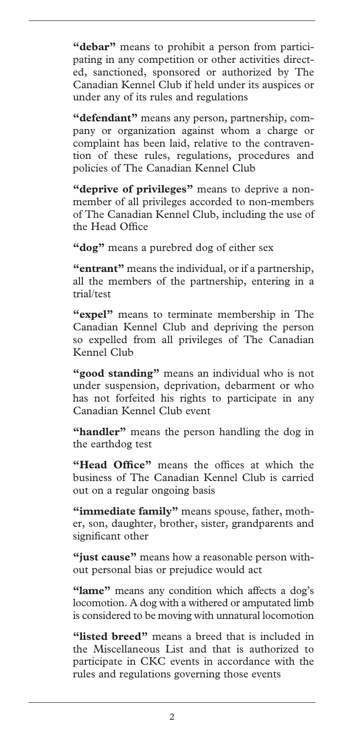**"debar"** means to prohibit a person from participating in any competition or other activities directed, sanctioned, sponsored or authorized by The Canadian Kennel Club if held under its auspices or under any of its rules and regulations

**"defendant"** means any person, partnership, company or organization against whom a charge or complaint has been laid, relative to the contravention of these rules, regulations, procedures and policies of The Canadian Kennel Club

**"deprive of privileges"** means to deprive a non-member of all privileges accorded to non-members of The Canadian Kennel Club, including the use of the Head Office

**"dog"** means a purebred dog of either sex

**"entrant"** means the individual, or if a partnership, all the members of the partnership, entering in a trial/test

**"expel"** means to terminate membership in The Canadian Kennel Club and depriving the person so expelled from all privileges of The Canadian Kennel Club

**"good standing"** means an individual who is not under suspension, deprivation, debarment or who has not forfeited his rights to participate in any Canadian Kennel Club event

**"handler"** means the person handling the dog in the earthdog test

**"Head Office"** means the offices at which the business of The Canadian Kennel Club is carried out on a regular ongoing basis

**"immediate family"** means spouse, father, mother, son, daughter, brother, sister, grandparents and significant other

**"just cause"** means how a reasonable person without personal bias or prejudice would act

**"lame"** means any condition which affects a dog's locomotion. A dog with a withered or amputated limb is considered to be moving with unnatural locomotion

**"listed breed"** means a breed that is included in the Miscellaneous List and that is authorized to participate in CKC events in accordance with the rules and regulations governing those events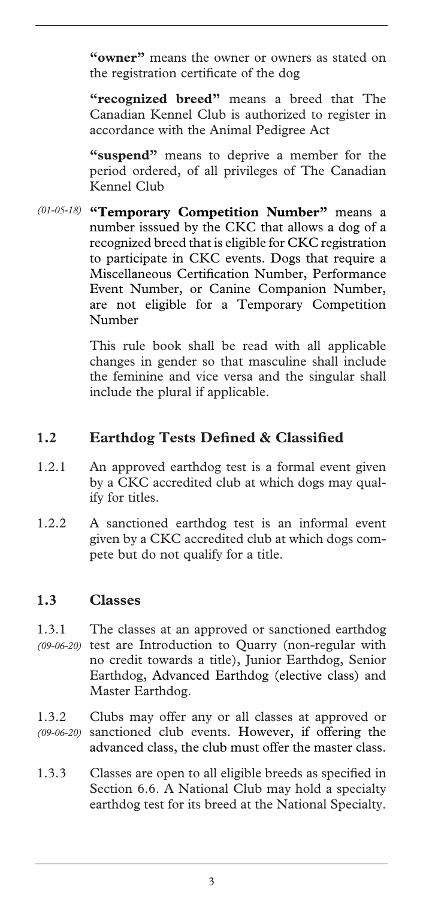**"owner"** means the owner or owners as stated on the registration certificate of the dog

**"recognized breed"** means a breed that The Canadian Kennel Club is authorized to register in accordance with the Animal Pedigree Act

**"suspend"** means to deprive a member for the period ordered, of all privileges of The Canadian Kennel Club

*(01-05-18)* **"Temporary Competition Number"** means a number isssued by the CKC that allows a dog of a recognized breed that is eligible for CKC registration to participate in CKC events. Dogs that require a Miscellaneous Certification Number, Performance Event Number, or Canine Companion Number, are not eligible for a Temporary Competition Number

This rule book shall be read with all applicable changes in gender so that masculine shall include the feminine and vice versa and the singular shall include the plural if applicable.

## 1.2 Earthdog Tests Defined & Classified

1.2.1 An approved earthdog test is a formal event given by a CKC accredited club at which dogs may qualify for titles.

1.2.2 A sanctioned earthdog test is an informal event given by a CKC accredited club at which dogs compete but do not qualify for a title.

## 1.3 Classes

1.3.1 *(09-06-20)* The classes at an approved or sanctioned earthdog test are Introduction to Quarry (non-regular with no credit towards a title), Junior Earthdog, Senior Earthdog, Advanced Earthdog (elective class) and Master Earthdog.

1.3.2 *(09-06-20)* Clubs may offer any or all classes at approved or sanctioned club events. However, if offering the advanced class, the club must offer the master class.

1.3.3 Classes are open to all eligible breeds as specified in Section 6.6. A National Club may hold a specialty earthdog test for its breed at the National Specialty.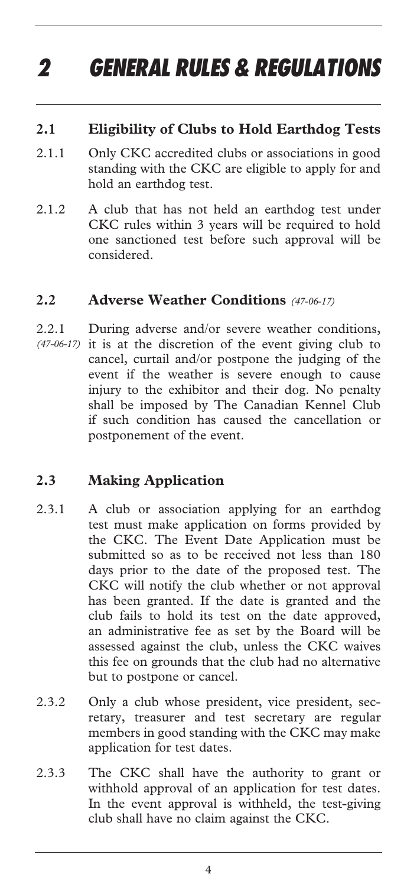# 2 GENERAL RULES & REGULATIONS

## 2.1 Eligibility of Clubs to Hold Earthdog Tests

2.1.1 Only CKC accredited clubs or associations in good standing with the CKC are eligible to apply for and hold an earthdog test.

2.1.2 A club that has not held an earthdog test under CKC rules within 3 years will be required to hold one sanctioned test before such approval will be considered.

## 2.2 Adverse Weather Conditions *(47-06-17)*

2.2.1 *(47-06-17)* During adverse and/or severe weather conditions, it is at the discretion of the event giving club to cancel, curtail and/or postpone the judging of the event if the weather is severe enough to cause injury to the exhibitor and their dog. No penalty shall be imposed by The Canadian Kennel Club if such condition has caused the cancellation or postponement of the event.

## 2.3 Making Application

2.3.1 A club or association applying for an earthdog test must make application on forms provided by the CKC. The Event Date Application must be submitted so as to be received not less than 180 days prior to the date of the proposed test. The CKC will notify the club whether or not approval has been granted. If the date is granted and the club fails to hold its test on the date approved, an administrative fee as set by the Board will be assessed against the club, unless the CKC waives this fee on grounds that the club had no alternative but to postpone or cancel.

2.3.2 Only a club whose president, vice president, secretary, treasurer and test secretary are regular members in good standing with the CKC may make application for test dates.

2.3.3 The CKC shall have the authority to grant or withhold approval of an application for test dates. In the event approval is withheld, the test-giving club shall have no claim against the CKC.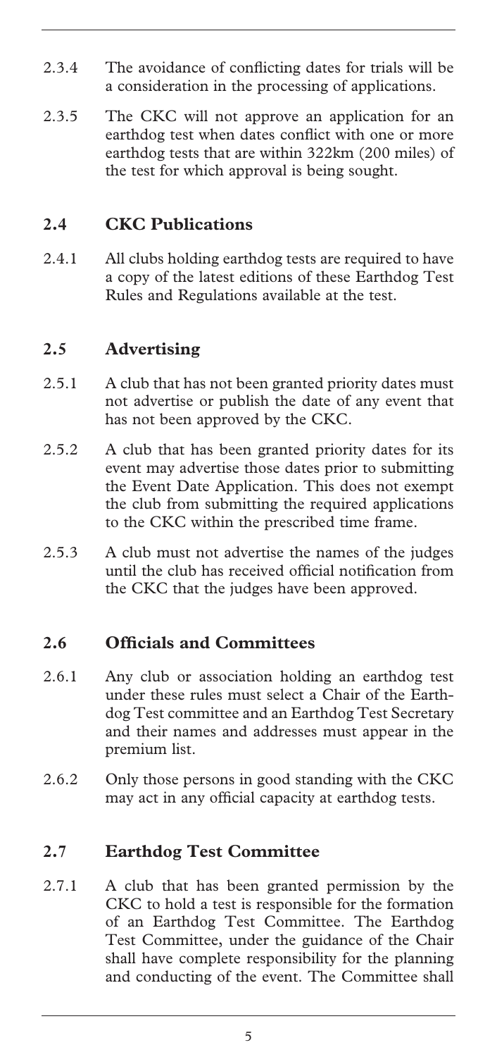2.3.4 The avoidance of conflicting dates for trials will be a consideration in the processing of applications.

2.3.5 The CKC will not approve an application for an earthdog test when dates conflict with one or more earthdog tests that are within 322km (200 miles) of the test for which approval is being sought.

## 2.4 CKC Publications

2.4.1 All clubs holding earthdog tests are required to have a copy of the latest editions of these Earthdog Test Rules and Regulations available at the test.

## 2.5 Advertising

2.5.1 A club that has not been granted priority dates must not advertise or publish the date of any event that has not been approved by the CKC.

2.5.2 A club that has been granted priority dates for its event may advertise those dates prior to submitting the Event Date Application. This does not exempt the club from submitting the required applications to the CKC within the prescribed time frame.

2.5.3 A club must not advertise the names of the judges until the club has received official notification from the CKC that the judges have been approved.

## 2.6 Officials and Committees

2.6.1 Any club or association holding an earthdog test under these rules must select a Chair of the Earthdog Test committee and an Earthdog Test Secretary and their names and addresses must appear in the premium list.

2.6.2 Only those persons in good standing with the CKC may act in any official capacity at earthdog tests.

## 2.7 Earthdog Test Committee

2.7.1 A club that has been granted permission by the CKC to hold a test is responsible for the formation of an Earthdog Test Committee. The Earthdog Test Committee, under the guidance of the Chair shall have complete responsibility for the planning and conducting of the event. The Committee shall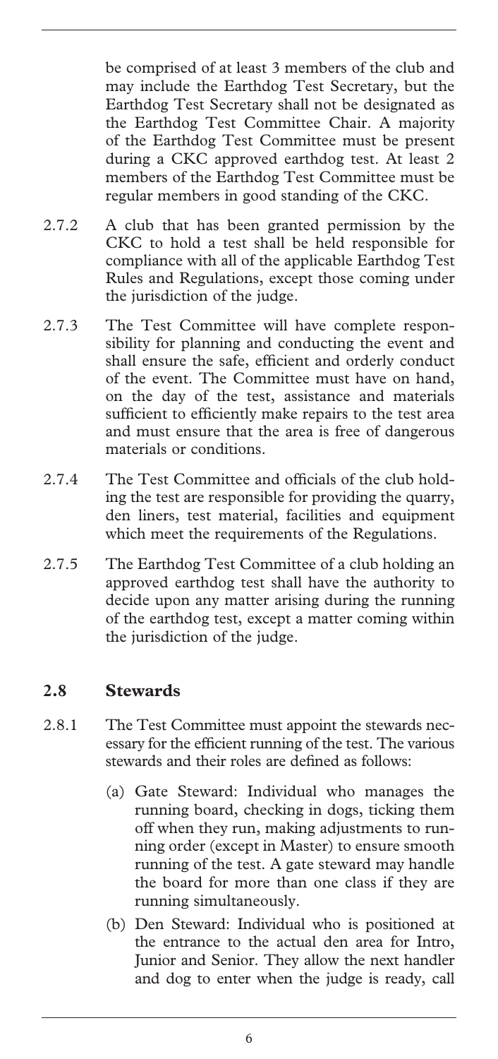be comprised of at least 3 members of the club and may include the Earthdog Test Secretary, but the Earthdog Test Secretary shall not be designated as the Earthdog Test Committee Chair. A majority of the Earthdog Test Committee must be present during a CKC approved earthdog test. At least 2 members of the Earthdog Test Committee must be regular members in good standing of the CKC.

2.7.2 A club that has been granted permission by the CKC to hold a test shall be held responsible for compliance with all of the applicable Earthdog Test Rules and Regulations, except those coming under the jurisdiction of the judge.

2.7.3 The Test Committee will have complete responsibility for planning and conducting the event and shall ensure the safe, efficient and orderly conduct of the event. The Committee must have on hand, on the day of the test, assistance and materials sufficient to efficiently make repairs to the test area and must ensure that the area is free of dangerous materials or conditions.

2.7.4 The Test Committee and officials of the club holding the test are responsible for providing the quarry, den liners, test material, facilities and equipment which meet the requirements of the Regulations.

2.7.5 The Earthdog Test Committee of a club holding an approved earthdog test shall have the authority to decide upon any matter arising during the running of the earthdog test, except a matter coming within the jurisdiction of the judge.

## 2.8 Stewards

2.8.1 The Test Committee must appoint the stewards necessary for the efficient running of the test. The various stewards and their roles are defined as follows:

(a) Gate Steward: Individual who manages the running board, checking in dogs, ticking them off when they run, making adjustments to running order (except in Master) to ensure smooth running of the test. A gate steward may handle the board for more than one class if they are running simultaneously.

(b) Den Steward: Individual who is positioned at the entrance to the actual den area for Intro, Junior and Senior. They allow the next handler and dog to enter when the judge is ready, call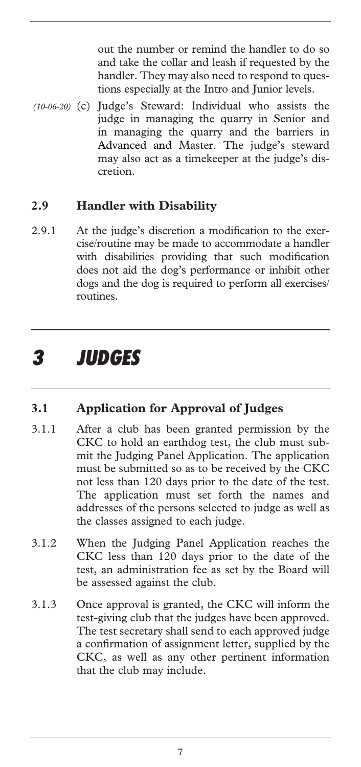out the number or remind the handler to do so and take the collar and leash if requested by the handler. They may also need to respond to questions especially at the Intro and Junior levels.

*(10-06-20)* (c) Judge's Steward: Individual who assists the judge in managing the quarry in Senior and in managing the quarry and the barriers in Advanced and Master. The judge's steward may also act as a timekeeper at the judge's discretion.

### 2.9 Handler with Disability

2.9.1 At the judge's discretion a modification to the exercise/routine may be made to accommodate a handler with disabilities providing that such modification does not aid the dog's performance or inhibit other dogs and the dog is required to perform all exercises/routines.

# 3 JUDGES

### 3.1 Application for Approval of Judges

3.1.1 After a club has been granted permission by the CKC to hold an earthdog test, the club must submit the Judging Panel Application. The application must be submitted so as to be received by the CKC not less than 120 days prior to the date of the test. The application must set forth the names and addresses of the persons selected to judge as well as the classes assigned to each judge.

3.1.2 When the Judging Panel Application reaches the CKC less than 120 days prior to the date of the test, an administration fee as set by the Board will be assessed against the club.

3.1.3 Once approval is granted, the CKC will inform the test-giving club that the judges have been approved. The test secretary shall send to each approved judge a confirmation of assignment letter, supplied by the CKC, as well as any other pertinent information that the club may include.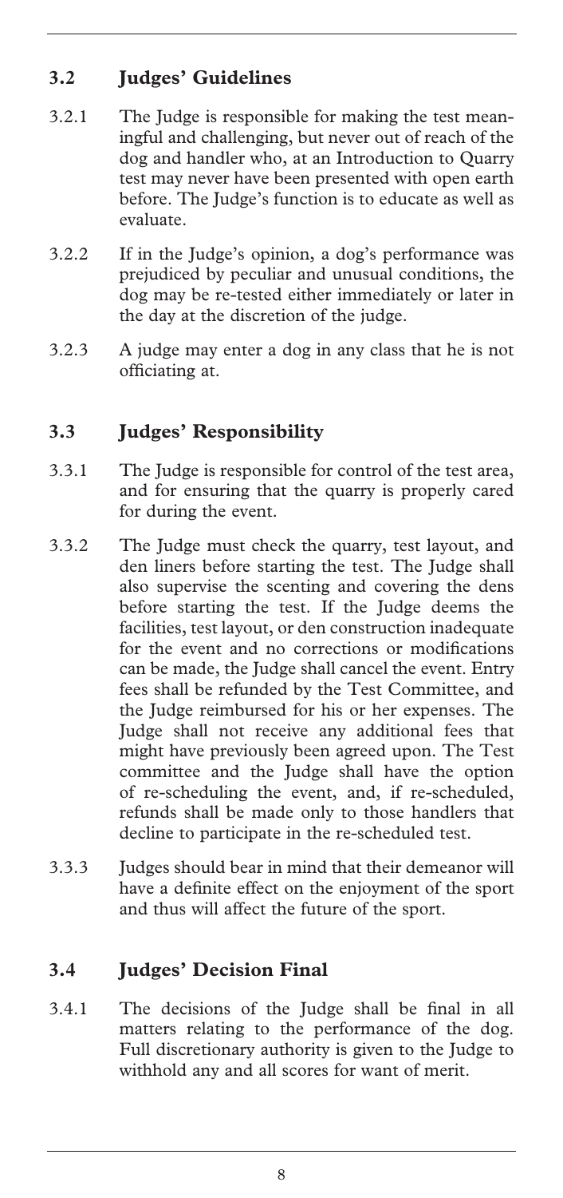## 3.2 Judges' Guidelines

3.2.1 The Judge is responsible for making the test meaningful and challenging, but never out of reach of the dog and handler who, at an Introduction to Quarry test may never have been presented with open earth before. The Judge's function is to educate as well as evaluate.

3.2.2 If in the Judge's opinion, a dog's performance was prejudiced by peculiar and unusual conditions, the dog may be re-tested either immediately or later in the day at the discretion of the judge.

3.2.3 A judge may enter a dog in any class that he is not officiating at.

## 3.3 Judges' Responsibility

3.3.1 The Judge is responsible for control of the test area, and for ensuring that the quarry is properly cared for during the event.

3.3.2 The Judge must check the quarry, test layout, and den liners before starting the test. The Judge shall also supervise the scenting and covering the dens before starting the test. If the Judge deems the facilities, test layout, or den construction inadequate for the event and no corrections or modifications can be made, the Judge shall cancel the event. Entry fees shall be refunded by the Test Committee, and the Judge reimbursed for his or her expenses. The Judge shall not receive any additional fees that might have previously been agreed upon. The Test committee and the Judge shall have the option of re-scheduling the event, and, if re-scheduled, refunds shall be made only to those handlers that decline to participate in the re-scheduled test.

3.3.3 Judges should bear in mind that their demeanor will have a definite effect on the enjoyment of the sport and thus will affect the future of the sport.

## 3.4 Judges' Decision Final

3.4.1 The decisions of the Judge shall be final in all matters relating to the performance of the dog. Full discretionary authority is given to the Judge to withhold any and all scores for want of merit.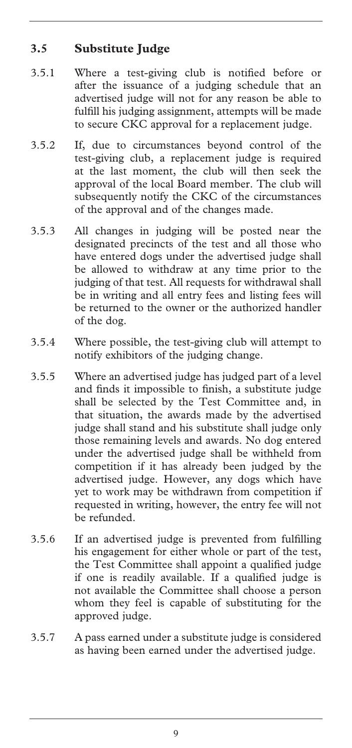### 3.5 Substitute Judge

3.5.1 Where a test-giving club is notified before or after the issuance of a judging schedule that an advertised judge will not for any reason be able to fulfill his judging assignment, attempts will be made to secure CKC approval for a replacement judge.

3.5.2 If, due to circumstances beyond control of the test-giving club, a replacement judge is required at the last moment, the club will then seek the approval of the local Board member. The club will subsequently notify the CKC of the circumstances of the approval and of the changes made.

3.5.3 All changes in judging will be posted near the designated precincts of the test and all those who have entered dogs under the advertised judge shall be allowed to withdraw at any time prior to the judging of that test. All requests for withdrawal shall be in writing and all entry fees and listing fees will be returned to the owner or the authorized handler of the dog.

3.5.4 Where possible, the test-giving club will attempt to notify exhibitors of the judging change.

3.5.5 Where an advertised judge has judged part of a level and finds it impossible to finish, a substitute judge shall be selected by the Test Committee and, in that situation, the awards made by the advertised judge shall stand and his substitute shall judge only those remaining levels and awards. No dog entered under the advertised judge shall be withheld from competition if it has already been judged by the advertised judge. However, any dogs which have yet to work may be withdrawn from competition if requested in writing, however, the entry fee will not be refunded.

3.5.6 If an advertised judge is prevented from fulfilling his engagement for either whole or part of the test, the Test Committee shall appoint a qualified judge if one is readily available. If a qualified judge is not available the Committee shall choose a person whom they feel is capable of substituting for the approved judge.

3.5.7 A pass earned under a substitute judge is considered as having been earned under the advertised judge.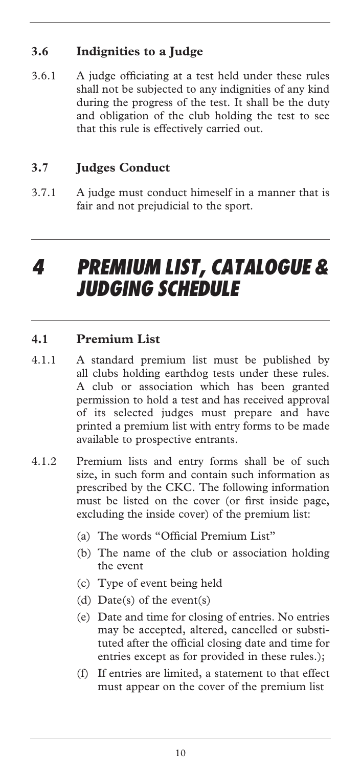### 3.6 Indignities to a Judge

3.6.1 A judge officiating at a test held under these rules shall not be subjected to any indignities of any kind during the progress of the test. It shall be the duty and obligation of the club holding the test to see that this rule is effectively carried out.

### 3.7 Judges Conduct

3.7.1 A judge must conduct himeself in a manner that is fair and not prejudicial to the sport.

# 4 PREMIUM LIST, CATALOGUE & JUDGING SCHEDULE

### 4.1 Premium List

4.1.1 A standard premium list must be published by all clubs holding earthdog tests under these rules. A club or association which has been granted permission to hold a test and has received approval of its selected judges must prepare and have printed a premium list with entry forms to be made available to prospective entrants.

4.1.2 Premium lists and entry forms shall be of such size, in such form and contain such information as prescribed by the CKC. The following information must be listed on the cover (or first inside page, excluding the inside cover) of the premium list:

(a) The words "Official Premium List"

(b) The name of the club or association holding the event

(c) Type of event being held

(d) Date(s) of the event(s)

(e) Date and time for closing of entries. No entries may be accepted, altered, cancelled or substituted after the official closing date and time for entries except as for provided in these rules.);

(f) If entries are limited, a statement to that effect must appear on the cover of the premium list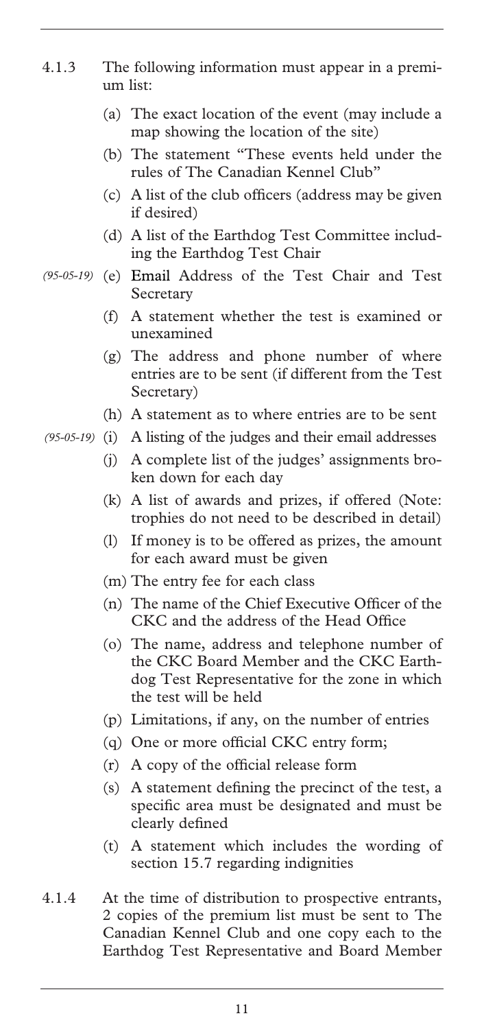4.1.3 The following information must appear in a premium list:

(a) The exact location of the event (may include a map showing the location of the site)

(b) The statement "These events held under the rules of The Canadian Kennel Club"

(c) A list of the club officers (address may be given if desired)

(d) A list of the Earthdog Test Committee including the Earthdog Test Chair

*(95-05-19)* (e) Email Address of the Test Chair and Test Secretary

(f) A statement whether the test is examined or unexamined

(g) The address and phone number of where entries are to be sent (if different from the Test Secretary)

(h) A statement as to where entries are to be sent

*(95-05-19)* (i) A listing of the judges and their email addresses

(j) A complete list of the judges' assignments broken down for each day

(k) A list of awards and prizes, if offered (Note: trophies do not need to be described in detail)

(l) If money is to be offered as prizes, the amount for each award must be given

(m) The entry fee for each class

(n) The name of the Chief Executive Officer of the CKC and the address of the Head Office

(o) The name, address and telephone number of the CKC Board Member and the CKC Earthdog Test Representative for the zone in which the test will be held

(p) Limitations, if any, on the number of entries

(q) One or more official CKC entry form;

(r) A copy of the official release form

(s) A statement defining the precinct of the test, a specific area must be designated and must be clearly defined

(t) A statement which includes the wording of section 15.7 regarding indignities

4.1.4 At the time of distribution to prospective entrants, 2 copies of the premium list must be sent to The Canadian Kennel Club and one copy each to the Earthdog Test Representative and Board Member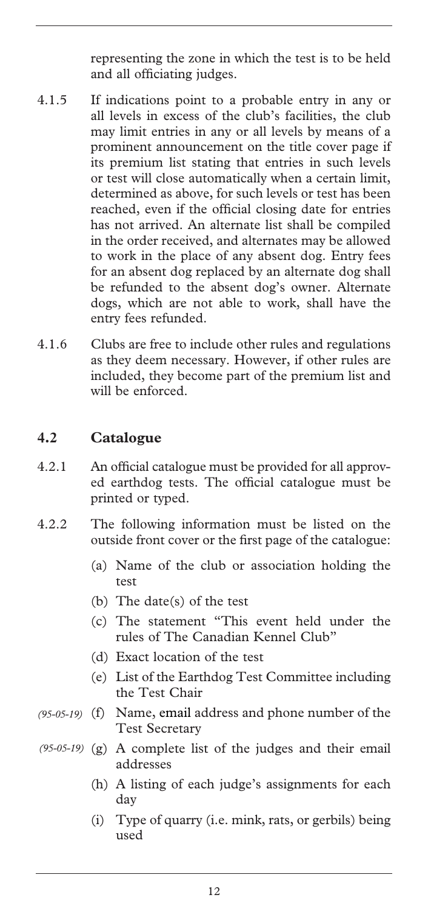representing the zone in which the test is to be held and all officiating judges.

4.1.5 If indications point to a probable entry in any or all levels in excess of the club's facilities, the club may limit entries in any or all levels by means of a prominent announcement on the title cover page if its premium list stating that entries in such levels or test will close automatically when a certain limit, determined as above, for such levels or test has been reached, even if the official closing date for entries has not arrived. An alternate list shall be compiled in the order received, and alternates may be allowed to work in the place of any absent dog. Entry fees for an absent dog replaced by an alternate dog shall be refunded to the absent dog's owner. Alternate dogs, which are not able to work, shall have the entry fees refunded.

4.1.6 Clubs are free to include other rules and regulations as they deem necessary. However, if other rules are included, they become part of the premium list and will be enforced.

## 4.2 Catalogue

4.2.1 An official catalogue must be provided for all approved earthdog tests. The official catalogue must be printed or typed.

4.2.2 The following information must be listed on the outside front cover or the first page of the catalogue:

(a) Name of the club or association holding the test

(b) The date(s) of the test

(c) The statement "This event held under the rules of The Canadian Kennel Club"

(d) Exact location of the test

(e) List of the Earthdog Test Committee including the Test Chair

*(95-05-19)* (f) Name, email address and phone number of the Test Secretary

*(95-05-19)* (g) A complete list of the judges and their email addresses

(h) A listing of each judge's assignments for each day

(i) Type of quarry (i.e. mink, rats, or gerbils) being used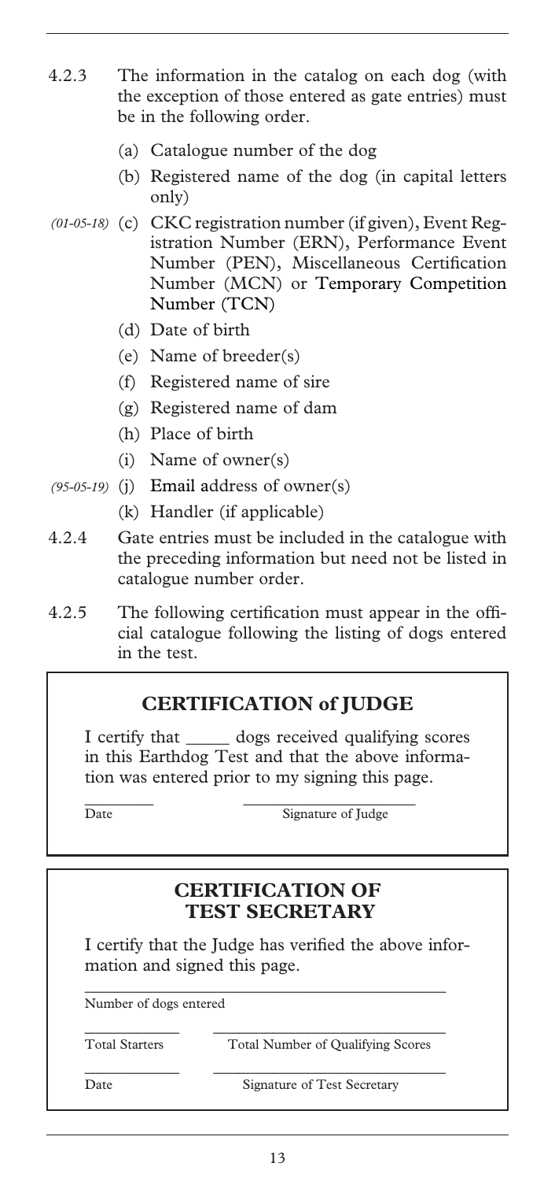4.2.3 The information in the catalog on each dog (with the exception of those entered as gate entries) must be in the following order.

(a) Catalogue number of the dog

(b) Registered name of the dog (in capital letters only)

*(01-05-18)* (c) CKC registration number (if given), Event Registration Number (ERN), Performance Event Number (PEN), Miscellaneous Certification Number (MCN) or Temporary Competition Number (TCN)

(d) Date of birth

(e) Name of breeder(s)

(f) Registered name of sire

(g) Registered name of dam

(h) Place of birth

(i) Name of owner(s)

*(95-05-19)* (j) Email address of owner(s)

(k) Handler (if applicable)

4.2.4 Gate entries must be included in the catalogue with the preceding information but need not be listed in catalogue number order.

4.2.5 The following certification must appear in the official catalogue following the listing of dogs entered in the test.

### CERTIFICATION of JUDGE

I certify that _____ dogs received qualifying scores in this Earthdog Test and that the above information was entered prior to my signing this page.

________ Date　　　____________________ Signature of Judge

### CERTIFICATION OF TEST SECRETARY

I certify that the Judge has verified the above information and signed this page.

____________________________________________
Number of dogs entered

____________ ______________________________
Total Starters　　Total Number of Qualifying Scores

____________ ______________________________
Date　　Signature of Test Secretary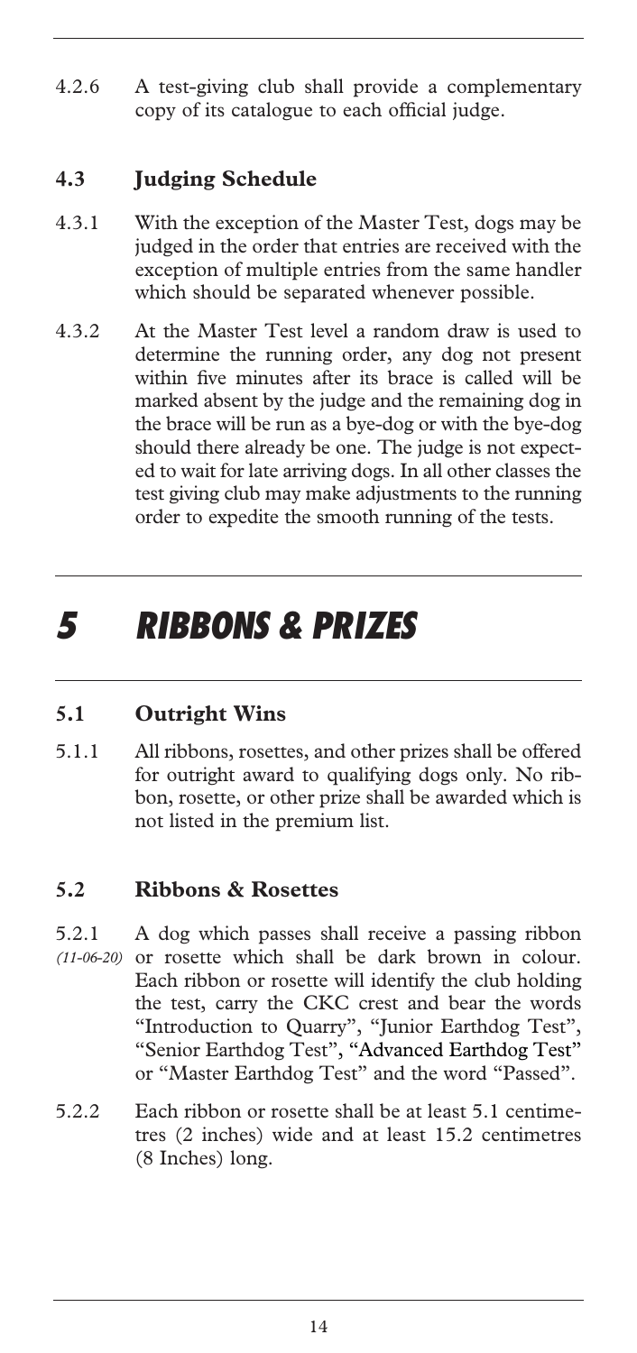4.2.6 A test-giving club shall provide a complementary copy of its catalogue to each official judge.

### 4.3 Judging Schedule

4.3.1 With the exception of the Master Test, dogs may be judged in the order that entries are received with the exception of multiple entries from the same handler which should be separated whenever possible.

4.3.2 At the Master Test level a random draw is used to determine the running order, any dog not present within five minutes after its brace is called will be marked absent by the judge and the remaining dog in the brace will be run as a bye-dog or with the bye-dog should there already be one. The judge is not expected to wait for late arriving dogs. In all other classes the test giving club may make adjustments to the running order to expedite the smooth running of the tests.

# 5 RIBBONS & PRIZES

### 5.1 Outright Wins

5.1.1 All ribbons, rosettes, and other prizes shall be offered for outright award to qualifying dogs only. No ribbon, rosette, or other prize shall be awarded which is not listed in the premium list.

### 5.2 Ribbons & Rosettes

5.2.1 *(11-06-20)* A dog which passes shall receive a passing ribbon or rosette which shall be dark brown in colour. Each ribbon or rosette will identify the club holding the test, carry the CKC crest and bear the words "Introduction to Quarry", "Junior Earthdog Test", "Senior Earthdog Test", "Advanced Earthdog Test" or "Master Earthdog Test" and the word "Passed".

5.2.2 Each ribbon or rosette shall be at least 5.1 centimetres (2 inches) wide and at least 15.2 centimetres (8 Inches) long.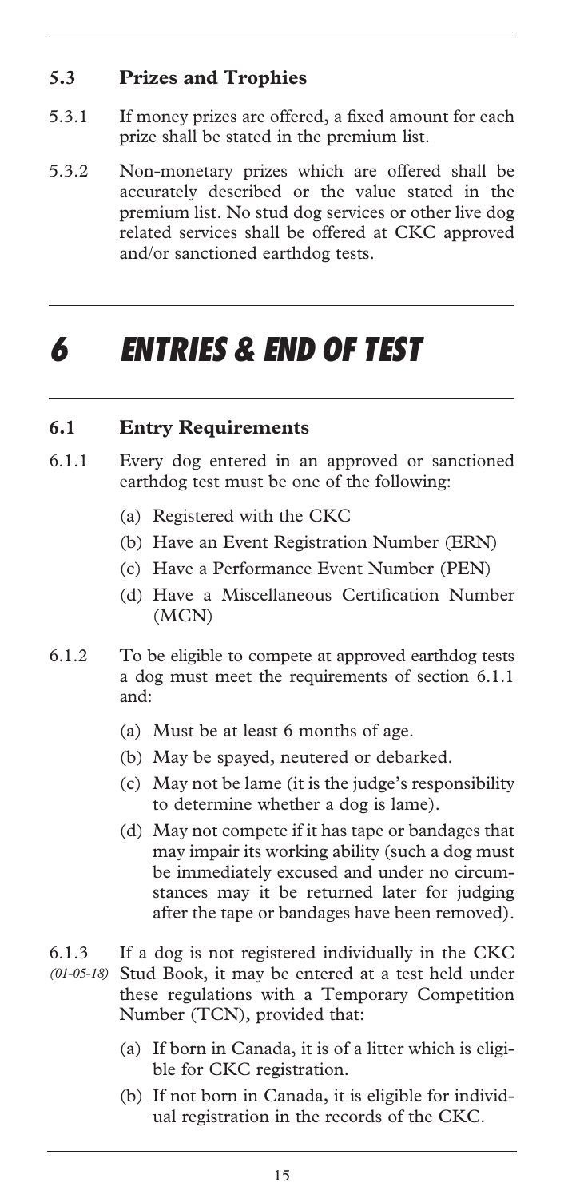### 5.3 Prizes and Trophies

5.3.1 If money prizes are offered, a fixed amount for each prize shall be stated in the premium list.

5.3.2 Non-monetary prizes which are offered shall be accurately described or the value stated in the premium list. No stud dog services or other live dog related services shall be offered at CKC approved and/or sanctioned earthdog tests.

# *6 ENTRIES & END OF TEST*

### 6.1 Entry Requirements

6.1.1 Every dog entered in an approved or sanctioned earthdog test must be one of the following:

(a) Registered with the CKC

(b) Have an Event Registration Number (ERN)

(c) Have a Performance Event Number (PEN)

(d) Have a Miscellaneous Certification Number (MCN)

6.1.2 To be eligible to compete at approved earthdog tests a dog must meet the requirements of section 6.1.1 and:

(a) Must be at least 6 months of age.

(b) May be spayed, neutered or debarked.

(c) May not be lame (it is the judge's responsibility to determine whether a dog is lame).

(d) May not compete if it has tape or bandages that may impair its working ability (such a dog must be immediately excused and under no circumstances may it be returned later for judging after the tape or bandages have been removed).

6.1.3 *(01-05-18)* If a dog is not registered individually in the CKC Stud Book, it may be entered at a test held under these regulations with a Temporary Competition Number (TCN), provided that:

(a) If born in Canada, it is of a litter which is eligible for CKC registration.

(b) If not born in Canada, it is eligible for individual registration in the records of the CKC.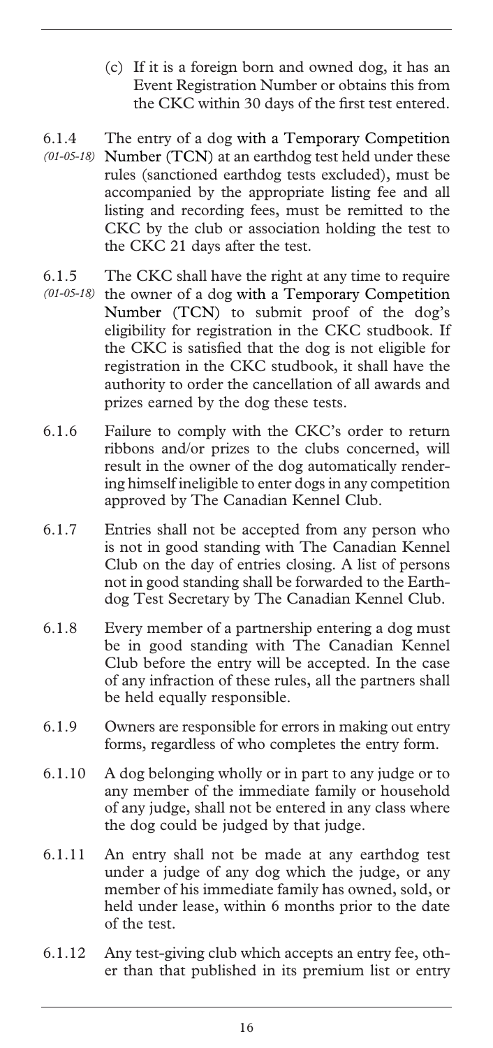(c) If it is a foreign born and owned dog, it has an Event Registration Number or obtains this from the CKC within 30 days of the first test entered.

6.1.4 *(01-05-18)* The entry of a dog with a Temporary Competition Number (TCN) at an earthdog test held under these rules (sanctioned earthdog tests excluded), must be accompanied by the appropriate listing fee and all listing and recording fees, must be remitted to the CKC by the club or association holding the test to the CKC 21 days after the test.

6.1.5 *(01-05-18)* The CKC shall have the right at any time to require the owner of a dog with a Temporary Competition Number (TCN) to submit proof of the dog's eligibility for registration in the CKC studbook. If the CKC is satisfied that the dog is not eligible for registration in the CKC studbook, it shall have the authority to order the cancellation of all awards and prizes earned by the dog these tests.

6.1.6 Failure to comply with the CKC's order to return ribbons and/or prizes to the clubs concerned, will result in the owner of the dog automatically rendering himself ineligible to enter dogs in any competition approved by The Canadian Kennel Club.

6.1.7 Entries shall not be accepted from any person who is not in good standing with The Canadian Kennel Club on the day of entries closing. A list of persons not in good standing shall be forwarded to the Earthdog Test Secretary by The Canadian Kennel Club.

6.1.8 Every member of a partnership entering a dog must be in good standing with The Canadian Kennel Club before the entry will be accepted. In the case of any infraction of these rules, all the partners shall be held equally responsible.

6.1.9 Owners are responsible for errors in making out entry forms, regardless of who completes the entry form.

6.1.10 A dog belonging wholly or in part to any judge or to any member of the immediate family or household of any judge, shall not be entered in any class where the dog could be judged by that judge.

6.1.11 An entry shall not be made at any earthdog test under a judge of any dog which the judge, or any member of his immediate family has owned, sold, or held under lease, within 6 months prior to the date of the test.

6.1.12 Any test-giving club which accepts an entry fee, other than that published in its premium list or entry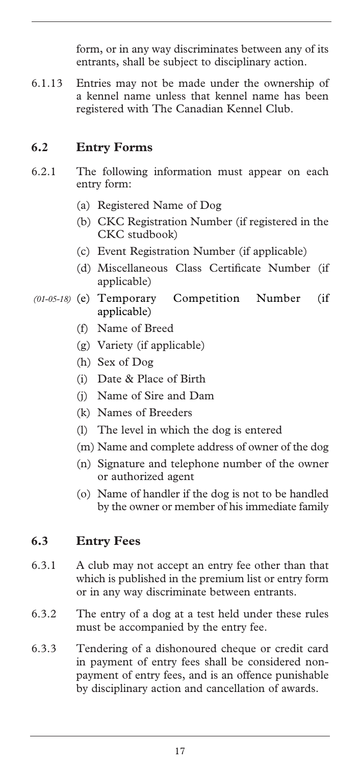form, or in any way discriminates between any of its entrants, shall be subject to disciplinary action.

6.1.13 Entries may not be made under the ownership of a kennel name unless that kennel name has been registered with The Canadian Kennel Club.

## 6.2 Entry Forms

6.2.1 The following information must appear on each entry form:

(a) Registered Name of Dog

(b) CKC Registration Number (if registered in the CKC studbook)

(c) Event Registration Number (if applicable)

(d) Miscellaneous Class Certificate Number (if applicable)

*(01-05-18)* (e) Temporary Competition Number (if applicable)

(f) Name of Breed

(g) Variety (if applicable)

(h) Sex of Dog

(i) Date & Place of Birth

(j) Name of Sire and Dam

(k) Names of Breeders

(l) The level in which the dog is entered

(m) Name and complete address of owner of the dog

(n) Signature and telephone number of the owner or authorized agent

(o) Name of handler if the dog is not to be handled by the owner or member of his immediate family

## 6.3 Entry Fees

6.3.1 A club may not accept an entry fee other than that which is published in the premium list or entry form or in any way discriminate between entrants.

6.3.2 The entry of a dog at a test held under these rules must be accompanied by the entry fee.

6.3.3 Tendering of a dishonoured cheque or credit card in payment of entry fees shall be considered non-payment of entry fees, and is an offence punishable by disciplinary action and cancellation of awards.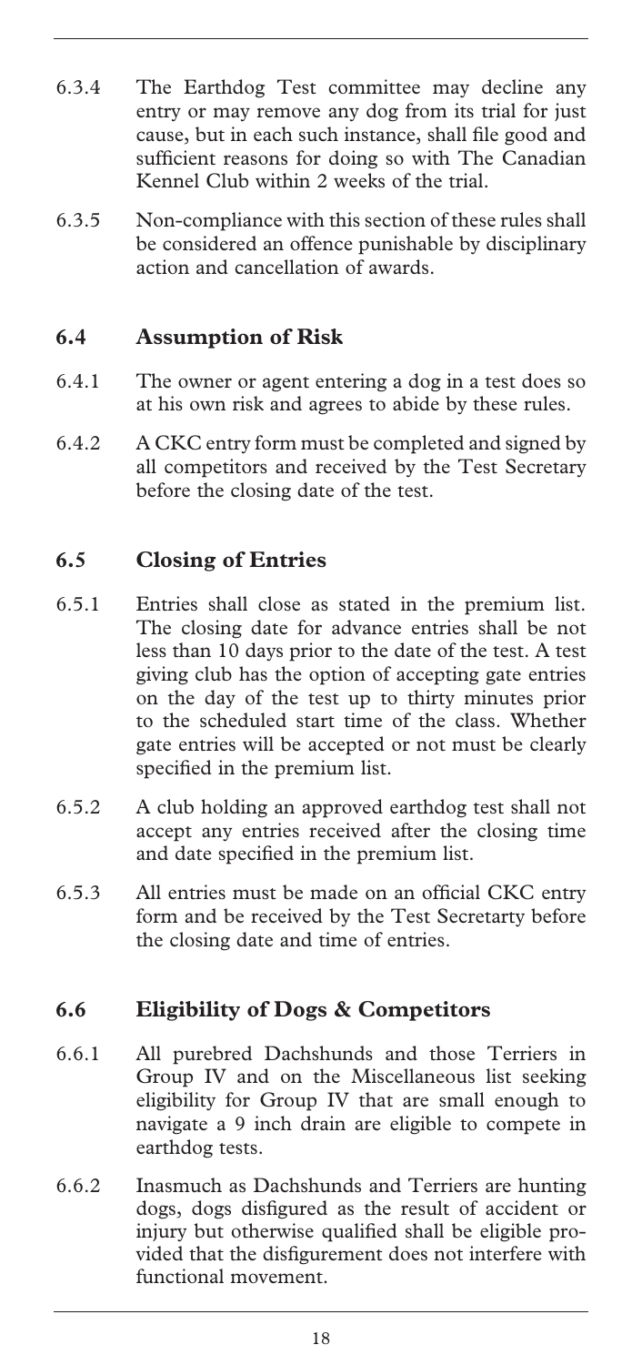6.3.4 The Earthdog Test committee may decline any entry or may remove any dog from its trial for just cause, but in each such instance, shall file good and sufficient reasons for doing so with The Canadian Kennel Club within 2 weeks of the trial.

6.3.5 Non-compliance with this section of these rules shall be considered an offence punishable by disciplinary action and cancellation of awards.

### 6.4 Assumption of Risk

6.4.1 The owner or agent entering a dog in a test does so at his own risk and agrees to abide by these rules.

6.4.2 A CKC entry form must be completed and signed by all competitors and received by the Test Secretary before the closing date of the test.

### 6.5 Closing of Entries

6.5.1 Entries shall close as stated in the premium list. The closing date for advance entries shall be not less than 10 days prior to the date of the test. A test giving club has the option of accepting gate entries on the day of the test up to thirty minutes prior to the scheduled start time of the class. Whether gate entries will be accepted or not must be clearly specified in the premium list.

6.5.2 A club holding an approved earthdog test shall not accept any entries received after the closing time and date specified in the premium list.

6.5.3 All entries must be made on an official CKC entry form and be received by the Test Secretarty before the closing date and time of entries.

### 6.6 Eligibility of Dogs & Competitors

6.6.1 All purebred Dachshunds and those Terriers in Group IV and on the Miscellaneous list seeking eligibility for Group IV that are small enough to navigate a 9 inch drain are eligible to compete in earthdog tests.

6.6.2 Inasmuch as Dachshunds and Terriers are hunting dogs, dogs disfigured as the result of accident or injury but otherwise qualified shall be eligible provided that the disfigurement does not interfere with functional movement.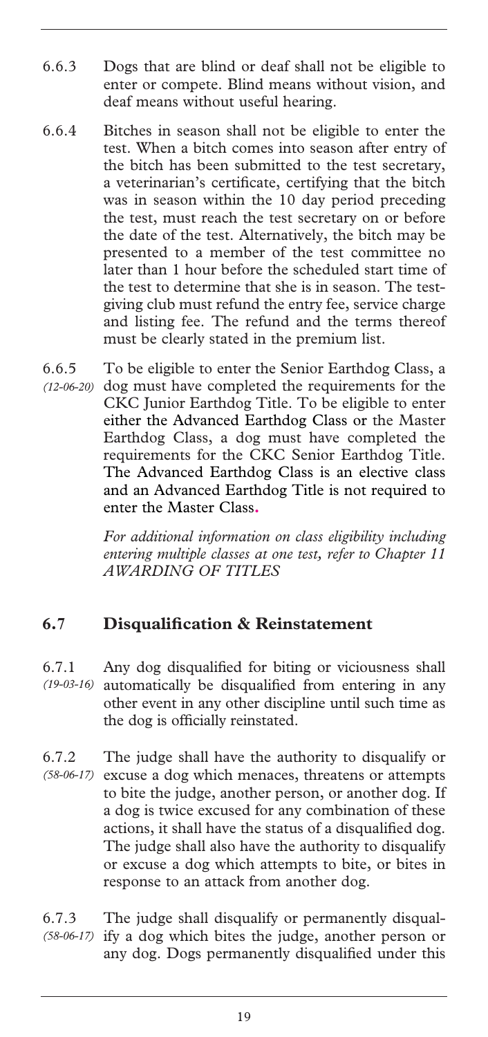6.6.3 Dogs that are blind or deaf shall not be eligible to enter or compete. Blind means without vision, and deaf means without useful hearing.

6.6.4 Bitches in season shall not be eligible to enter the test. When a bitch comes into season after entry of the bitch has been submitted to the test secretary, a veterinarian's certificate, certifying that the bitch was in season within the 10 day period preceding the test, must reach the test secretary on or before the date of the test. Alternatively, the bitch may be presented to a member of the test committee no later than 1 hour before the scheduled start time of the test to determine that she is in season. The test-giving club must refund the entry fee, service charge and listing fee. The refund and the terms thereof must be clearly stated in the premium list.

6.6.5 *(12-06-20)* To be eligible to enter the Senior Earthdog Class, a dog must have completed the requirements for the CKC Junior Earthdog Title. To be eligible to enter either the Advanced Earthdog Class or the Master Earthdog Class, a dog must have completed the requirements for the CKC Senior Earthdog Title. The Advanced Earthdog Class is an elective class and an Advanced Earthdog Title is not required to enter the Master Class.

*For additional information on class eligibility including entering multiple classes at one test, refer to Chapter 11 AWARDING OF TITLES*

## 6.7 Disqualification & Reinstatement

6.7.1 *(19-03-16)* Any dog disqualified for biting or viciousness shall automatically be disqualified from entering in any other event in any other discipline until such time as the dog is officially reinstated.

6.7.2 *(58-06-17)* The judge shall have the authority to disqualify or excuse a dog which menaces, threatens or attempts to bite the judge, another person, or another dog. If a dog is twice excused for any combination of these actions, it shall have the status of a disqualified dog. The judge shall also have the authority to disqualify or excuse a dog which attempts to bite, or bites in response to an attack from another dog.

6.7.3 *(58-06-17)* The judge shall disqualify or permanently disqualify a dog which bites the judge, another person or any dog. Dogs permanently disqualified under this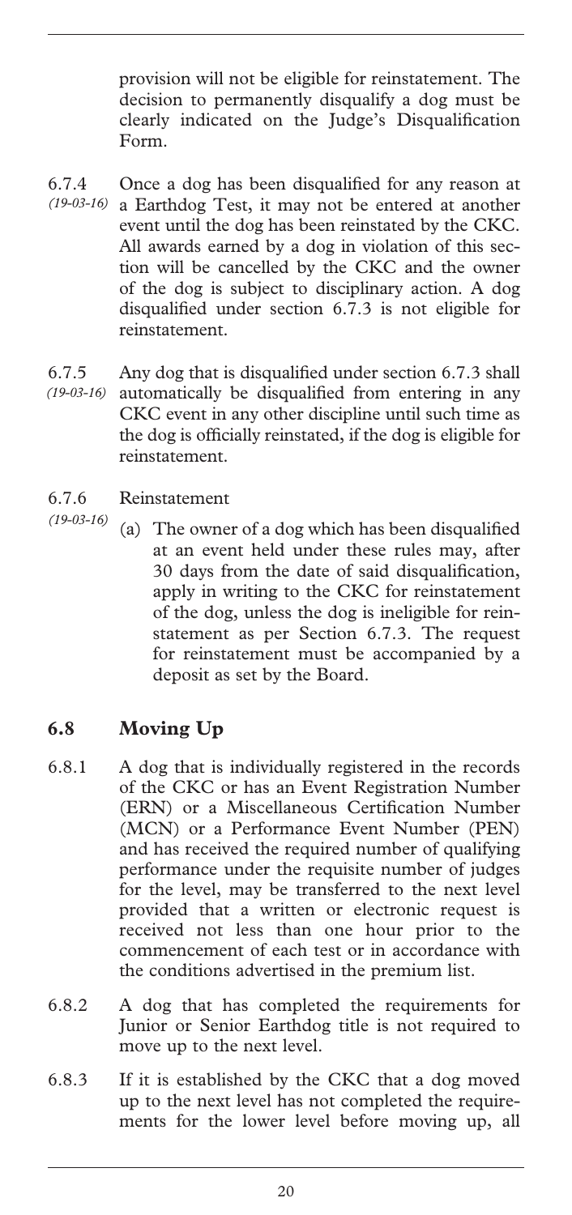provision will not be eligible for reinstatement. The decision to permanently disqualify a dog must be clearly indicated on the Judge's Disqualification Form.

6.7.4 *(19-03-16)* Once a dog has been disqualified for any reason at a Earthdog Test, it may not be entered at another event until the dog has been reinstated by the CKC. All awards earned by a dog in violation of this section will be cancelled by the CKC and the owner of the dog is subject to disciplinary action. A dog disqualified under section 6.7.3 is not eligible for reinstatement.

6.7.5 *(19-03-16)* Any dog that is disqualified under section 6.7.3 shall automatically be disqualified from entering in any CKC event in any other discipline until such time as the dog is officially reinstated, if the dog is eligible for reinstatement.

6.7.6 *(19-03-16)* Reinstatement

(a) The owner of a dog which has been disqualified at an event held under these rules may, after 30 days from the date of said disqualification, apply in writing to the CKC for reinstatement of the dog, unless the dog is ineligible for reinstatement as per Section 6.7.3. The request for reinstatement must be accompanied by a deposit as set by the Board.

## 6.8 Moving Up

6.8.1 A dog that is individually registered in the records of the CKC or has an Event Registration Number (ERN) or a Miscellaneous Certification Number (MCN) or a Performance Event Number (PEN) and has received the required number of qualifying performance under the requisite number of judges for the level, may be transferred to the next level provided that a written or electronic request is received not less than one hour prior to the commencement of each test or in accordance with the conditions advertised in the premium list.

6.8.2 A dog that has completed the requirements for Junior or Senior Earthdog title is not required to move up to the next level.

6.8.3 If it is established by the CKC that a dog moved up to the next level has not completed the requirements for the lower level before moving up, all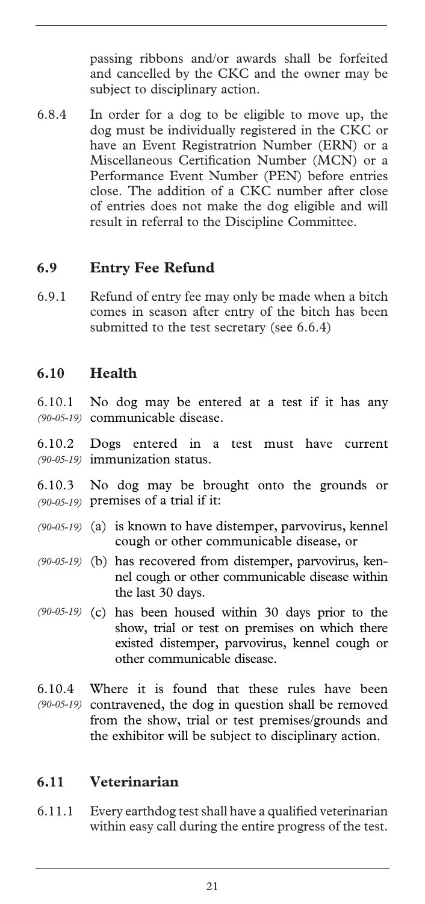passing ribbons and/or awards shall be forfeited and cancelled by the CKC and the owner may be subject to disciplinary action.

6.8.4 In order for a dog to be eligible to move up, the dog must be individually registered in the CKC or have an Event Registratrion Number (ERN) or a Miscellaneous Certification Number (MCN) or a Performance Event Number (PEN) before entries close. The addition of a CKC number after close of entries does not make the dog eligible and will result in referral to the Discipline Committee.

## 6.9 Entry Fee Refund

6.9.1 Refund of entry fee may only be made when a bitch comes in season after entry of the bitch has been submitted to the test secretary (see 6.6.4)

## 6.10 Health

6.10.1 *(90-05-19)* No dog may be entered at a test if it has any communicable disease.

6.10.2 *(90-05-19)* Dogs entered in a test must have current immunization status.

6.10.3 *(90-05-19)* No dog may be brought onto the grounds or premises of a trial if it:

*(90-05-19)* (a) is known to have distemper, parvovirus, kennel cough or other communicable disease, or

*(90-05-19)* (b) has recovered from distemper, parvovirus, kennel cough or other communicable disease within the last 30 days.

*(90-05-19)* (c) has been housed within 30 days prior to the show, trial or test on premises on which there existed distemper, parvovirus, kennel cough or other communicable disease.

6.10.4 *(90-05-19)* Where it is found that these rules have been contravened, the dog in question shall be removed from the show, trial or test premises/grounds and the exhibitor will be subject to disciplinary action.

## 6.11 Veterinarian

6.11.1 Every earthdog test shall have a qualified veterinarian within easy call during the entire progress of the test.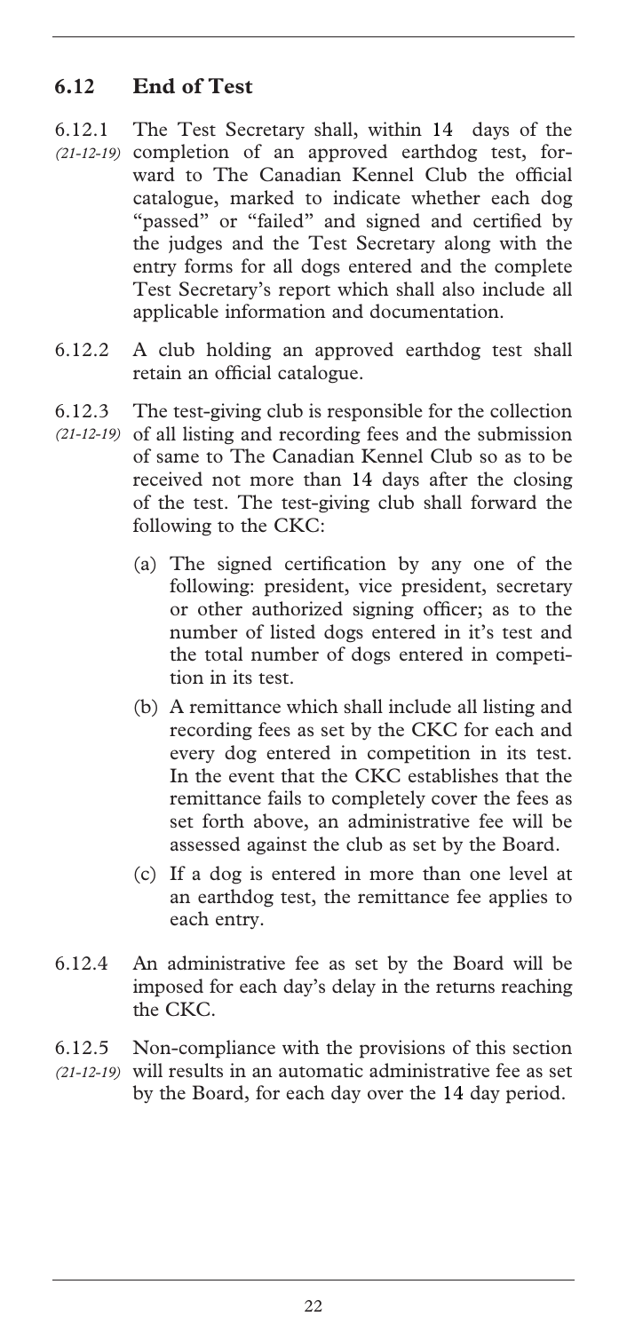## 6.12 End of Test

6.12.1 *(21-12-19)* The Test Secretary shall, within 14 days of the completion of an approved earthdog test, forward to The Canadian Kennel Club the official catalogue, marked to indicate whether each dog "passed" or "failed" and signed and certified by the judges and the Test Secretary along with the entry forms for all dogs entered and the complete Test Secretary's report which shall also include all applicable information and documentation.

6.12.2 A club holding an approved earthdog test shall retain an official catalogue.

6.12.3 *(21-12-19)* The test-giving club is responsible for the collection of all listing and recording fees and the submission of same to The Canadian Kennel Club so as to be received not more than 14 days after the closing of the test. The test-giving club shall forward the following to the CKC:

(a) The signed certification by any one of the following: president, vice president, secretary or other authorized signing officer; as to the number of listed dogs entered in it's test and the total number of dogs entered in competition in its test.

(b) A remittance which shall include all listing and recording fees as set by the CKC for each and every dog entered in competition in its test. In the event that the CKC establishes that the remittance fails to completely cover the fees as set forth above, an administrative fee will be assessed against the club as set by the Board.

(c) If a dog is entered in more than one level at an earthdog test, the remittance fee applies to each entry.

6.12.4 An administrative fee as set by the Board will be imposed for each day's delay in the returns reaching the CKC.

6.12.5 *(21-12-19)* Non-compliance with the provisions of this section will results in an automatic administrative fee as set by the Board, for each day over the 14 day period.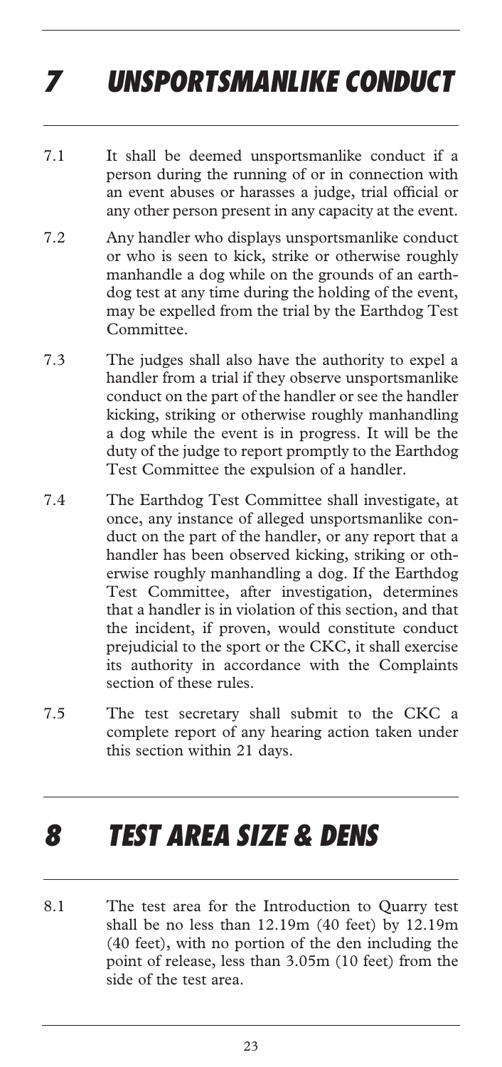# 7 UNSPORTSMANLIKE CONDUCT

7.1 It shall be deemed unsportsmanlike conduct if a person during the running of or in connection with an event abuses or harasses a judge, trial official or any other person present in any capacity at the event.

7.2 Any handler who displays unsportsmanlike conduct or who is seen to kick, strike or otherwise roughly manhandle a dog while on the grounds of an earthdog test at any time during the holding of the event, may be expelled from the trial by the Earthdog Test Committee.

7.3 The judges shall also have the authority to expel a handler from a trial if they observe unsportsmanlike conduct on the part of the handler or see the handler kicking, striking or otherwise roughly manhandling a dog while the event is in progress. It will be the duty of the judge to report promptly to the Earthdog Test Committee the expulsion of a handler.

7.4 The Earthdog Test Committee shall investigate, at once, any instance of alleged unsportsmanlike conduct on the part of the handler, or any report that a handler has been observed kicking, striking or otherwise roughly manhandling a dog. If the Earthdog Test Committee, after investigation, determines that a handler is in violation of this section, and that the incident, if proven, would constitute conduct prejudicial to the sport or the CKC, it shall exercise its authority in accordance with the Complaints section of these rules.

7.5 The test secretary shall submit to the CKC a complete report of any hearing action taken under this section within 21 days.

# 8 TEST AREA SIZE & DENS

8.1 The test area for the Introduction to Quarry test shall be no less than 12.19m (40 feet) by 12.19m (40 feet), with no portion of the den including the point of release, less than 3.05m (10 feet) from the side of the test area.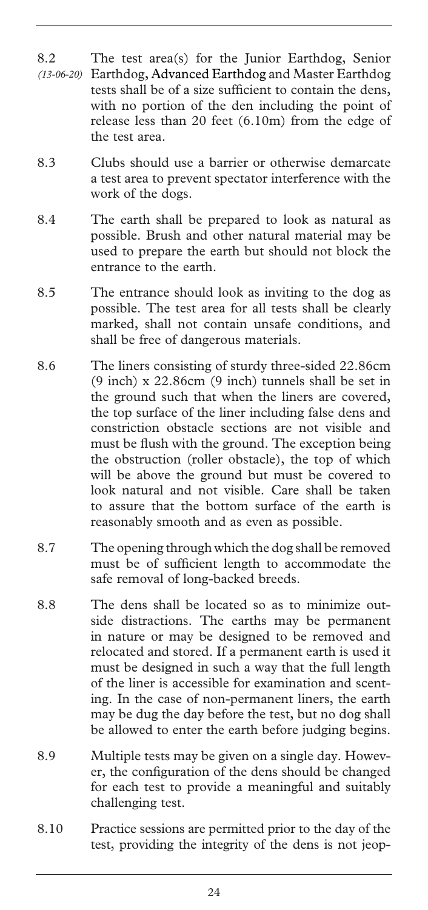8.2 *(13-06-20)* The test area(s) for the Junior Earthdog, Senior Earthdog, **Advanced Earthdog** and Master Earthdog tests shall be of a size sufficient to contain the dens, with no portion of the den including the point of release less than 20 feet (6.10m) from the edge of the test area.

8.3 Clubs should use a barrier or otherwise demarcate a test area to prevent spectator interference with the work of the dogs.

8.4 The earth shall be prepared to look as natural as possible. Brush and other natural material may be used to prepare the earth but should not block the entrance to the earth.

8.5 The entrance should look as inviting to the dog as possible. The test area for all tests shall be clearly marked, shall not contain unsafe conditions, and shall be free of dangerous materials.

8.6 The liners consisting of sturdy three-sided 22.86cm (9 inch) x 22.86cm (9 inch) tunnels shall be set in the ground such that when the liners are covered, the top surface of the liner including false dens and constriction obstacle sections are not visible and must be flush with the ground. The exception being the obstruction (roller obstacle), the top of which will be above the ground but must be covered to look natural and not visible. Care shall be taken to assure that the bottom surface of the earth is reasonably smooth and as even as possible.

8.7 The opening through which the dog shall be removed must be of sufficient length to accommodate the safe removal of long-backed breeds.

8.8 The dens shall be located so as to minimize outside distractions. The earths may be permanent in nature or may be designed to be removed and relocated and stored. If a permanent earth is used it must be designed in such a way that the full length of the liner is accessible for examination and scenting. In the case of non-permanent liners, the earth may be dug the day before the test, but no dog shall be allowed to enter the earth before judging begins.

8.9 Multiple tests may be given on a single day. However, the configuration of the dens should be changed for each test to provide a meaningful and suitably challenging test.

8.10 Practice sessions are permitted prior to the day of the test, providing the integrity of the dens is not jeop-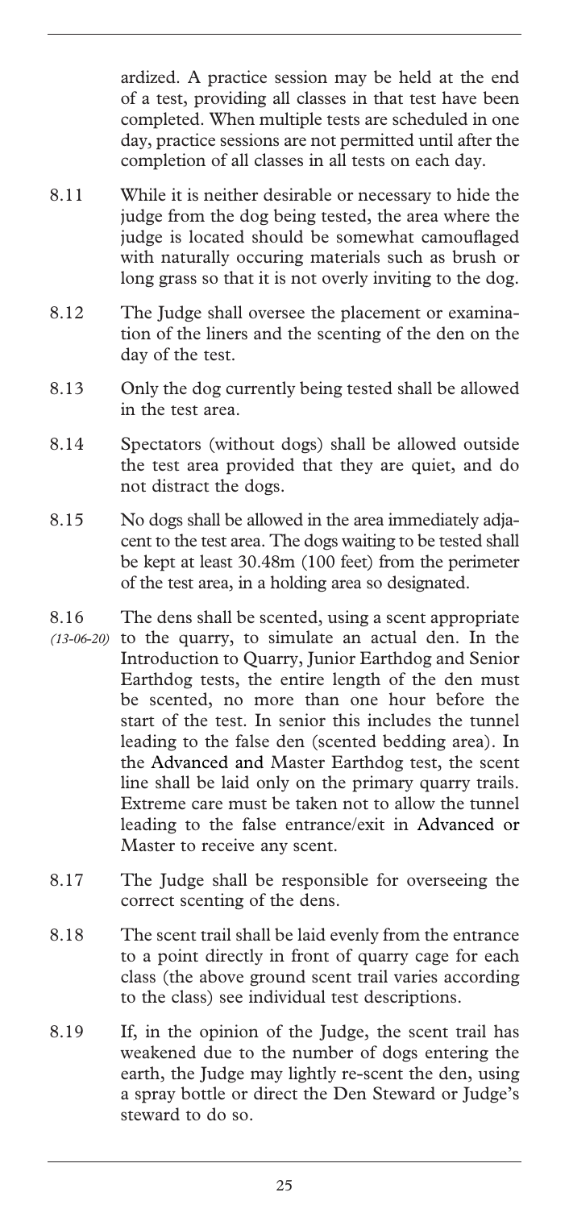ardized. A practice session may be held at the end of a test, providing all classes in that test have been completed. When multiple tests are scheduled in one day, practice sessions are not permitted until after the completion of all classes in all tests on each day.

8.11 While it is neither desirable or necessary to hide the judge from the dog being tested, the area where the judge is located should be somewhat camouflaged with naturally occuring materials such as brush or long grass so that it is not overly inviting to the dog.

8.12 The Judge shall oversee the placement or examination of the liners and the scenting of the den on the day of the test.

8.13 Only the dog currently being tested shall be allowed in the test area.

8.14 Spectators (without dogs) shall be allowed outside the test area provided that they are quiet, and do not distract the dogs.

8.15 No dogs shall be allowed in the area immediately adjacent to the test area. The dogs waiting to be tested shall be kept at least 30.48m (100 feet) from the perimeter of the test area, in a holding area so designated.

8.16 *(13-06-20)* The dens shall be scented, using a scent appropriate to the quarry, to simulate an actual den. In the Introduction to Quarry, Junior Earthdog and Senior Earthdog tests, the entire length of the den must be scented, no more than one hour before the start of the test. In senior this includes the tunnel leading to the false den (scented bedding area). In the Advanced and Master Earthdog test, the scent line shall be laid only on the primary quarry trails. Extreme care must be taken not to allow the tunnel leading to the false entrance/exit in Advanced or Master to receive any scent.

8.17 The Judge shall be responsible for overseeing the correct scenting of the dens.

8.18 The scent trail shall be laid evenly from the entrance to a point directly in front of quarry cage for each class (the above ground scent trail varies according to the class) see individual test descriptions.

8.19 If, in the opinion of the Judge, the scent trail has weakened due to the number of dogs entering the earth, the Judge may lightly re-scent the den, using a spray bottle or direct the Den Steward or Judge's steward to do so.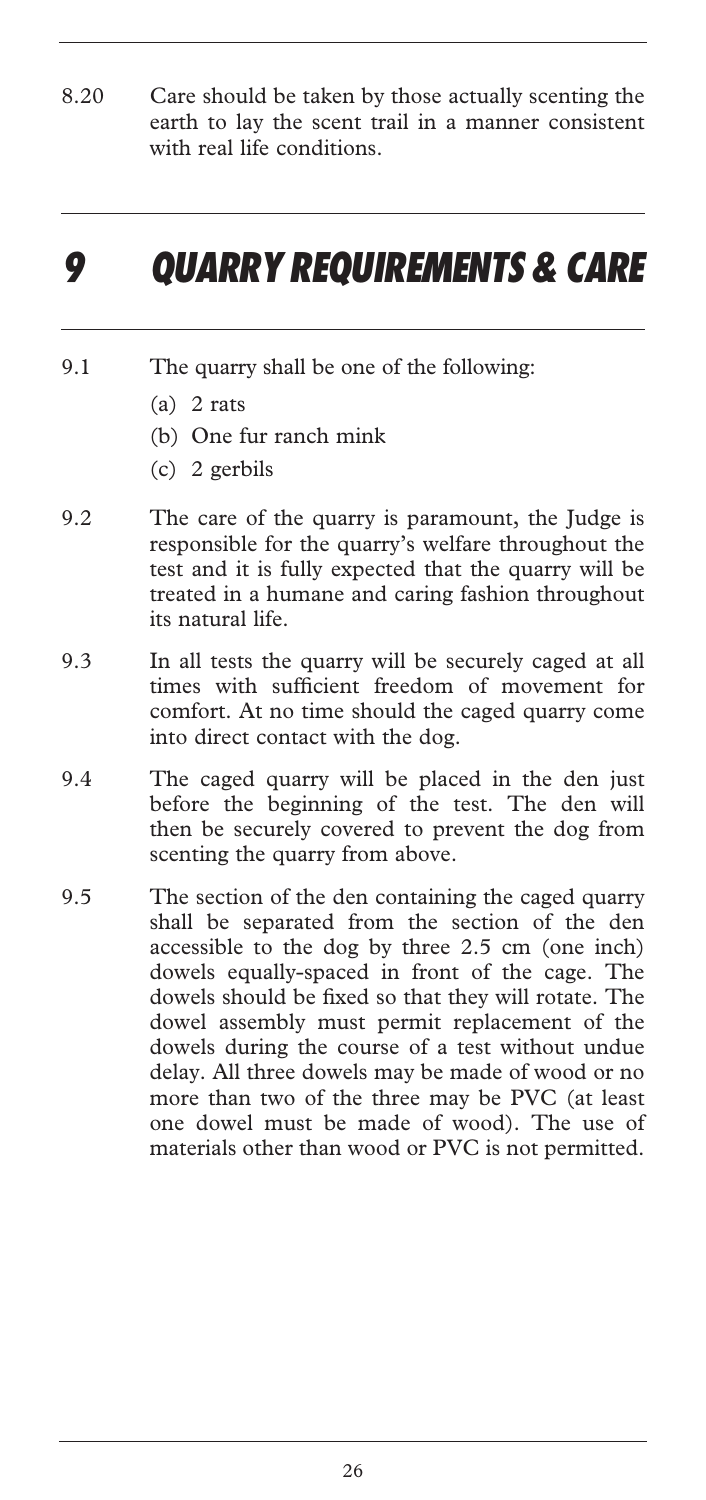8.20 Care should be taken by those actually scenting the earth to lay the scent trail in a manner consistent with real life conditions.

# 9 QUARRY REQUIREMENTS & CARE

9.1 The quarry shall be one of the following:

(a) 2 rats

(b) One fur ranch mink

(c) 2 gerbils

9.2 The care of the quarry is paramount, the Judge is responsible for the quarry's welfare throughout the test and it is fully expected that the quarry will be treated in a humane and caring fashion throughout its natural life.

9.3 In all tests the quarry will be securely caged at all times with sufficient freedom of movement for comfort. At no time should the caged quarry come into direct contact with the dog.

9.4 The caged quarry will be placed in the den just before the beginning of the test. The den will then be securely covered to prevent the dog from scenting the quarry from above.

9.5 The section of the den containing the caged quarry shall be separated from the section of the den accessible to the dog by three 2.5 cm (one inch) dowels equally-spaced in front of the cage. The dowels should be fixed so that they will rotate. The dowel assembly must permit replacement of the dowels during the course of a test without undue delay. All three dowels may be made of wood or no more than two of the three may be PVC (at least one dowel must be made of wood). The use of materials other than wood or PVC is not permitted.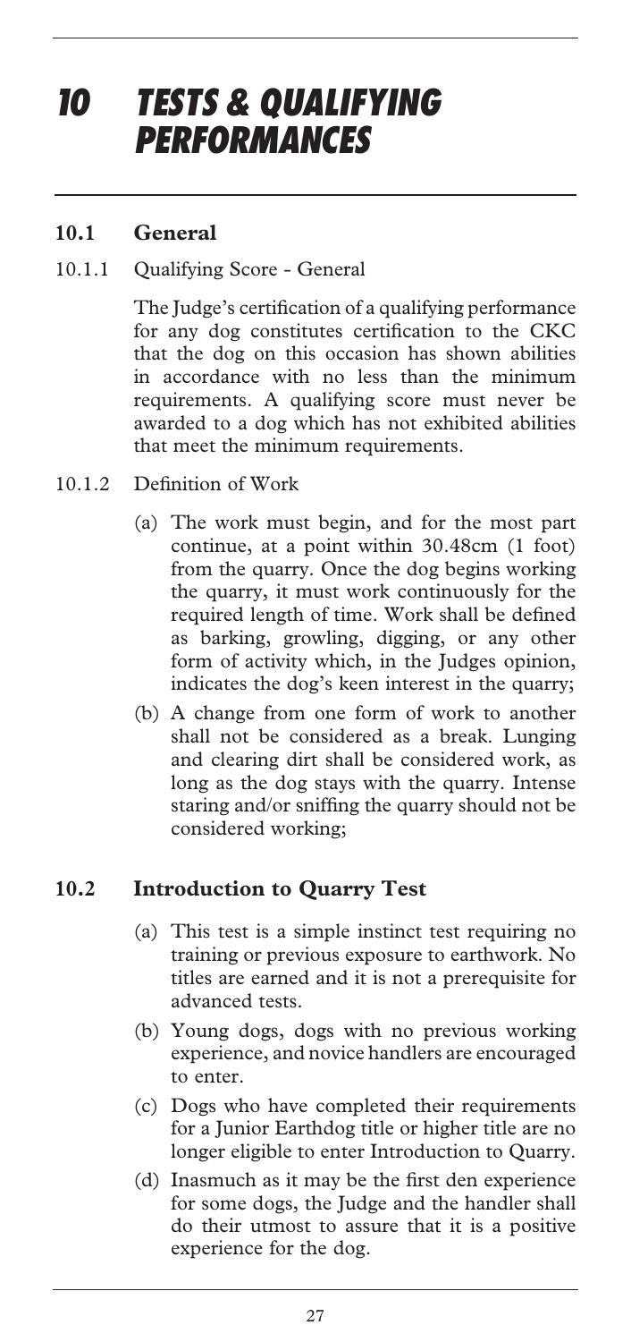# 10 TESTS & QUALIFYING PERFORMANCES

## 10.1 General

### 10.1.1 Qualifying Score - General

The Judge's certification of a qualifying performance for any dog constitutes certification to the CKC that the dog on this occasion has shown abilities in accordance with no less than the minimum requirements. A qualifying score must never be awarded to a dog which has not exhibited abilities that meet the minimum requirements.

### 10.1.2 Definition of Work

(a) The work must begin, and for the most part continue, at a point within 30.48cm (1 foot) from the quarry. Once the dog begins working the quarry, it must work continuously for the required length of time. Work shall be defined as barking, growling, digging, or any other form of activity which, in the Judges opinion, indicates the dog's keen interest in the quarry;

(b) A change from one form of work to another shall not be considered as a break. Lunging and clearing dirt shall be considered work, as long as the dog stays with the quarry. Intense staring and/or sniffing the quarry should not be considered working;

## 10.2 Introduction to Quarry Test

(a) This test is a simple instinct test requiring no training or previous exposure to earthwork. No titles are earned and it is not a prerequisite for advanced tests.

(b) Young dogs, dogs with no previous working experience, and novice handlers are encouraged to enter.

(c) Dogs who have completed their requirements for a Junior Earthdog title or higher title are no longer eligible to enter Introduction to Quarry.

(d) Inasmuch as it may be the first den experience for some dogs, the Judge and the handler shall do their utmost to assure that it is a positive experience for the dog.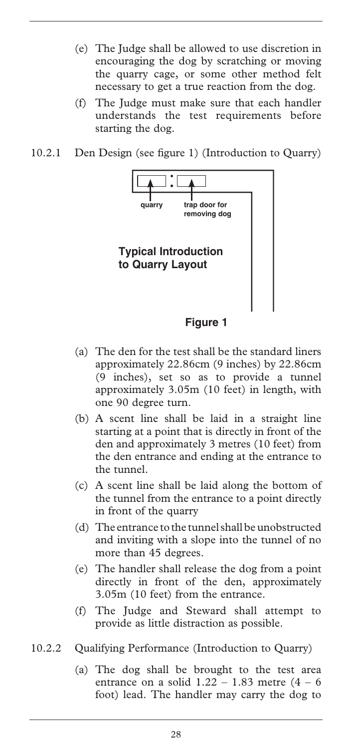(e) The Judge shall be allowed to use discretion in encouraging the dog by scratching or moving the quarry cage, or some other method felt necessary to get a true reaction from the dog.

(f) The Judge must make sure that each handler understands the test requirements before starting the dog.

10.2.1 Den Design (see figure 1) (Introduction to Quarry)

quarry — trap door for removing dog

Typical Introduction to Quarry Layout

**Figure 1**

(a) The den for the test shall be the standard liners approximately 22.86cm (9 inches) by 22.86cm (9 inches), set so as to provide a tunnel approximately 3.05m (10 feet) in length, with one 90 degree turn.

(b) A scent line shall be laid in a straight line starting at a point that is directly in front of the den and approximately 3 metres (10 feet) from the den entrance and ending at the entrance to the tunnel.

(c) A scent line shall be laid along the bottom of the tunnel from the entrance to a point directly in front of the quarry

(d) The entrance to the tunnel shall be unobstructed and inviting with a slope into the tunnel of no more than 45 degrees.

(e) The handler shall release the dog from a point directly in front of the den, approximately 3.05m (10 feet) from the entrance.

(f) The Judge and Steward shall attempt to provide as little distraction as possible.

10.2.2 Qualifying Performance (Introduction to Quarry)

(a) The dog shall be brought to the test area entrance on a solid 1.22 – 1.83 metre (4 – 6 foot) lead. The handler may carry the dog to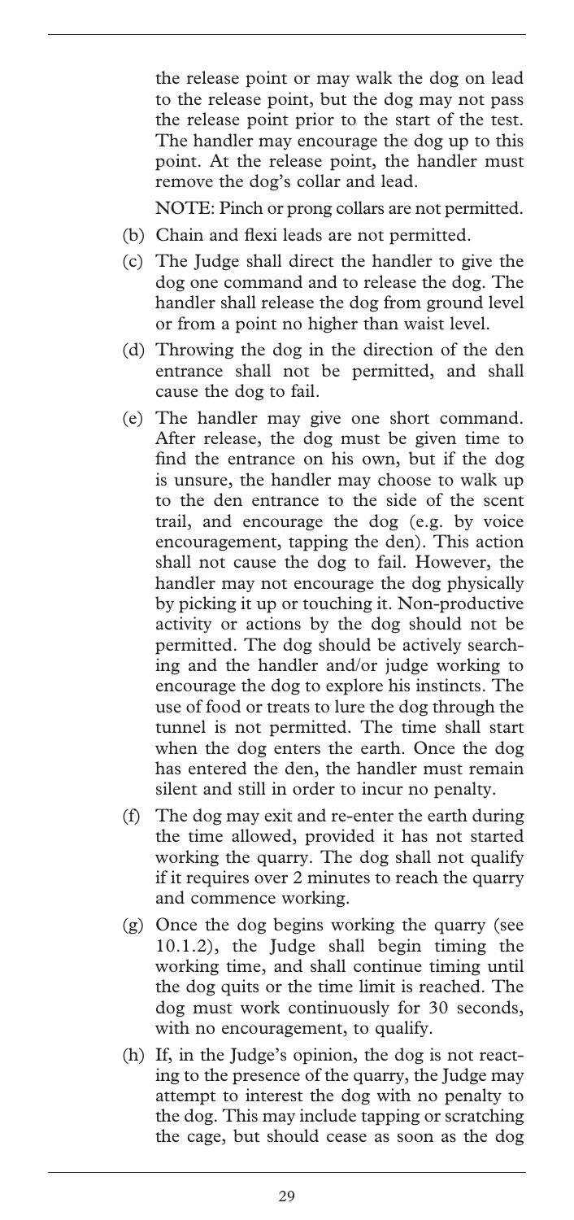the release point or may walk the dog on lead to the release point, but the dog may not pass the release point prior to the start of the test. The handler may encourage the dog up to this point. At the release point, the handler must remove the dog's collar and lead.

NOTE: Pinch or prong collars are not permitted.

(b) Chain and flexi leads are not permitted.

(c) The Judge shall direct the handler to give the dog one command and to release the dog. The handler shall release the dog from ground level or from a point no higher than waist level.

(d) Throwing the dog in the direction of the den entrance shall not be permitted, and shall cause the dog to fail.

(e) The handler may give one short command. After release, the dog must be given time to find the entrance on his own, but if the dog is unsure, the handler may choose to walk up to the den entrance to the side of the scent trail, and encourage the dog (e.g. by voice encouragement, tapping the den). This action shall not cause the dog to fail. However, the handler may not encourage the dog physically by picking it up or touching it. Non-productive activity or actions by the dog should not be permitted. The dog should be actively searching and the handler and/or judge working to encourage the dog to explore his instincts. The use of food or treats to lure the dog through the tunnel is not permitted. The time shall start when the dog enters the earth. Once the dog has entered the den, the handler must remain silent and still in order to incur no penalty.

(f) The dog may exit and re-enter the earth during the time allowed, provided it has not started working the quarry. The dog shall not qualify if it requires over 2 minutes to reach the quarry and commence working.

(g) Once the dog begins working the quarry (see 10.1.2), the Judge shall begin timing the working time, and shall continue timing until the dog quits or the time limit is reached. The dog must work continuously for 30 seconds, with no encouragement, to qualify.

(h) If, in the Judge's opinion, the dog is not reacting to the presence of the quarry, the Judge may attempt to interest the dog with no penalty to the dog. This may include tapping or scratching the cage, but should cease as soon as the dog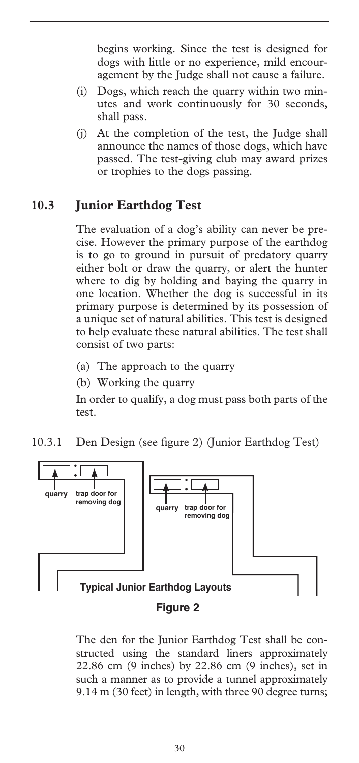begins working. Since the test is designed for dogs with little or no experience, mild encouragement by the Judge shall not cause a failure.

(i) Dogs, which reach the quarry within two minutes and work continuously for 30 seconds, shall pass.

(j) At the completion of the test, the Judge shall announce the names of those dogs, which have passed. The test-giving club may award prizes or trophies to the dogs passing.

## 10.3 Junior Earthdog Test

The evaluation of a dog's ability can never be precise. However the primary purpose of the earthdog is to go to ground in pursuit of predatory quarry either bolt or draw the quarry, or alert the hunter where to dig by holding and baying the quarry in one location. Whether the dog is successful in its primary purpose is determined by its possession of a unique set of natural abilities. This test is designed to help evaluate these natural abilities. The test shall consist of two parts:

(a) The approach to the quarry

(b) Working the quarry

In order to qualify, a dog must pass both parts of the test.

10.3.1 Den Design (see figure 2) (Junior Earthdog Test)

quarry   trap door for removing dog

quarry   trap door for removing dog

Typical Junior Earthdog Layouts

**Figure 2**

The den for the Junior Earthdog Test shall be constructed using the standard liners approximately 22.86 cm (9 inches) by 22.86 cm (9 inches), set in such a manner as to provide a tunnel approximately 9.14 m (30 feet) in length, with three 90 degree turns;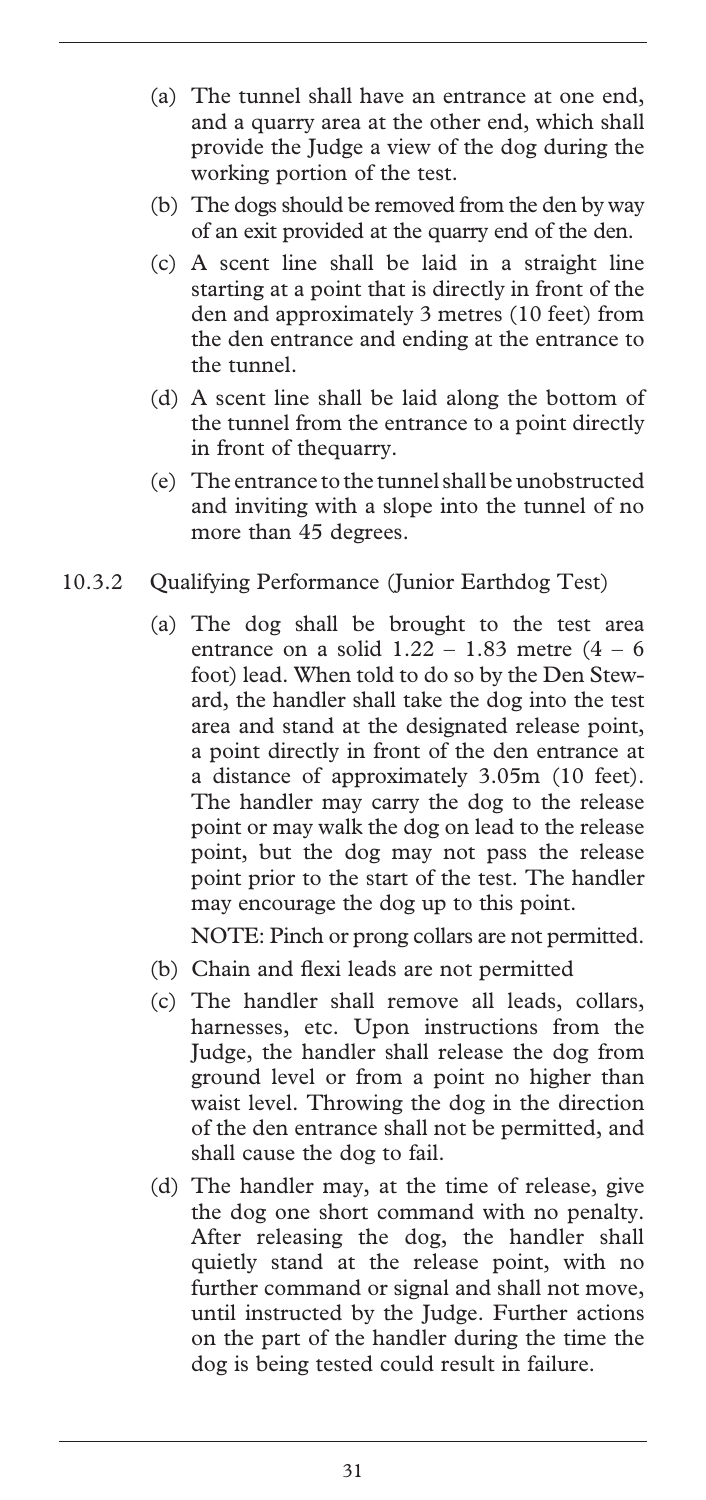(a) The tunnel shall have an entrance at one end, and a quarry area at the other end, which shall provide the Judge a view of the dog during the working portion of the test.

(b) The dogs should be removed from the den by way of an exit provided at the quarry end of the den.

(c) A scent line shall be laid in a straight line starting at a point that is directly in front of the den and approximately 3 metres (10 feet) from the den entrance and ending at the entrance to the tunnel.

(d) A scent line shall be laid along the bottom of the tunnel from the entrance to a point directly in front of thequarry.

(e) The entrance to the tunnel shall be unobstructed and inviting with a slope into the tunnel of no more than 45 degrees.

10.3.2 Qualifying Performance (Junior Earthdog Test)

(a) The dog shall be brought to the test area entrance on a solid 1.22 – 1.83 metre (4 – 6 foot) lead. When told to do so by the Den Steward, the handler shall take the dog into the test area and stand at the designated release point, a point directly in front of the den entrance at a distance of approximately 3.05m (10 feet). The handler may carry the dog to the release point or may walk the dog on lead to the release point, but the dog may not pass the release point prior to the start of the test. The handler may encourage the dog up to this point.

NOTE: Pinch or prong collars are not permitted.

(b) Chain and flexi leads are not permitted

(c) The handler shall remove all leads, collars, harnesses, etc. Upon instructions from the Judge, the handler shall release the dog from ground level or from a point no higher than waist level. Throwing the dog in the direction of the den entrance shall not be permitted, and shall cause the dog to fail.

(d) The handler may, at the time of release, give the dog one short command with no penalty. After releasing the dog, the handler shall quietly stand at the release point, with no further command or signal and shall not move, until instructed by the Judge. Further actions on the part of the handler during the time the dog is being tested could result in failure.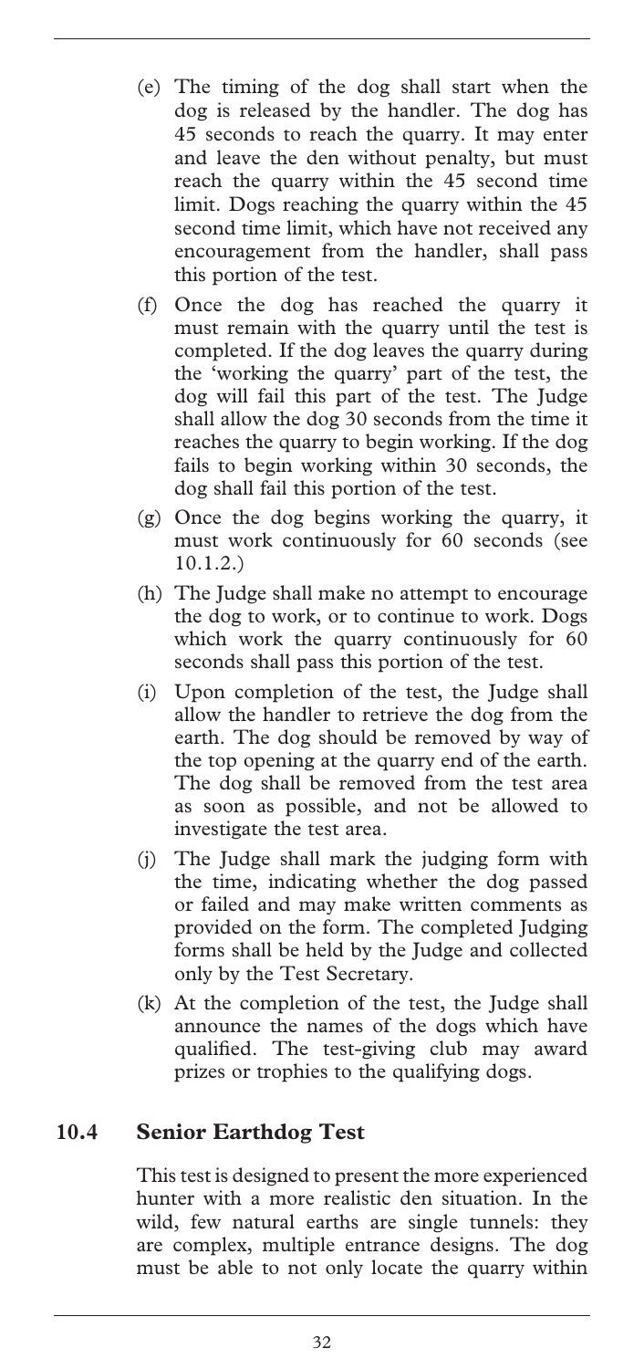(e) The timing of the dog shall start when the dog is released by the handler. The dog has 45 seconds to reach the quarry. It may enter and leave the den without penalty, but must reach the quarry within the 45 second time limit. Dogs reaching the quarry within the 45 second time limit, which have not received any encouragement from the handler, shall pass this portion of the test.

(f) Once the dog has reached the quarry it must remain with the quarry until the test is completed. If the dog leaves the quarry during the 'working the quarry' part of the test, the dog will fail this part of the test. The Judge shall allow the dog 30 seconds from the time it reaches the quarry to begin working. If the dog fails to begin working within 30 seconds, the dog shall fail this portion of the test.

(g) Once the dog begins working the quarry, it must work continuously for 60 seconds (see 10.1.2.)

(h) The Judge shall make no attempt to encourage the dog to work, or to continue to work. Dogs which work the quarry continuously for 60 seconds shall pass this portion of the test.

(i) Upon completion of the test, the Judge shall allow the handler to retrieve the dog from the earth. The dog should be removed by way of the top opening at the quarry end of the earth. The dog shall be removed from the test area as soon as possible, and not be allowed to investigate the test area.

(j) The Judge shall mark the judging form with the time, indicating whether the dog passed or failed and may make written comments as provided on the form. The completed Judging forms shall be held by the Judge and collected only by the Test Secretary.

(k) At the completion of the test, the Judge shall announce the names of the dogs which have qualified. The test-giving club may award prizes or trophies to the qualifying dogs.

## 10.4 Senior Earthdog Test

This test is designed to present the more experienced hunter with a more realistic den situation. In the wild, few natural earths are single tunnels: they are complex, multiple entrance designs. The dog must be able to not only locate the quarry within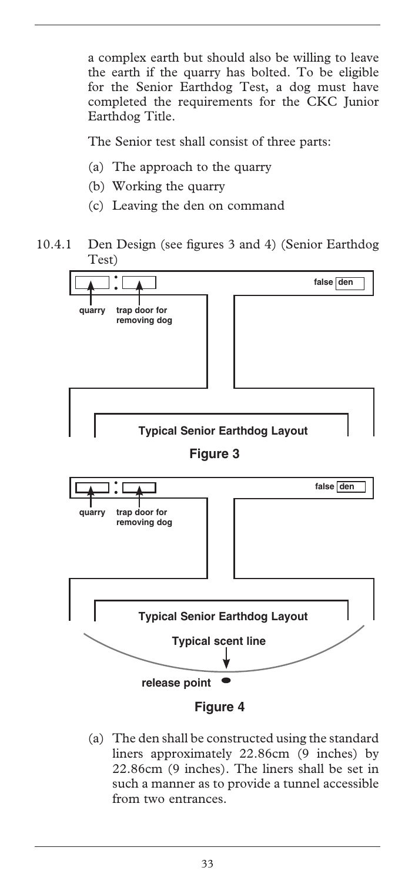a complex earth but should also be willing to leave the earth if the quarry has bolted. To be eligible for the Senior Earthdog Test, a dog must have completed the requirements for the CKC Junior Earthdog Title.

The Senior test shall consist of three parts:

(a) The approach to the quarry

(b) Working the quarry

(c) Leaving the den on command

10.4.1 Den Design (see figures 3 and 4) (Senior Earthdog Test)

quarry | trap door for removing dog | false den

Typical Senior Earthdog Layout

**Figure 3**

quarry | trap door for removing dog | false den

Typical Senior Earthdog Layout

Typical scent line

release point

**Figure 4**

(a) The den shall be constructed using the standard liners approximately 22.86cm (9 inches) by 22.86cm (9 inches). The liners shall be set in such a manner as to provide a tunnel accessible from two entrances.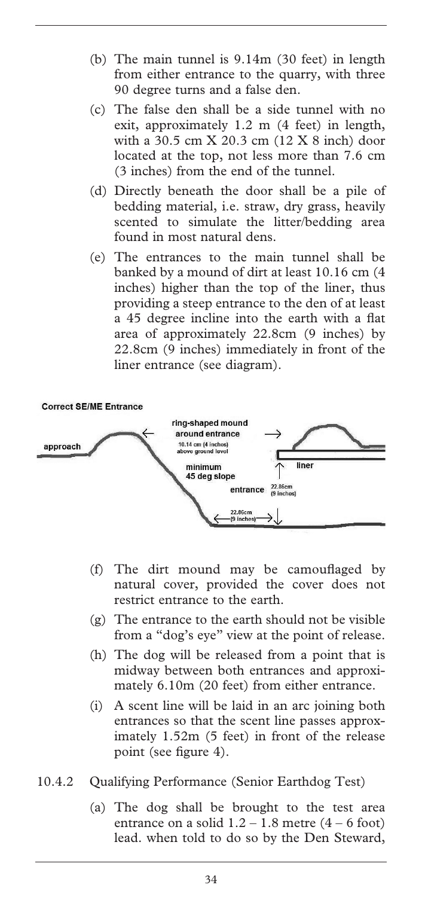(b) The main tunnel is 9.14m (30 feet) in length from either entrance to the quarry, with three 90 degree turns and a false den.

(c) The false den shall be a side tunnel with no exit, approximately 1.2 m (4 feet) in length, with a 30.5 cm X 20.3 cm (12 X 8 inch) door located at the top, not less more than 7.6 cm (3 inches) from the end of the tunnel.

(d) Directly beneath the door shall be a pile of bedding material, i.e. straw, dry grass, heavily scented to simulate the litter/bedding area found in most natural dens.

(e) The entrances to the main tunnel shall be banked by a mound of dirt at least 10.16 cm (4 inches) higher than the top of the liner, thus providing a steep entrance to the den of at least a 45 degree incline into the earth with a flat area of approximately 22.8cm (9 inches) by 22.8cm (9 inches) immediately in front of the liner entrance (see diagram).

**Correct SE/ME Entrance**

approach — ring-shaped mound around entrance — 10.14 cm (4 inches) above ground level — minimum 45 deg slope — liner — entrance 22.86cm (9 inches) — 22.86cm (9 inches)

(f) The dirt mound may be camouflaged by natural cover, provided the cover does not restrict entrance to the earth.

(g) The entrance to the earth should not be visible from a "dog's eye" view at the point of release.

(h) The dog will be released from a point that is midway between both entrances and approximately 6.10m (20 feet) from either entrance.

(i) A scent line will be laid in an arc joining both entrances so that the scent line passes approximately 1.52m (5 feet) in front of the release point (see figure 4).

10.4.2 Qualifying Performance (Senior Earthdog Test)

(a) The dog shall be brought to the test area entrance on a solid 1.2 – 1.8 metre (4 – 6 foot) lead. when told to do so by the Den Steward,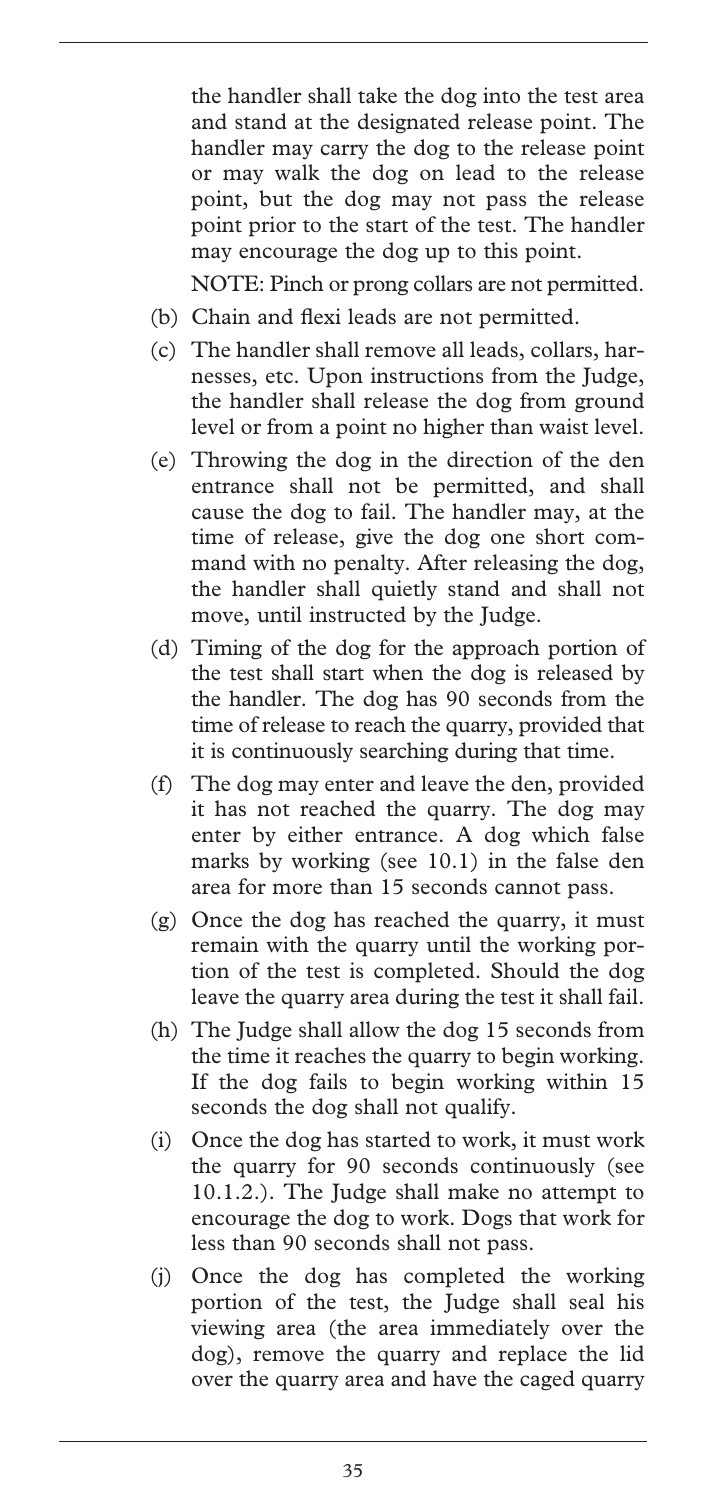the handler shall take the dog into the test area and stand at the designated release point. The handler may carry the dog to the release point or may walk the dog on lead to the release point, but the dog may not pass the release point prior to the start of the test. The handler may encourage the dog up to this point.

NOTE: Pinch or prong collars are not permitted.

(b) Chain and flexi leads are not permitted.

(c) The handler shall remove all leads, collars, harnesses, etc. Upon instructions from the Judge, the handler shall release the dog from ground level or from a point no higher than waist level.

(e) Throwing the dog in the direction of the den entrance shall not be permitted, and shall cause the dog to fail. The handler may, at the time of release, give the dog one short command with no penalty. After releasing the dog, the handler shall quietly stand and shall not move, until instructed by the Judge.

(d) Timing of the dog for the approach portion of the test shall start when the dog is released by the handler. The dog has 90 seconds from the time of release to reach the quarry, provided that it is continuously searching during that time.

(f) The dog may enter and leave the den, provided it has not reached the quarry. The dog may enter by either entrance. A dog which false marks by working (see 10.1) in the false den area for more than 15 seconds cannot pass.

(g) Once the dog has reached the quarry, it must remain with the quarry until the working portion of the test is completed. Should the dog leave the quarry area during the test it shall fail.

(h) The Judge shall allow the dog 15 seconds from the time it reaches the quarry to begin working. If the dog fails to begin working within 15 seconds the dog shall not qualify.

(i) Once the dog has started to work, it must work the quarry for 90 seconds continuously (see 10.1.2.). The Judge shall make no attempt to encourage the dog to work. Dogs that work for less than 90 seconds shall not pass.

(j) Once the dog has completed the working portion of the test, the Judge shall seal his viewing area (the area immediately over the dog), remove the quarry and replace the lid over the quarry area and have the caged quarry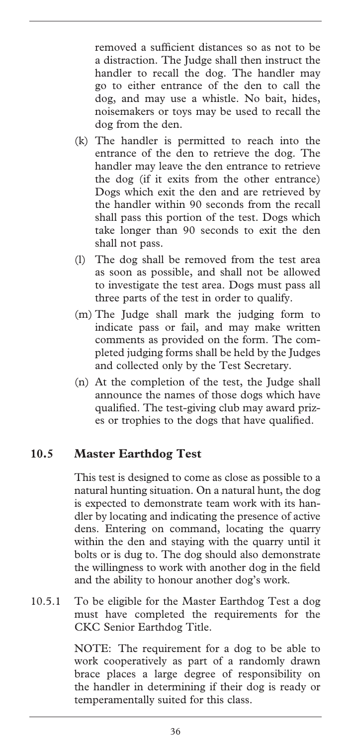removed a sufficient distances so as not to be a distraction. The Judge shall then instruct the handler to recall the dog. The handler may go to either entrance of the den to call the dog, and may use a whistle. No bait, hides, noisemakers or toys may be used to recall the dog from the den.

(k) The handler is permitted to reach into the entrance of the den to retrieve the dog. The handler may leave the den entrance to retrieve the dog (if it exits from the other entrance) Dogs which exit the den and are retrieved by the handler within 90 seconds from the recall shall pass this portion of the test. Dogs which take longer than 90 seconds to exit the den shall not pass.

(l) The dog shall be removed from the test area as soon as possible, and shall not be allowed to investigate the test area. Dogs must pass all three parts of the test in order to qualify.

(m) The Judge shall mark the judging form to indicate pass or fail, and may make written comments as provided on the form. The completed judging forms shall be held by the Judges and collected only by the Test Secretary.

(n) At the completion of the test, the Judge shall announce the names of those dogs which have qualified. The test-giving club may award prizes or trophies to the dogs that have qualified.

## 10.5 Master Earthdog Test

This test is designed to come as close as possible to a natural hunting situation. On a natural hunt, the dog is expected to demonstrate team work with its handler by locating and indicating the presence of active dens. Entering on command, locating the quarry within the den and staying with the quarry until it bolts or is dug to. The dog should also demonstrate the willingness to work with another dog in the field and the ability to honour another dog's work.

10.5.1 To be eligible for the Master Earthdog Test a dog must have completed the requirements for the CKC Senior Earthdog Title.

NOTE: The requirement for a dog to be able to work cooperatively as part of a randomly drawn brace places a large degree of responsibility on the handler in determining if their dog is ready or temperamentally suited for this class.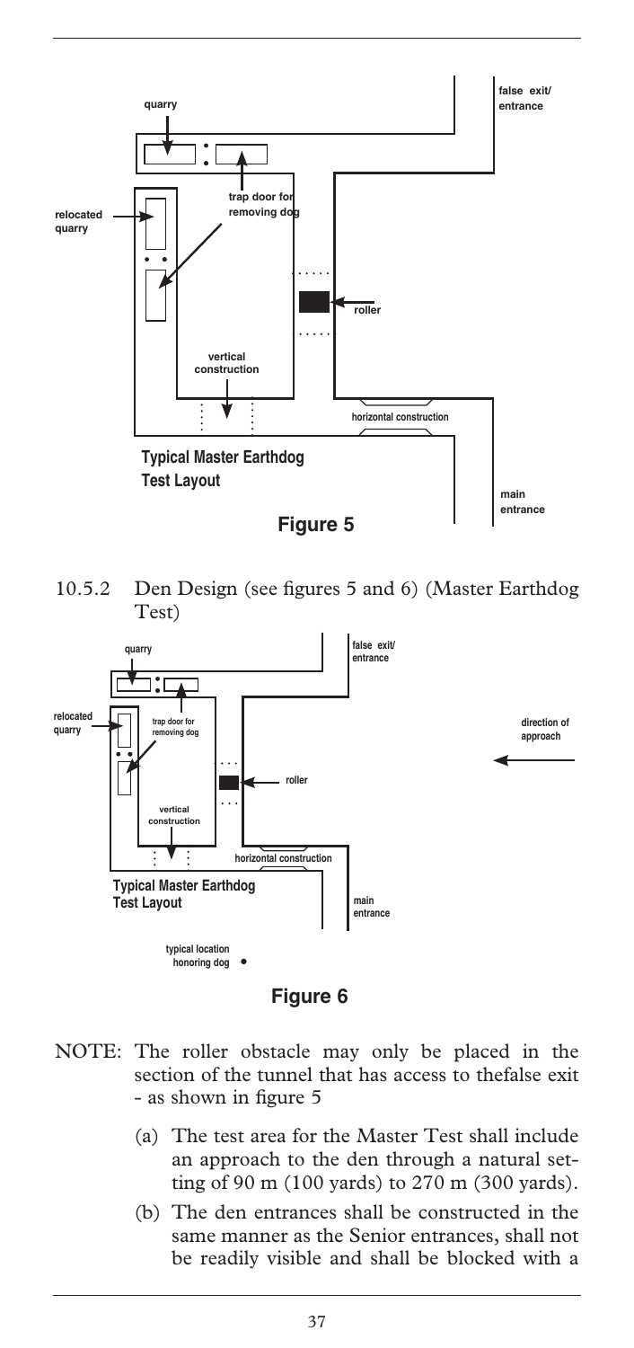**Figure 5**

10.5.2 Den Design (see figures 5 and 6) (Master Earthdog Test)

**Figure 6**

NOTE: The roller obstacle may only be placed in the section of the tunnel that has access to thefalse exit - as shown in figure 5

(a) The test area for the Master Test shall include an approach to the den through a natural setting of 90 m (100 yards) to 270 m (300 yards).

(b) The den entrances shall be constructed in the same manner as the Senior entrances, shall not be readily visible and shall be blocked with a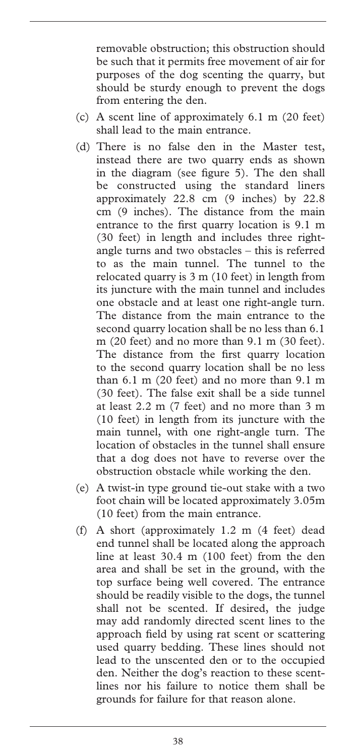removable obstruction; this obstruction should be such that it permits free movement of air for purposes of the dog scenting the quarry, but should be sturdy enough to prevent the dogs from entering the den.

(c) A scent line of approximately 6.1 m (20 feet) shall lead to the main entrance.

(d) There is no false den in the Master test, instead there are two quarry ends as shown in the diagram (see figure 5). The den shall be constructed using the standard liners approximately 22.8 cm (9 inches) by 22.8 cm (9 inches). The distance from the main entrance to the first quarry location is 9.1 m (30 feet) in length and includes three right-angle turns and two obstacles – this is referred to as the main tunnel. The tunnel to the relocated quarry is 3 m (10 feet) in length from its juncture with the main tunnel and includes one obstacle and at least one right-angle turn. The distance from the main entrance to the second quarry location shall be no less than 6.1 m (20 feet) and no more than 9.1 m (30 feet). The distance from the first quarry location to the second quarry location shall be no less than 6.1 m (20 feet) and no more than 9.1 m (30 feet). The false exit shall be a side tunnel at least 2.2 m (7 feet) and no more than 3 m (10 feet) in length from its juncture with the main tunnel, with one right-angle turn. The location of obstacles in the tunnel shall ensure that a dog does not have to reverse over the obstruction obstacle while working the den.

(e) A twist-in type ground tie-out stake with a two foot chain will be located approximately 3.05m (10 feet) from the main entrance.

(f) A short (approximately 1.2 m (4 feet) dead end tunnel shall be located along the approach line at least 30.4 m (100 feet) from the den area and shall be set in the ground, with the top surface being well covered. The entrance should be readily visible to the dogs, the tunnel shall not be scented. If desired, the judge may add randomly directed scent lines to the approach field by using rat scent or scattering used quarry bedding. These lines should not lead to the unscented den or to the occupied den. Neither the dog's reaction to these scent-lines nor his failure to notice them shall be grounds for failure for that reason alone.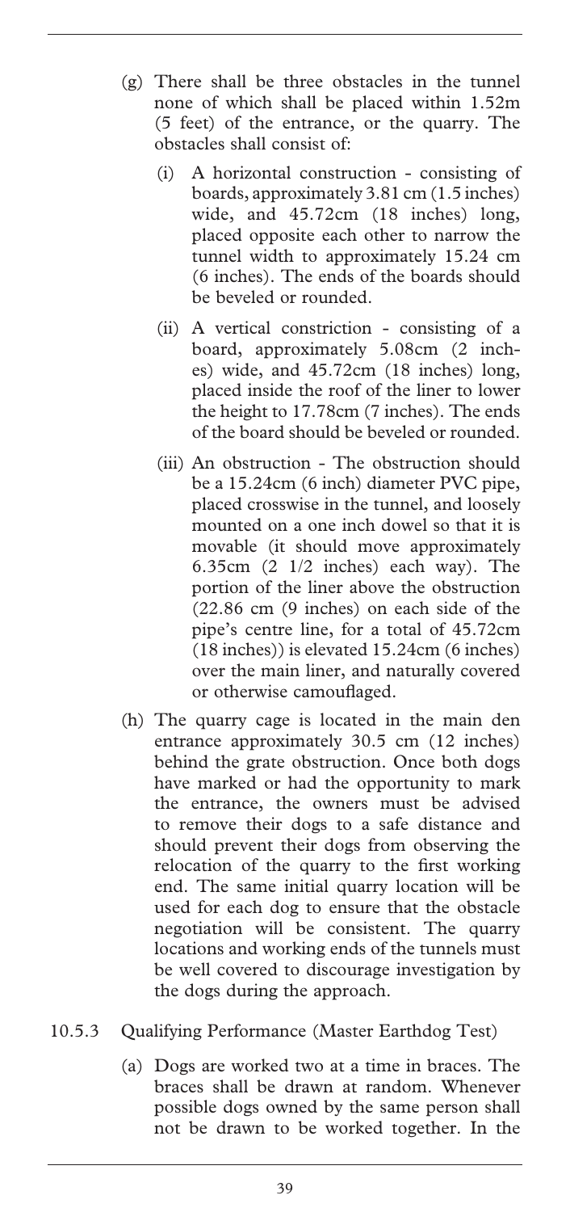(g) There shall be three obstacles in the tunnel none of which shall be placed within 1.52m (5 feet) of the entrance, or the quarry. The obstacles shall consist of:

   (i) A horizontal construction - consisting of boards, approximately 3.81 cm (1.5 inches) wide, and 45.72cm (18 inches) long, placed opposite each other to narrow the tunnel width to approximately 15.24 cm (6 inches). The ends of the boards should be beveled or rounded.

   (ii) A vertical constriction - consisting of a board, approximately 5.08cm (2 inches) wide, and 45.72cm (18 inches) long, placed inside the roof of the liner to lower the height to 17.78cm (7 inches). The ends of the board should be beveled or rounded.

   (iii) An obstruction - The obstruction should be a 15.24cm (6 inch) diameter PVC pipe, placed crosswise in the tunnel, and loosely mounted on a one inch dowel so that it is movable (it should move approximately 6.35cm (2 1/2 inches) each way). The portion of the liner above the obstruction (22.86 cm (9 inches) on each side of the pipe's centre line, for a total of 45.72cm (18 inches)) is elevated 15.24cm (6 inches) over the main liner, and naturally covered or otherwise camouflaged.

(h) The quarry cage is located in the main den entrance approximately 30.5 cm (12 inches) behind the grate obstruction. Once both dogs have marked or had the opportunity to mark the entrance, the owners must be advised to remove their dogs to a safe distance and should prevent their dogs from observing the relocation of the quarry to the first working end. The same initial quarry location will be used for each dog to ensure that the obstacle negotiation will be consistent. The quarry locations and working ends of the tunnels must be well covered to discourage investigation by the dogs during the approach.

10.5.3 Qualifying Performance (Master Earthdog Test)

(a) Dogs are worked two at a time in braces. The braces shall be drawn at random. Whenever possible dogs owned by the same person shall not be drawn to be worked together. In the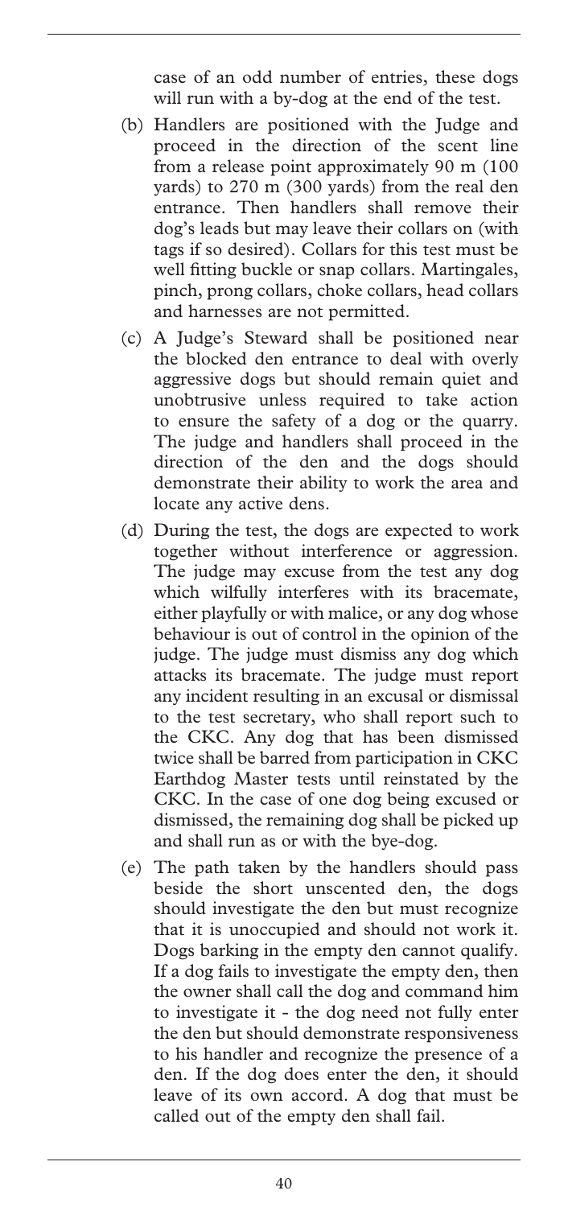case of an odd number of entries, these dogs will run with a by-dog at the end of the test.

(b) Handlers are positioned with the Judge and proceed in the direction of the scent line from a release point approximately 90 m (100 yards) to 270 m (300 yards) from the real den entrance. Then handlers shall remove their dog's leads but may leave their collars on (with tags if so desired). Collars for this test must be well fitting buckle or snap collars. Martingales, pinch, prong collars, choke collars, head collars and harnesses are not permitted.

(c) A Judge's Steward shall be positioned near the blocked den entrance to deal with overly aggressive dogs but should remain quiet and unobtrusive unless required to take action to ensure the safety of a dog or the quarry. The judge and handlers shall proceed in the direction of the den and the dogs should demonstrate their ability to work the area and locate any active dens.

(d) During the test, the dogs are expected to work together without interference or aggression. The judge may excuse from the test any dog which wilfully interferes with its bracemate, either playfully or with malice, or any dog whose behaviour is out of control in the opinion of the judge. The judge must dismiss any dog which attacks its bracemate. The judge must report any incident resulting in an excusal or dismissal to the test secretary, who shall report such to the CKC. Any dog that has been dismissed twice shall be barred from participation in CKC Earthdog Master tests until reinstated by the CKC. In the case of one dog being excused or dismissed, the remaining dog shall be picked up and shall run as or with the bye-dog.

(e) The path taken by the handlers should pass beside the short unscented den, the dogs should investigate the den but must recognize that it is unoccupied and should not work it. Dogs barking in the empty den cannot qualify. If a dog fails to investigate the empty den, then the owner shall call the dog and command him to investigate it - the dog need not fully enter the den but should demonstrate responsiveness to his handler and recognize the presence of a den. If the dog does enter the den, it should leave of its own accord. A dog that must be called out of the empty den shall fail.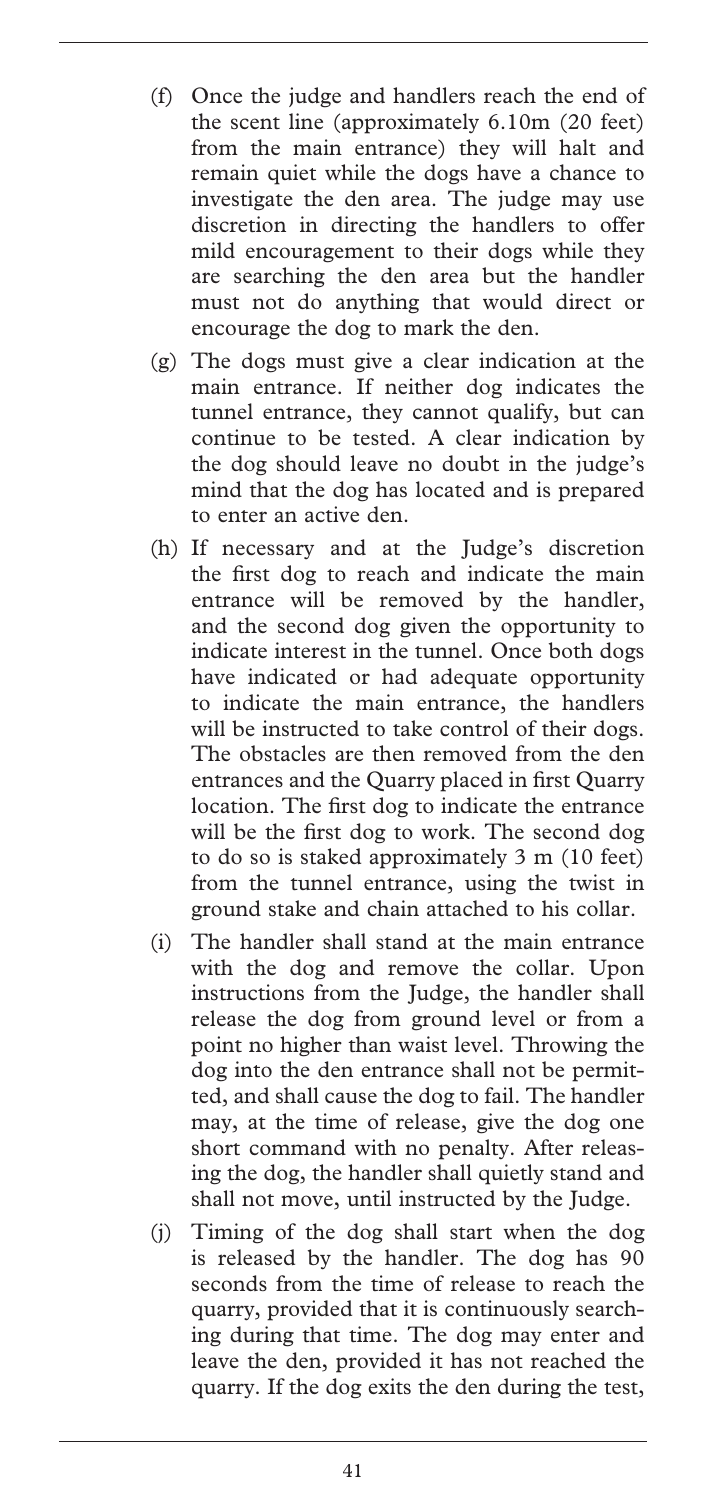(f) Once the judge and handlers reach the end of the scent line (approximately 6.10m (20 feet) from the main entrance) they will halt and remain quiet while the dogs have a chance to investigate the den area. The judge may use discretion in directing the handlers to offer mild encouragement to their dogs while they are searching the den area but the handler must not do anything that would direct or encourage the dog to mark the den.

(g) The dogs must give a clear indication at the main entrance. If neither dog indicates the tunnel entrance, they cannot qualify, but can continue to be tested. A clear indication by the dog should leave no doubt in the judge's mind that the dog has located and is prepared to enter an active den.

(h) If necessary and at the Judge's discretion the first dog to reach and indicate the main entrance will be removed by the handler, and the second dog given the opportunity to indicate interest in the tunnel. Once both dogs have indicated or had adequate opportunity to indicate the main entrance, the handlers will be instructed to take control of their dogs. The obstacles are then removed from the den entrances and the Quarry placed in first Quarry location. The first dog to indicate the entrance will be the first dog to work. The second dog to do so is staked approximately 3 m (10 feet) from the tunnel entrance, using the twist in ground stake and chain attached to his collar.

(i) The handler shall stand at the main entrance with the dog and remove the collar. Upon instructions from the Judge, the handler shall release the dog from ground level or from a point no higher than waist level. Throwing the dog into the den entrance shall not be permitted, and shall cause the dog to fail. The handler may, at the time of release, give the dog one short command with no penalty. After releasing the dog, the handler shall quietly stand and shall not move, until instructed by the Judge.

(j) Timing of the dog shall start when the dog is released by the handler. The dog has 90 seconds from the time of release to reach the quarry, provided that it is continuously searching during that time. The dog may enter and leave the den, provided it has not reached the quarry. If the dog exits the den during the test,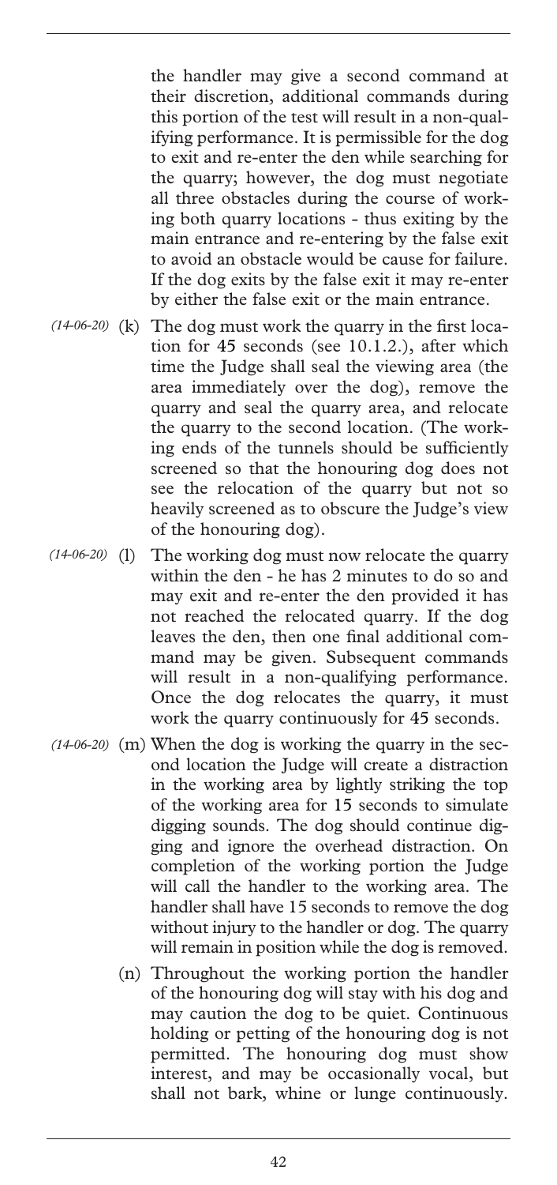the handler may give a second command at their discretion, additional commands during this portion of the test will result in a non-qualifying performance. It is permissible for the dog to exit and re-enter the den while searching for the quarry; however, the dog must negotiate all three obstacles during the course of working both quarry locations - thus exiting by the main entrance and re-entering by the false exit to avoid an obstacle would be cause for failure. If the dog exits by the false exit it may re-enter by either the false exit or the main entrance.

*(14-06-20)* (k) The dog must work the quarry in the first location for 45 seconds (see 10.1.2.), after which time the Judge shall seal the viewing area (the area immediately over the dog), remove the quarry and seal the quarry area, and relocate the quarry to the second location. (The working ends of the tunnels should be sufficiently screened so that the honouring dog does not see the relocation of the quarry but not so heavily screened as to obscure the Judge's view of the honouring dog).

*(14-06-20)* (l) The working dog must now relocate the quarry within the den - he has 2 minutes to do so and may exit and re-enter the den provided it has not reached the relocated quarry. If the dog leaves the den, then one final additional command may be given. Subsequent commands will result in a non-qualifying performance. Once the dog relocates the quarry, it must work the quarry continuously for 45 seconds.

*(14-06-20)* (m) When the dog is working the quarry in the second location the Judge will create a distraction in the working area by lightly striking the top of the working area for 15 seconds to simulate digging sounds. The dog should continue digging and ignore the overhead distraction. On completion of the working portion the Judge will call the handler to the working area. The handler shall have 15 seconds to remove the dog without injury to the handler or dog. The quarry will remain in position while the dog is removed.

(n) Throughout the working portion the handler of the honouring dog will stay with his dog and may caution the dog to be quiet. Continuous holding or petting of the honouring dog is not permitted. The honouring dog must show interest, and may be occasionally vocal, but shall not bark, whine or lunge continuously.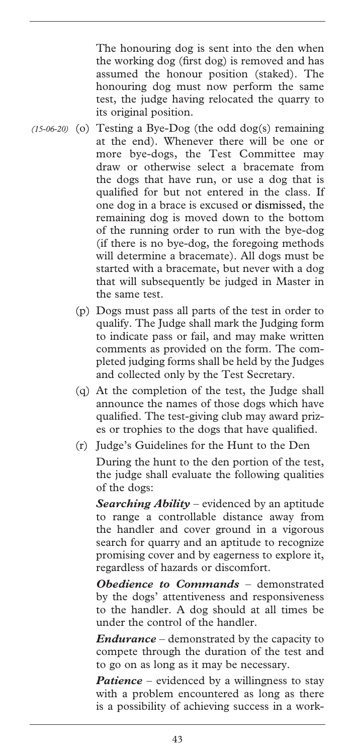The honouring dog is sent into the den when the working dog (first dog) is removed and has assumed the honour position (staked). The honouring dog must now perform the same test, the judge having relocated the quarry to its original position.

*(15-06-20)* (o) Testing a Bye-Dog (the odd dog(s) remaining at the end). Whenever there will be one or more bye-dogs, the Test Committee may draw or otherwise select a bracemate from the dogs that have run, or use a dog that is qualified for but not entered in the class. If one dog in a brace is excused or dismissed, the remaining dog is moved down to the bottom of the running order to run with the bye-dog (if there is no bye-dog, the foregoing methods will determine a bracemate). All dogs must be started with a bracemate, but never with a dog that will subsequently be judged in Master in the same test.

(p) Dogs must pass all parts of the test in order to qualify. The Judge shall mark the Judging form to indicate pass or fail, and may make written comments as provided on the form. The completed judging forms shall be held by the Judges and collected only by the Test Secretary.

(q) At the completion of the test, the Judge shall announce the names of those dogs which have qualified. The test-giving club may award prizes or trophies to the dogs that have qualified.

(r) Judge's Guidelines for the Hunt to the Den

During the hunt to the den portion of the test, the judge shall evaluate the following qualities of the dogs:

***Searching Ability*** – evidenced by an aptitude to range a controllable distance away from the handler and cover ground in a vigorous search for quarry and an aptitude to recognize promising cover and by eagerness to explore it, regardless of hazards or discomfort.

***Obedience to Commands*** – demonstrated by the dogs' attentiveness and responsiveness to the handler. A dog should at all times be under the control of the handler.

***Endurance*** – demonstrated by the capacity to compete through the duration of the test and to go on as long as it may be necessary.

***Patience*** – evidenced by a willingness to stay with a problem encountered as long as there is a possibility of achieving success in a work-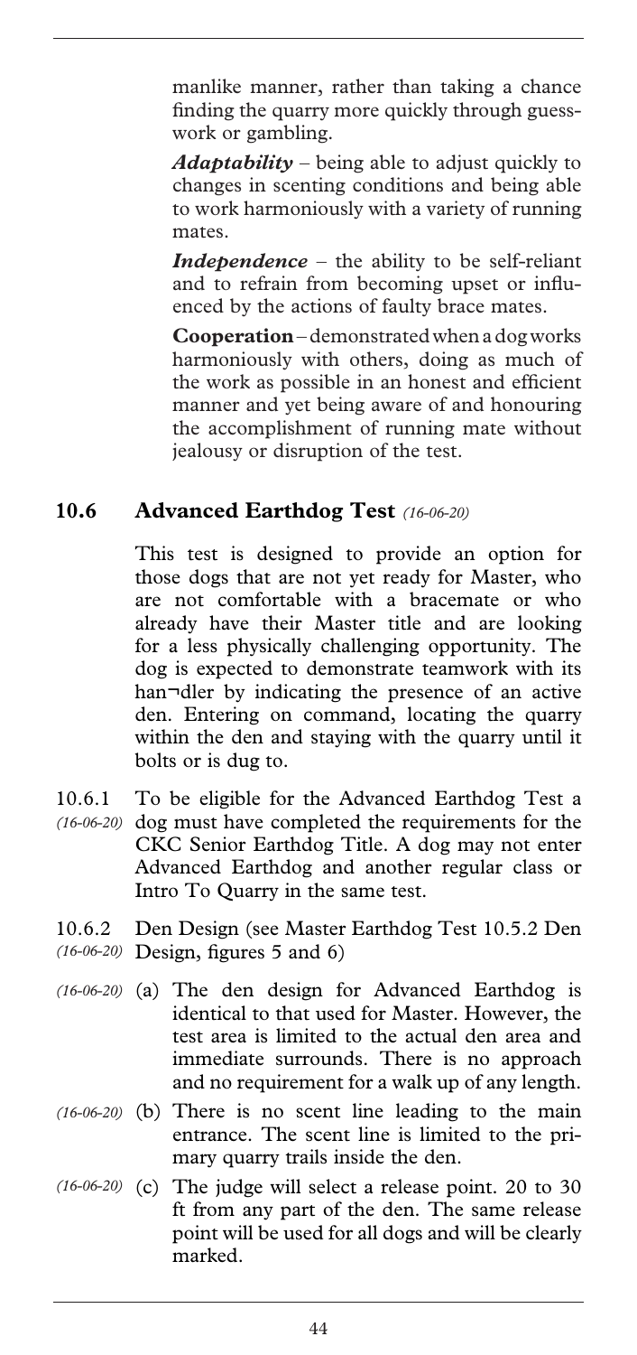manlike manner, rather than taking a chance finding the quarry more quickly through guesswork or gambling.

***Adaptability*** – being able to adjust quickly to changes in scenting conditions and being able to work harmoniously with a variety of running mates.

***Independence*** – the ability to be self-reliant and to refrain from becoming upset or influenced by the actions of faulty brace mates.

**Cooperation** – demonstrated when a dog works harmoniously with others, doing as much of the work as possible in an honest and efficient manner and yet being aware of and honouring the accomplishment of running mate without jealousy or disruption of the test.

## 10.6 Advanced Earthdog Test *(16-06-20)*

This test is designed to provide an option for those dogs that are not yet ready for Master, who are not comfortable with a bracemate or who already have their Master title and are looking for a less physically challenging opportunity. The dog is expected to demonstrate teamwork with its han¬dler by indicating the presence of an active den. Entering on command, locating the quarry within the den and staying with the quarry until it bolts or is dug to.

10.6.1 *(16-06-20)* To be eligible for the Advanced Earthdog Test a dog must have completed the requirements for the CKC Senior Earthdog Title. A dog may not enter Advanced Earthdog and another regular class or Intro To Quarry in the same test.

10.6.2 *(16-06-20)* Den Design (see Master Earthdog Test 10.5.2 Den Design, figures 5 and 6)

*(16-06-20)* (a) The den design for Advanced Earthdog is identical to that used for Master. However, the test area is limited to the actual den area and immediate surrounds. There is no approach and no requirement for a walk up of any length.

*(16-06-20)* (b) There is no scent line leading to the main entrance. The scent line is limited to the primary quarry trails inside the den.

*(16-06-20)* (c) The judge will select a release point. 20 to 30 ft from any part of the den. The same release point will be used for all dogs and will be clearly marked.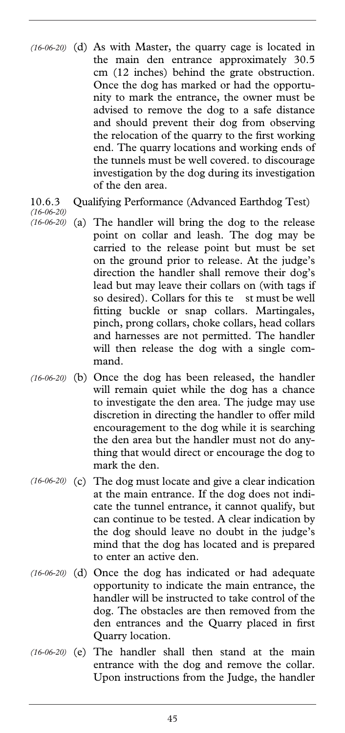*(16-06-20)* (d) As with Master, the quarry cage is located in the main den entrance approximately 30.5 cm (12 inches) behind the grate obstruction. Once the dog has marked or had the opportunity to mark the entrance, the owner must be advised to remove the dog to a safe distance and should prevent their dog from observing the relocation of the quarry to the first working end. The quarry locations and working ends of the tunnels must be well covered. to discourage investigation by the dog during its investigation of the den area.

10.6.3 Qualifying Performance (Advanced Earthdog Test)
*(16-06-20)*

*(16-06-20)* (a) The handler will bring the dog to the release point on collar and leash. The dog may be carried to the release point but must be set on the ground prior to release. At the judge's direction the handler shall remove their dog's lead but may leave their collars on (with tags if so desired). Collars for this te st must be well fitting buckle or snap collars. Martingales, pinch, prong collars, choke collars, head collars and harnesses are not permitted. The handler will then release the dog with a single command.

*(16-06-20)* (b) Once the dog has been released, the handler will remain quiet while the dog has a chance to investigate the den area. The judge may use discretion in directing the handler to offer mild encouragement to the dog while it is searching the den area but the handler must not do anything that would direct or encourage the dog to mark the den.

*(16-06-20)* (c) The dog must locate and give a clear indication at the main entrance. If the dog does not indicate the tunnel entrance, it cannot qualify, but can continue to be tested. A clear indication by the dog should leave no doubt in the judge's mind that the dog has located and is prepared to enter an active den.

*(16-06-20)* (d) Once the dog has indicated or had adequate opportunity to indicate the main entrance, the handler will be instructed to take control of the dog. The obstacles are then removed from the den entrances and the Quarry placed in first Quarry location.

*(16-06-20)* (e) The handler shall then stand at the main entrance with the dog and remove the collar. Upon instructions from the Judge, the handler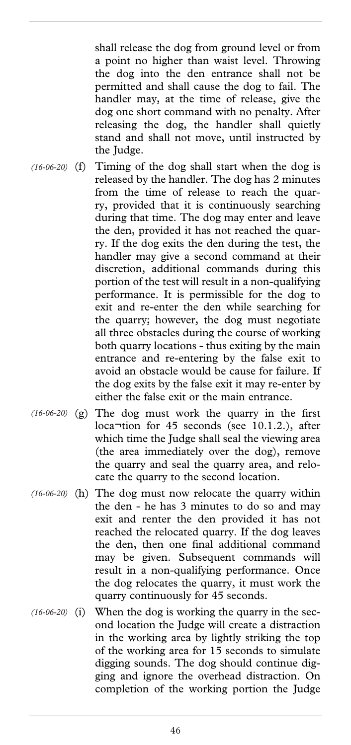shall release the dog from ground level or from a point no higher than waist level. Throwing the dog into the den entrance shall not be permitted and shall cause the dog to fail. The handler may, at the time of release, give the dog one short command with no penalty. After releasing the dog, the handler shall quietly stand and shall not move, until instructed by the Judge.

*(16-06-20)* (f) Timing of the dog shall start when the dog is released by the handler. The dog has 2 minutes from the time of release to reach the quarry, provided that it is continuously searching during that time. The dog may enter and leave the den, provided it has not reached the quarry. If the dog exits the den during the test, the handler may give a second command at their discretion, additional commands during this portion of the test will result in a non-qualifying performance. It is permissible for the dog to exit and re-enter the den while searching for the quarry; however, the dog must negotiate all three obstacles during the course of working both quarry locations - thus exiting by the main entrance and re-entering by the false exit to avoid an obstacle would be cause for failure. If the dog exits by the false exit it may re-enter by either the false exit or the main entrance.

*(16-06-20)* (g) The dog must work the quarry in the first loca¬tion for 45 seconds (see 10.1.2.), after which time the Judge shall seal the viewing area (the area immediately over the dog), remove the quarry and seal the quarry area, and relocate the quarry to the second location.

*(16-06-20)* (h) The dog must now relocate the quarry within the den - he has 3 minutes to do so and may exit and renter the den provided it has not reached the relocated quarry. If the dog leaves the den, then one final additional command may be given. Subsequent commands will result in a non-qualifying performance. Once the dog relocates the quarry, it must work the quarry continuously for 45 seconds.

*(16-06-20)* (i) When the dog is working the quarry in the second location the Judge will create a distraction in the working area by lightly striking the top of the working area for 15 seconds to simulate digging sounds. The dog should continue digging and ignore the overhead distraction. On completion of the working portion the Judge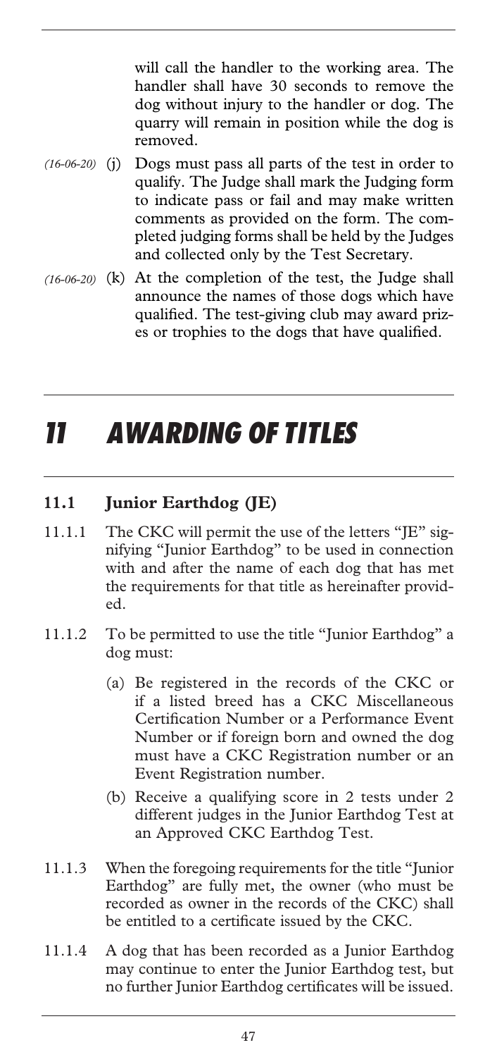will call the handler to the working area. The handler shall have 30 seconds to remove the dog without injury to the handler or dog. The quarry will remain in position while the dog is removed.

*(16-06-20)* (j) Dogs must pass all parts of the test in order to qualify. The Judge shall mark the Judging form to indicate pass or fail and may make written comments as provided on the form. The completed judging forms shall be held by the Judges and collected only by the Test Secretary.

*(16-06-20)* (k) At the completion of the test, the Judge shall announce the names of those dogs which have qualified. The test-giving club may award prizes or trophies to the dogs that have qualified.

# 11 AWARDING OF TITLES

## 11.1 Junior Earthdog (JE)

11.1.1 The CKC will permit the use of the letters "JE" signifying "Junior Earthdog" to be used in connection with and after the name of each dog that has met the requirements for that title as hereinafter provided.

11.1.2 To be permitted to use the title "Junior Earthdog" a dog must:

(a) Be registered in the records of the CKC or if a listed breed has a CKC Miscellaneous Certification Number or a Performance Event Number or if foreign born and owned the dog must have a CKC Registration number or an Event Registration number.

(b) Receive a qualifying score in 2 tests under 2 different judges in the Junior Earthdog Test at an Approved CKC Earthdog Test.

11.1.3 When the foregoing requirements for the title "Junior Earthdog" are fully met, the owner (who must be recorded as owner in the records of the CKC) shall be entitled to a certificate issued by the CKC.

11.1.4 A dog that has been recorded as a Junior Earthdog may continue to enter the Junior Earthdog test, but no further Junior Earthdog certificates will be issued.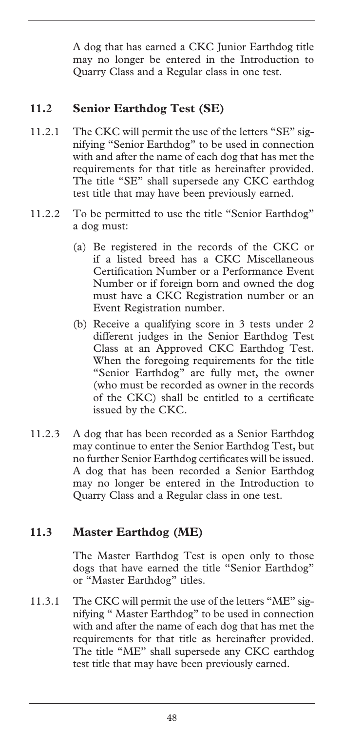A dog that has earned a CKC Junior Earthdog title may no longer be entered in the Introduction to Quarry Class and a Regular class in one test.

## 11.2 Senior Earthdog Test (SE)

11.2.1 The CKC will permit the use of the letters "SE" signifying "Senior Earthdog" to be used in connection with and after the name of each dog that has met the requirements for that title as hereinafter provided. The title "SE" shall supersede any CKC earthdog test title that may have been previously earned.

11.2.2 To be permitted to use the title "Senior Earthdog" a dog must:

(a) Be registered in the records of the CKC or if a listed breed has a CKC Miscellaneous Certification Number or a Performance Event Number or if foreign born and owned the dog must have a CKC Registration number or an Event Registration number.

(b) Receive a qualifying score in 3 tests under 2 different judges in the Senior Earthdog Test Class at an Approved CKC Earthdog Test. When the foregoing requirements for the title "Senior Earthdog" are fully met, the owner (who must be recorded as owner in the records of the CKC) shall be entitled to a certificate issued by the CKC.

11.2.3 A dog that has been recorded as a Senior Earthdog may continue to enter the Senior Earthdog Test, but no further Senior Earthdog certificates will be issued. A dog that has been recorded a Senior Earthdog may no longer be entered in the Introduction to Quarry Class and a Regular class in one test.

## 11.3 Master Earthdog (ME)

The Master Earthdog Test is open only to those dogs that have earned the title "Senior Earthdog" or "Master Earthdog" titles.

11.3.1 The CKC will permit the use of the letters "ME" signifying " Master Earthdog" to be used in connection with and after the name of each dog that has met the requirements for that title as hereinafter provided. The title "ME" shall supersede any CKC earthdog test title that may have been previously earned.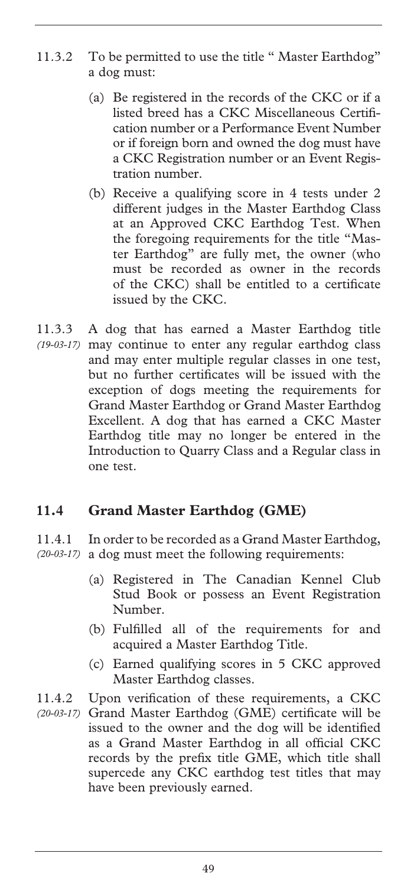11.3.2 To be permitted to use the title " Master Earthdog" a dog must:

(a) Be registered in the records of the CKC or if a listed breed has a CKC Miscellaneous Certification number or a Performance Event Number or if foreign born and owned the dog must have a CKC Registration number or an Event Registration number.

(b) Receive a qualifying score in 4 tests under 2 different judges in the Master Earthdog Class at an Approved CKC Earthdog Test. When the foregoing requirements for the title "Master Earthdog" are fully met, the owner (who must be recorded as owner in the records of the CKC) shall be entitled to a certificate issued by the CKC.

11.3.3 *(19-03-17)* A dog that has earned a Master Earthdog title may continue to enter any regular earthdog class and may enter multiple regular classes in one test, but no further certificates will be issued with the exception of dogs meeting the requirements for Grand Master Earthdog or Grand Master Earthdog Excellent. A dog that has earned a CKC Master Earthdog title may no longer be entered in the Introduction to Quarry Class and a Regular class in one test.

## 11.4 Grand Master Earthdog (GME)

11.4.1 *(20-03-17)* In order to be recorded as a Grand Master Earthdog, a dog must meet the following requirements:

(a) Registered in The Canadian Kennel Club Stud Book or possess an Event Registration Number.

(b) Fulfilled all of the requirements for and acquired a Master Earthdog Title.

(c) Earned qualifying scores in 5 CKC approved Master Earthdog classes.

11.4.2 *(20-03-17)* Upon verification of these requirements, a CKC Grand Master Earthdog (GME) certificate will be issued to the owner and the dog will be identified as a Grand Master Earthdog in all official CKC records by the prefix title GME, which title shall supercede any CKC earthdog test titles that may have been previously earned.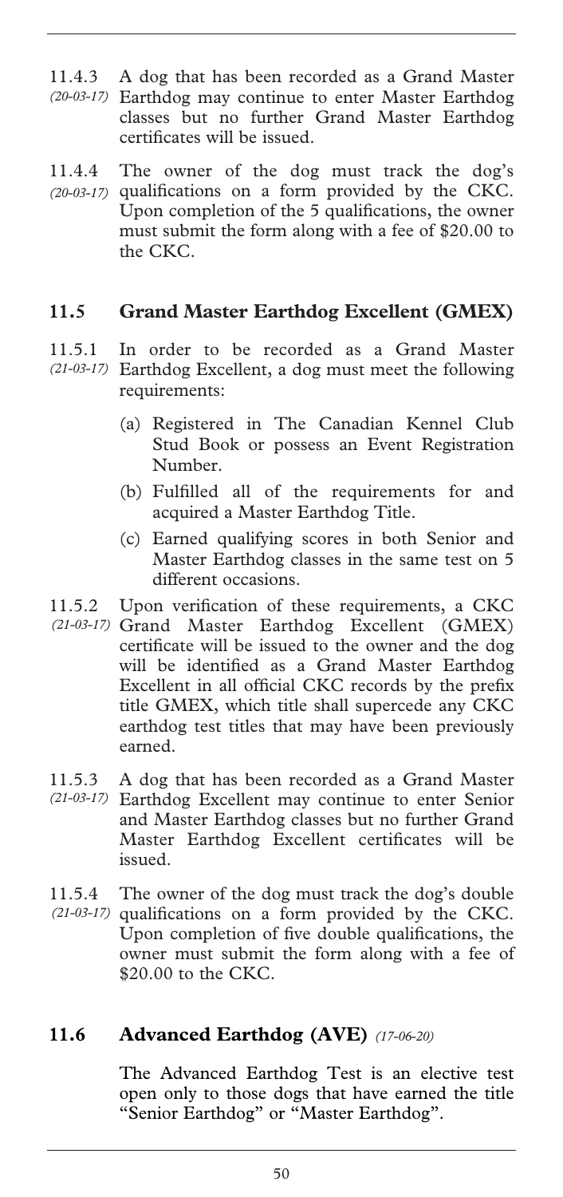11.4.3 *(20-03-17)* A dog that has been recorded as a Grand Master Earthdog may continue to enter Master Earthdog classes but no further Grand Master Earthdog certificates will be issued.

11.4.4 *(20-03-17)* The owner of the dog must track the dog's qualifications on a form provided by the CKC. Upon completion of the 5 qualifications, the owner must submit the form along with a fee of $20.00 to the CKC.

## 11.5 Grand Master Earthdog Excellent (GMEX)

11.5.1 *(21-03-17)* In order to be recorded as a Grand Master Earthdog Excellent, a dog must meet the following requirements:

(a) Registered in The Canadian Kennel Club Stud Book or possess an Event Registration Number.

(b) Fulfilled all of the requirements for and acquired a Master Earthdog Title.

(c) Earned qualifying scores in both Senior and Master Earthdog classes in the same test on 5 different occasions.

11.5.2 *(21-03-17)* Upon verification of these requirements, a CKC Grand Master Earthdog Excellent (GMEX) certificate will be issued to the owner and the dog will be identified as a Grand Master Earthdog Excellent in all official CKC records by the prefix title GMEX, which title shall supercede any CKC earthdog test titles that may have been previously earned.

11.5.3 *(21-03-17)* A dog that has been recorded as a Grand Master Earthdog Excellent may continue to enter Senior and Master Earthdog classes but no further Grand Master Earthdog Excellent certificates will be issued.

11.5.4 *(21-03-17)* The owner of the dog must track the dog's double qualifications on a form provided by the CKC. Upon completion of five double qualifications, the owner must submit the form along with a fee of $20.00 to the CKC.

## 11.6 Advanced Earthdog (AVE) *(17-06-20)*

The Advanced Earthdog Test is an elective test open only to those dogs that have earned the title "Senior Earthdog" or "Master Earthdog".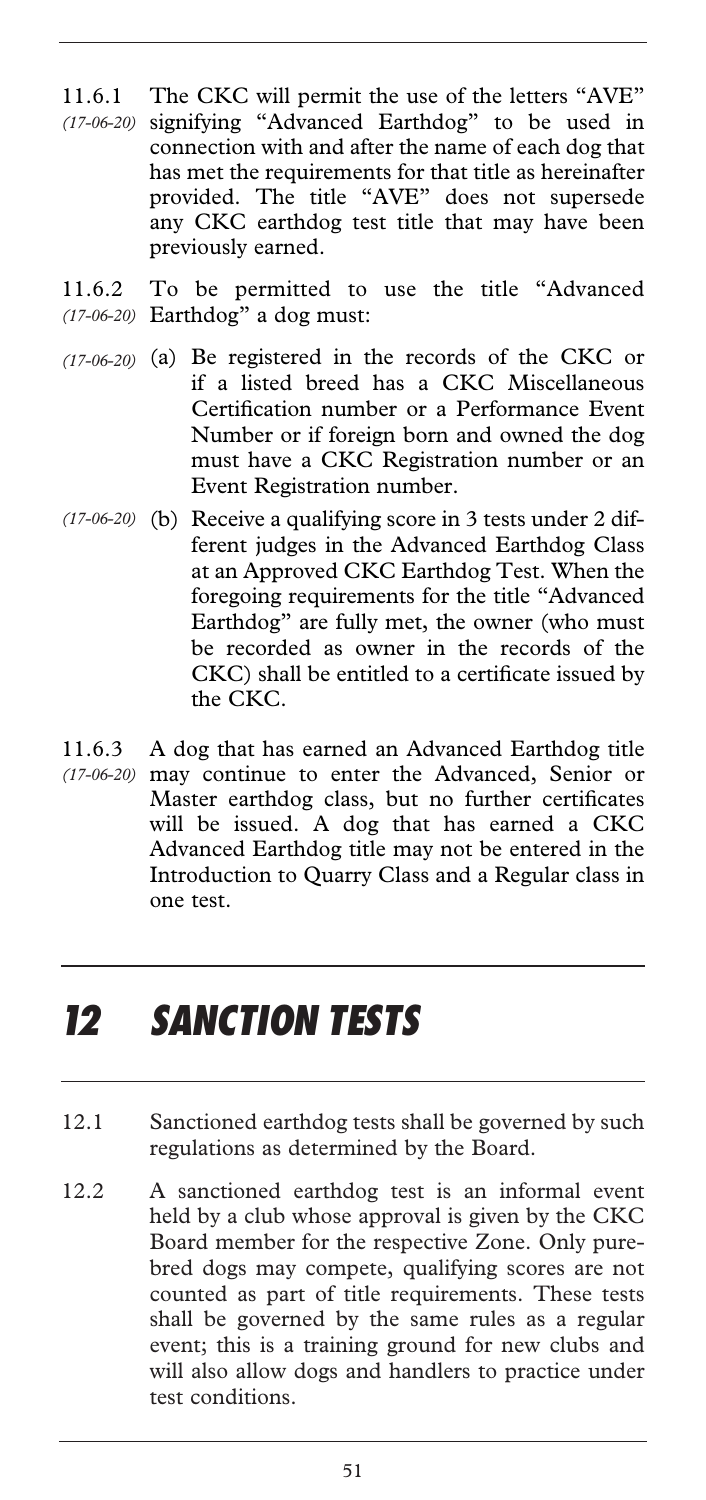11.6.1 *(17-06-20)* The CKC will permit the use of the letters "AVE" signifying "Advanced Earthdog" to be used in connection with and after the name of each dog that has met the requirements for that title as hereinafter provided. The title "AVE" does not supersede any CKC earthdog test title that may have been previously earned.

11.6.2 *(17-06-20)* To be permitted to use the title "Advanced Earthdog" a dog must:

*(17-06-20)* (a) Be registered in the records of the CKC or if a listed breed has a CKC Miscellaneous Certification number or a Performance Event Number or if foreign born and owned the dog must have a CKC Registration number or an Event Registration number.

*(17-06-20)* (b) Receive a qualifying score in 3 tests under 2 different judges in the Advanced Earthdog Class at an Approved CKC Earthdog Test. When the foregoing requirements for the title "Advanced Earthdog" are fully met, the owner (who must be recorded as owner in the records of the CKC) shall be entitled to a certificate issued by the CKC.

11.6.3 *(17-06-20)* A dog that has earned an Advanced Earthdog title may continue to enter the Advanced, Senior or Master earthdog class, but no further certificates will be issued. A dog that has earned a CKC Advanced Earthdog title may not be entered in the Introduction to Quarry Class and a Regular class in one test.

# 12 SANCTION TESTS

12.1 Sanctioned earthdog tests shall be governed by such regulations as determined by the Board.

12.2 A sanctioned earthdog test is an informal event held by a club whose approval is given by the CKC Board member for the respective Zone. Only purebred dogs may compete, qualifying scores are not counted as part of title requirements. These tests shall be governed by the same rules as a regular event; this is a training ground for new clubs and will also allow dogs and handlers to practice under test conditions.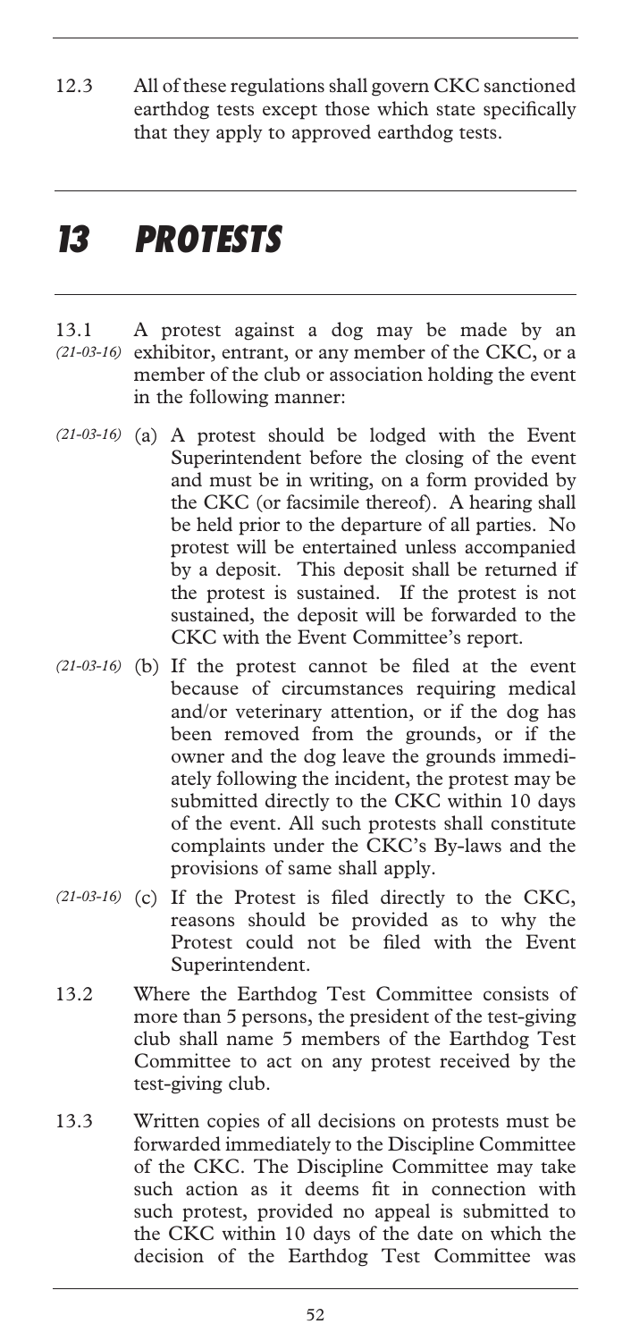12.3 All of these regulations shall govern CKC sanctioned earthdog tests except those which state specifically that they apply to approved earthdog tests.

# 13 PROTESTS

13.1 *(21-03-16)* A protest against a dog may be made by an exhibitor, entrant, or any member of the CKC, or a member of the club or association holding the event in the following manner:

*(21-03-16)* (a) A protest should be lodged with the Event Superintendent before the closing of the event and must be in writing, on a form provided by the CKC (or facsimile thereof). A hearing shall be held prior to the departure of all parties. No protest will be entertained unless accompanied by a deposit. This deposit shall be returned if the protest is sustained. If the protest is not sustained, the deposit will be forwarded to the CKC with the Event Committee's report.

*(21-03-16)* (b) If the protest cannot be filed at the event because of circumstances requiring medical and/or veterinary attention, or if the dog has been removed from the grounds, or if the owner and the dog leave the grounds immediately following the incident, the protest may be submitted directly to the CKC within 10 days of the event. All such protests shall constitute complaints under the CKC's By-laws and the provisions of same shall apply.

*(21-03-16)* (c) If the Protest is filed directly to the CKC, reasons should be provided as to why the Protest could not be filed with the Event Superintendent.

13.2 Where the Earthdog Test Committee consists of more than 5 persons, the president of the test-giving club shall name 5 members of the Earthdog Test Committee to act on any protest received by the test-giving club.

13.3 Written copies of all decisions on protests must be forwarded immediately to the Discipline Committee of the CKC. The Discipline Committee may take such action as it deems fit in connection with such protest, provided no appeal is submitted to the CKC within 10 days of the date on which the decision of the Earthdog Test Committee was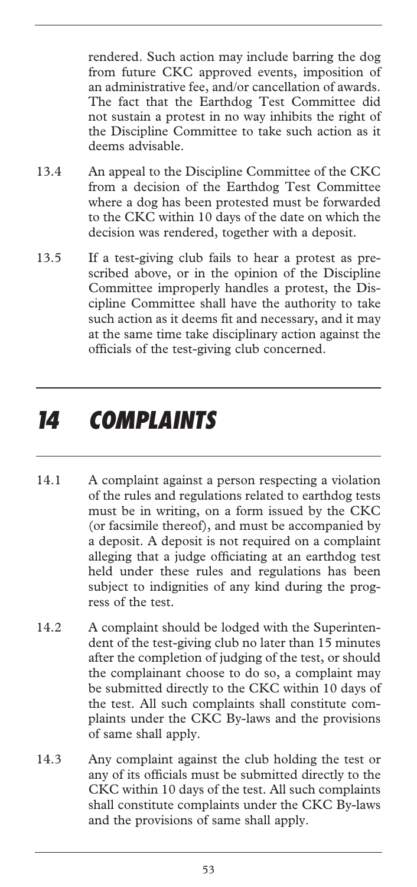rendered. Such action may include barring the dog from future CKC approved events, imposition of an administrative fee, and/or cancellation of awards. The fact that the Earthdog Test Committee did not sustain a protest in no way inhibits the right of the Discipline Committee to take such action as it deems advisable.

13.4 An appeal to the Discipline Committee of the CKC from a decision of the Earthdog Test Committee where a dog has been protested must be forwarded to the CKC within 10 days of the date on which the decision was rendered, together with a deposit.

13.5 If a test-giving club fails to hear a protest as prescribed above, or in the opinion of the Discipline Committee improperly handles a protest, the Discipline Committee shall have the authority to take such action as it deems fit and necessary, and it may at the same time take disciplinary action against the officials of the test-giving club concerned.

# 14 COMPLAINTS

14.1 A complaint against a person respecting a violation of the rules and regulations related to earthdog tests must be in writing, on a form issued by the CKC (or facsimile thereof), and must be accompanied by a deposit. A deposit is not required on a complaint alleging that a judge officiating at an earthdog test held under these rules and regulations has been subject to indignities of any kind during the progress of the test.

14.2 A complaint should be lodged with the Superintendent of the test-giving club no later than 15 minutes after the completion of judging of the test, or should the complainant choose to do so, a complaint may be submitted directly to the CKC within 10 days of the test. All such complaints shall constitute complaints under the CKC By-laws and the provisions of same shall apply.

14.3 Any complaint against the club holding the test or any of its officials must be submitted directly to the CKC within 10 days of the test. All such complaints shall constitute complaints under the CKC By-laws and the provisions of same shall apply.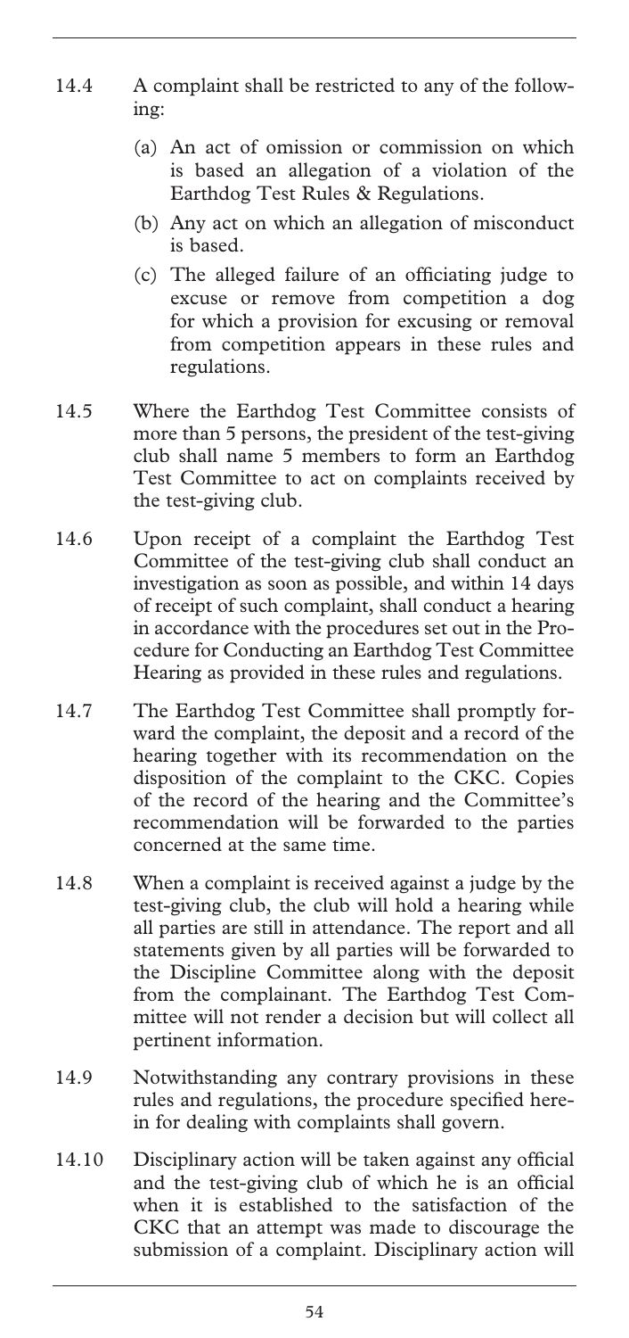14.4 A complaint shall be restricted to any of the following:

(a) An act of omission or commission on which is based an allegation of a violation of the Earthdog Test Rules & Regulations.

(b) Any act on which an allegation of misconduct is based.

(c) The alleged failure of an officiating judge to excuse or remove from competition a dog for which a provision for excusing or removal from competition appears in these rules and regulations.

14.5 Where the Earthdog Test Committee consists of more than 5 persons, the president of the test-giving club shall name 5 members to form an Earthdog Test Committee to act on complaints received by the test-giving club.

14.6 Upon receipt of a complaint the Earthdog Test Committee of the test-giving club shall conduct an investigation as soon as possible, and within 14 days of receipt of such complaint, shall conduct a hearing in accordance with the procedures set out in the Procedure for Conducting an Earthdog Test Committee Hearing as provided in these rules and regulations.

14.7 The Earthdog Test Committee shall promptly forward the complaint, the deposit and a record of the hearing together with its recommendation on the disposition of the complaint to the CKC. Copies of the record of the hearing and the Committee's recommendation will be forwarded to the parties concerned at the same time.

14.8 When a complaint is received against a judge by the test-giving club, the club will hold a hearing while all parties are still in attendance. The report and all statements given by all parties will be forwarded to the Discipline Committee along with the deposit from the complainant. The Earthdog Test Committee will not render a decision but will collect all pertinent information.

14.9 Notwithstanding any contrary provisions in these rules and regulations, the procedure specified herein for dealing with complaints shall govern.

14.10 Disciplinary action will be taken against any official and the test-giving club of which he is an official when it is established to the satisfaction of the CKC that an attempt was made to discourage the submission of a complaint. Disciplinary action will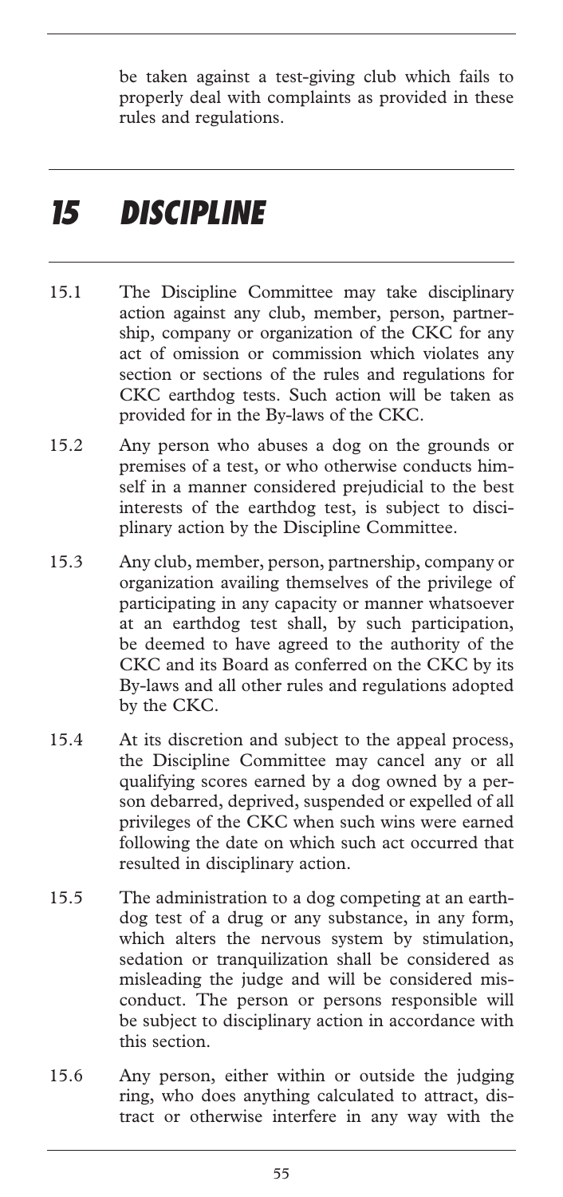be taken against a test-giving club which fails to properly deal with complaints as provided in these rules and regulations.

# 15 DISCIPLINE

15.1 The Discipline Committee may take disciplinary action against any club, member, person, partnership, company or organization of the CKC for any act of omission or commission which violates any section or sections of the rules and regulations for CKC earthdog tests. Such action will be taken as provided for in the By-laws of the CKC.

15.2 Any person who abuses a dog on the grounds or premises of a test, or who otherwise conducts himself in a manner considered prejudicial to the best interests of the earthdog test, is subject to disciplinary action by the Discipline Committee.

15.3 Any club, member, person, partnership, company or organization availing themselves of the privilege of participating in any capacity or manner whatsoever at an earthdog test shall, by such participation, be deemed to have agreed to the authority of the CKC and its Board as conferred on the CKC by its By-laws and all other rules and regulations adopted by the CKC.

15.4 At its discretion and subject to the appeal process, the Discipline Committee may cancel any or all qualifying scores earned by a dog owned by a person debarred, deprived, suspended or expelled of all privileges of the CKC when such wins were earned following the date on which such act occurred that resulted in disciplinary action.

15.5 The administration to a dog competing at an earthdog test of a drug or any substance, in any form, which alters the nervous system by stimulation, sedation or tranquilization shall be considered as misleading the judge and will be considered misconduct. The person or persons responsible will be subject to disciplinary action in accordance with this section.

15.6 Any person, either within or outside the judging ring, who does anything calculated to attract, distract or otherwise interfere in any way with the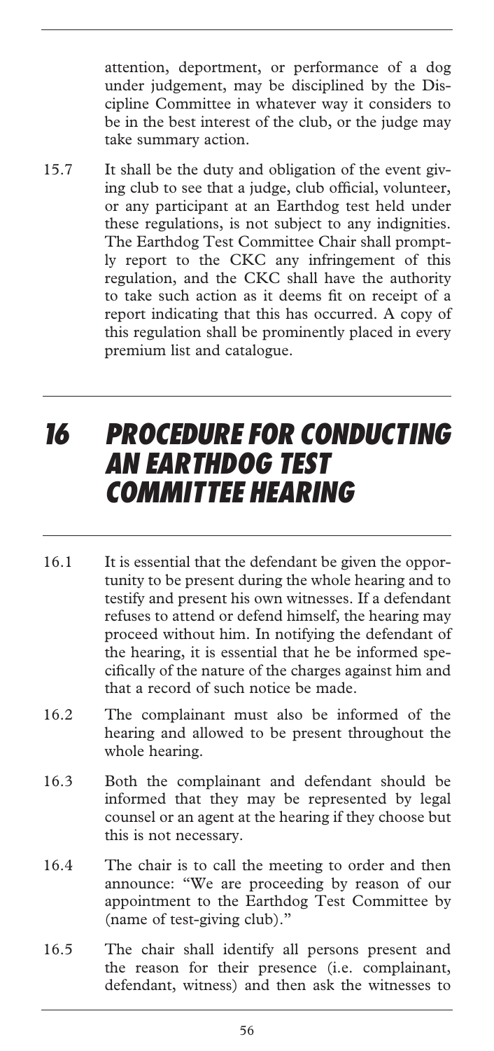attention, deportment, or performance of a dog under judgement, may be disciplined by the Discipline Committee in whatever way it considers to be in the best interest of the club, or the judge may take summary action.

15.7 It shall be the duty and obligation of the event giving club to see that a judge, club official, volunteer, or any participant at an Earthdog test held under these regulations, is not subject to any indignities. The Earthdog Test Committee Chair shall promptly report to the CKC any infringement of this regulation, and the CKC shall have the authority to take such action as it deems fit on receipt of a report indicating that this has occurred. A copy of this regulation shall be prominently placed in every premium list and catalogue.

# 16 PROCEDURE FOR CONDUCTING AN EARTHDOG TEST COMMITTEE HEARING

16.1 It is essential that the defendant be given the opportunity to be present during the whole hearing and to testify and present his own witnesses. If a defendant refuses to attend or defend himself, the hearing may proceed without him. In notifying the defendant of the hearing, it is essential that he be informed specifically of the nature of the charges against him and that a record of such notice be made.

16.2 The complainant must also be informed of the hearing and allowed to be present throughout the whole hearing.

16.3 Both the complainant and defendant should be informed that they may be represented by legal counsel or an agent at the hearing if they choose but this is not necessary.

16.4 The chair is to call the meeting to order and then announce: "We are proceeding by reason of our appointment to the Earthdog Test Committee by (name of test-giving club)."

16.5 The chair shall identify all persons present and the reason for their presence (i.e. complainant, defendant, witness) and then ask the witnesses to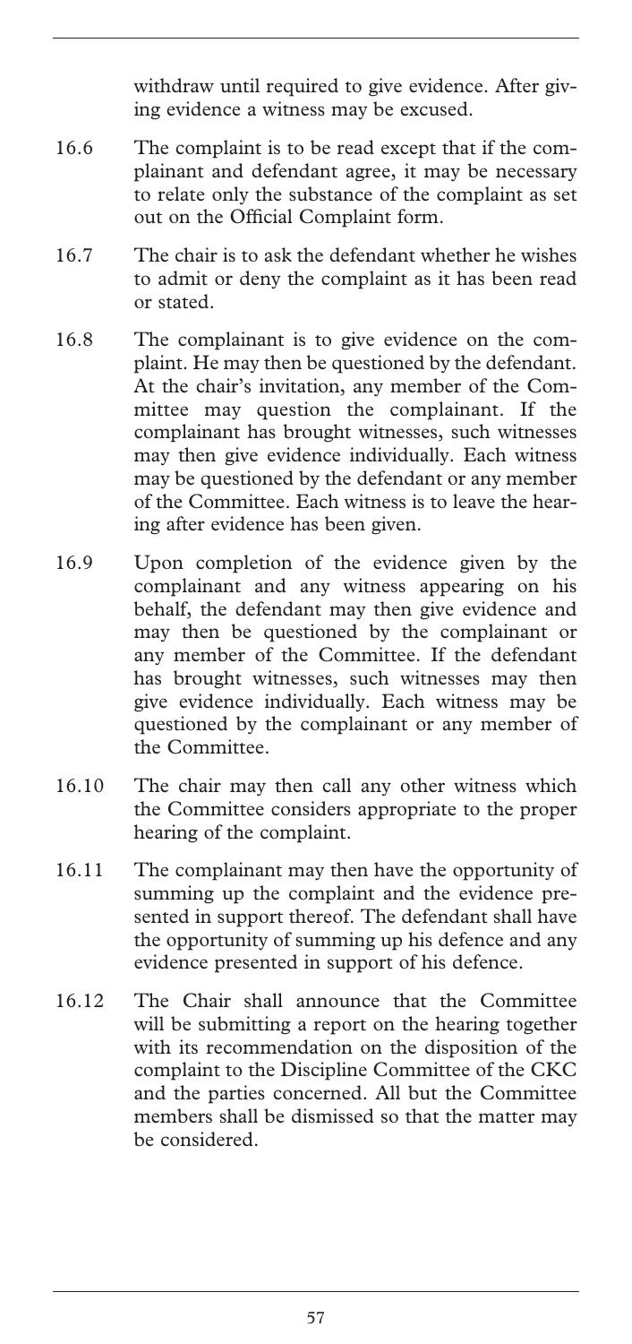withdraw until required to give evidence. After giving evidence a witness may be excused.

16.6 The complaint is to be read except that if the complainant and defendant agree, it may be necessary to relate only the substance of the complaint as set out on the Official Complaint form.

16.7 The chair is to ask the defendant whether he wishes to admit or deny the complaint as it has been read or stated.

16.8 The complainant is to give evidence on the complaint. He may then be questioned by the defendant. At the chair's invitation, any member of the Committee may question the complainant. If the complainant has brought witnesses, such witnesses may then give evidence individually. Each witness may be questioned by the defendant or any member of the Committee. Each witness is to leave the hearing after evidence has been given.

16.9 Upon completion of the evidence given by the complainant and any witness appearing on his behalf, the defendant may then give evidence and may then be questioned by the complainant or any member of the Committee. If the defendant has brought witnesses, such witnesses may then give evidence individually. Each witness may be questioned by the complainant or any member of the Committee.

16.10 The chair may then call any other witness which the Committee considers appropriate to the proper hearing of the complaint.

16.11 The complainant may then have the opportunity of summing up the complaint and the evidence presented in support thereof. The defendant shall have the opportunity of summing up his defence and any evidence presented in support of his defence.

16.12 The Chair shall announce that the Committee will be submitting a report on the hearing together with its recommendation on the disposition of the complaint to the Discipline Committee of the CKC and the parties concerned. All but the Committee members shall be dismissed so that the matter may be considered.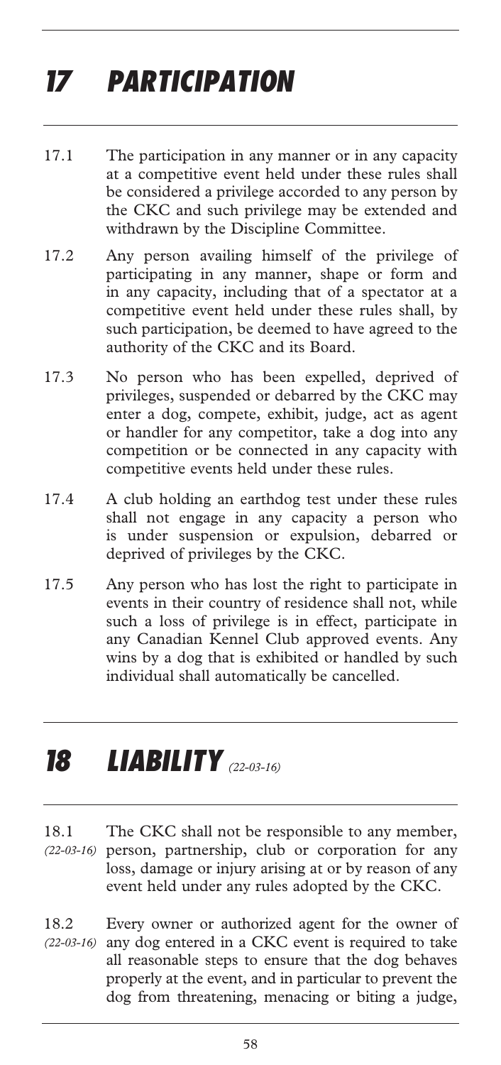# 17 PARTICIPATION

17.1 The participation in any manner or in any capacity at a competitive event held under these rules shall be considered a privilege accorded to any person by the CKC and such privilege may be extended and withdrawn by the Discipline Committee.

17.2 Any person availing himself of the privilege of participating in any manner, shape or form and in any capacity, including that of a spectator at a competitive event held under these rules shall, by such participation, be deemed to have agreed to the authority of the CKC and its Board.

17.3 No person who has been expelled, deprived of privileges, suspended or debarred by the CKC may enter a dog, compete, exhibit, judge, act as agent or handler for any competitor, take a dog into any competition or be connected in any capacity with competitive events held under these rules.

17.4 A club holding an earthdog test under these rules shall not engage in any capacity a person who is under suspension or expulsion, debarred or deprived of privileges by the CKC.

17.5 Any person who has lost the right to participate in events in their country of residence shall not, while such a loss of privilege is in effect, participate in any Canadian Kennel Club approved events. Any wins by a dog that is exhibited or handled by such individual shall automatically be cancelled.

# 18 LIABILITY *(22-03-16)*

18.1 *(22-03-16)* The CKC shall not be responsible to any member, person, partnership, club or corporation for any loss, damage or injury arising at or by reason of any event held under any rules adopted by the CKC.

18.2 *(22-03-16)* Every owner or authorized agent for the owner of any dog entered in a CKC event is required to take all reasonable steps to ensure that the dog behaves properly at the event, and in particular to prevent the dog from threatening, menacing or biting a judge,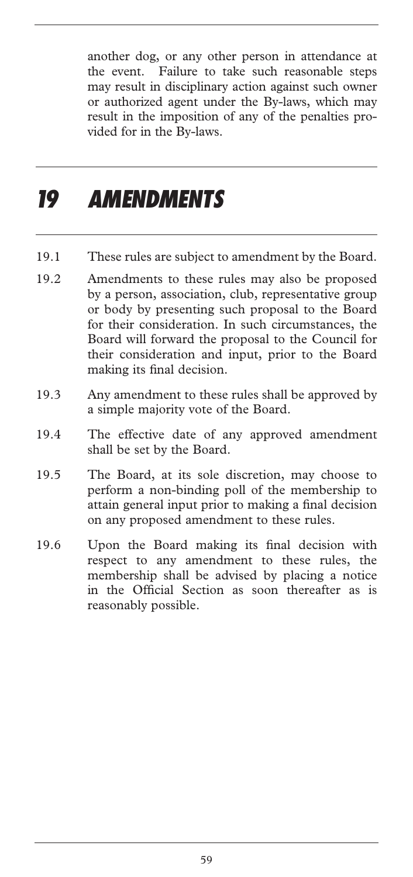another dog, or any other person in attendance at the event. Failure to take such reasonable steps may result in disciplinary action against such owner or authorized agent under the By-laws, which may result in the imposition of any of the penalties provided for in the By-laws.

# 19 AMENDMENTS

19.1 These rules are subject to amendment by the Board.

19.2 Amendments to these rules may also be proposed by a person, association, club, representative group or body by presenting such proposal to the Board for their consideration. In such circumstances, the Board will forward the proposal to the Council for their consideration and input, prior to the Board making its final decision.

19.3 Any amendment to these rules shall be approved by a simple majority vote of the Board.

19.4 The effective date of any approved amendment shall be set by the Board.

19.5 The Board, at its sole discretion, may choose to perform a non-binding poll of the membership to attain general input prior to making a final decision on any proposed amendment to these rules.

19.6 Upon the Board making its final decision with respect to any amendment to these rules, the membership shall be advised by placing a notice in the Official Section as soon thereafter as is reasonably possible.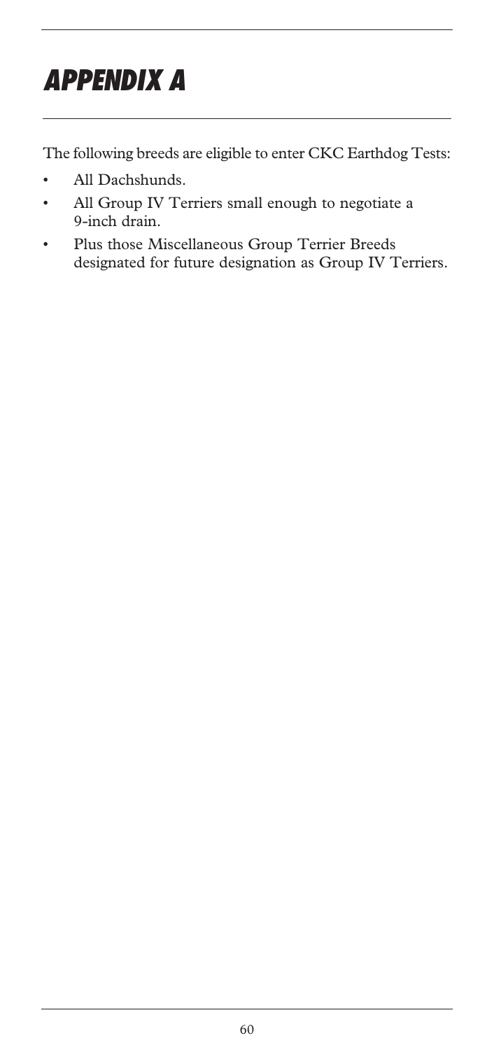# APPENDIX A

The following breeds are eligible to enter CKC Earthdog Tests:

- All Dachshunds.
- All Group IV Terriers small enough to negotiate a 9-inch drain.
- Plus those Miscellaneous Group Terrier Breeds designated for future designation as Group IV Terriers.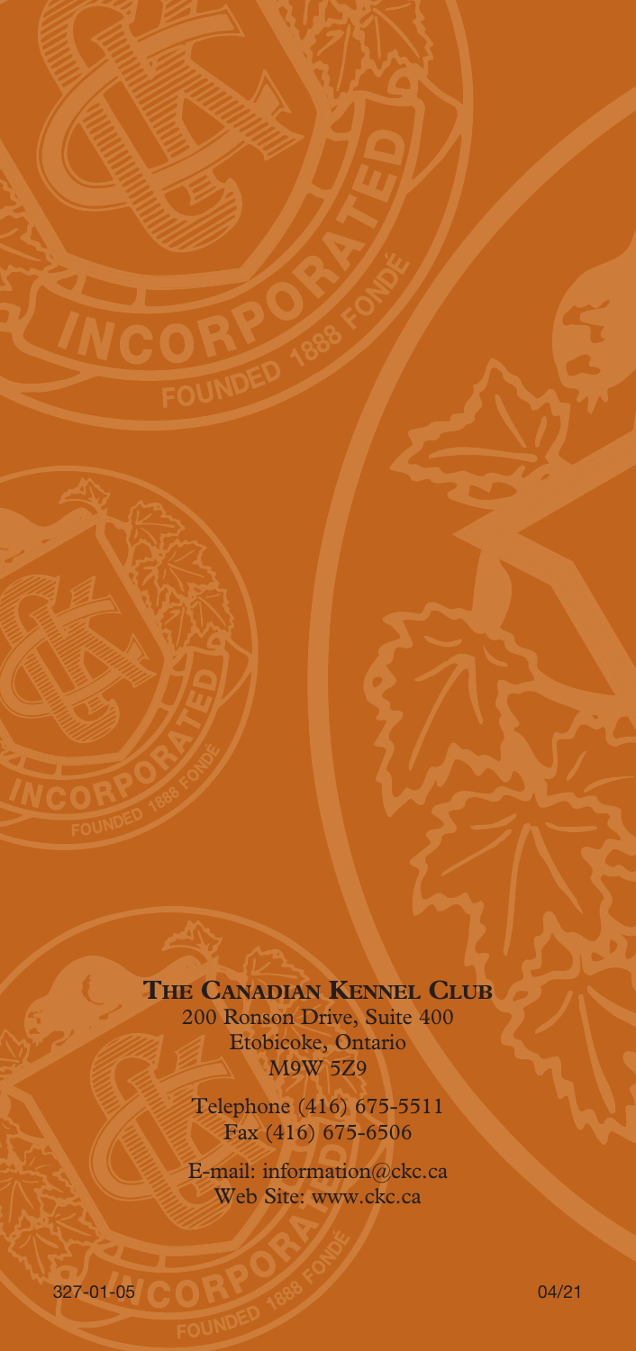**THE CANADIAN KENNEL CLUB**

200 Ronson Drive, Suite 400
Etobicoke, Ontario
M9W 5Z9

Telephone (416) 675-5511
Fax (416) 675-6506

E-mail: information@ckc.ca
Web Site: www.ckc.ca

327-01-05

04/21